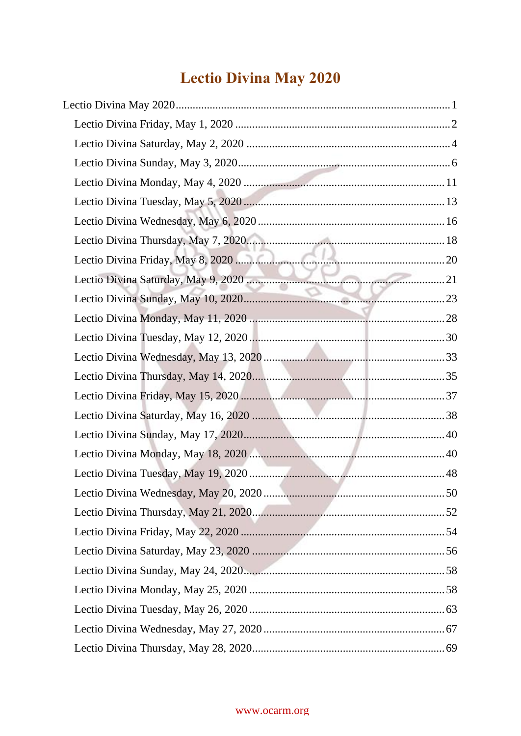# Lectio Divina May 2020

Lectio Divina May 2020 ........................................................................................ 1

- Lectio Divina Friday, May 1, 2020 ........................................................................ 2
- Lectio Divina Saturday, May 2, 2020 .................................................................... 4
- Lectio Divina Sunday, May 3, 2020........................................................................ 6
- Lectio Divina Monday, May 4, 2020 .................................................................... 11
- Lectio Divina Tuesday, May 5, 2020 .................................................................... 13
- Lectio Divina Wednesday, May 6, 2020 ............................................................... 16
- Lectio Divina Thursday, May 7, 2020................................................................... 18
- Lectio Divina Friday, May 8, 2020 ...................................................................... 20
- Lectio Divina Saturday, May 9, 2020 .................................................................. 21
- Lectio Divina Sunday, May 10, 2020.................................................................... 23
- Lectio Divina Monday, May 11, 2020 .................................................................. 28
- Lectio Divina Tuesday, May 12, 2020.................................................................. 30
- Lectio Divina Wednesday, May 13, 2020 ............................................................. 33
- Lectio Divina Thursday, May 14, 2020................................................................. 35
- Lectio Divina Friday, May 15, 2020 .................................................................... 37
- Lectio Divina Saturday, May 16, 2020 ................................................................ 38
- Lectio Divina Sunday, May 17, 2020.................................................................... 40
- Lectio Divina Monday, May 18, 2020 .................................................................. 40
- Lectio Divina Tuesday, May 19, 2020.................................................................. 48
- Lectio Divina Wednesday, May 20, 2020 ............................................................. 50
- Lectio Divina Thursday, May 21, 2020................................................................. 52
- Lectio Divina Friday, May 22, 2020 .................................................................... 54
- Lectio Divina Saturday, May 23, 2020 ................................................................ 56
- Lectio Divina Sunday, May 24, 2020.................................................................... 58
- Lectio Divina Monday, May 25, 2020 .................................................................. 58
- Lectio Divina Tuesday, May 26, 2020.................................................................. 63
- Lectio Divina Wednesday, May 27, 2020 ............................................................. 67
- Lectio Divina Thursday, May 28, 2020................................................................. 69

www.ocarm.org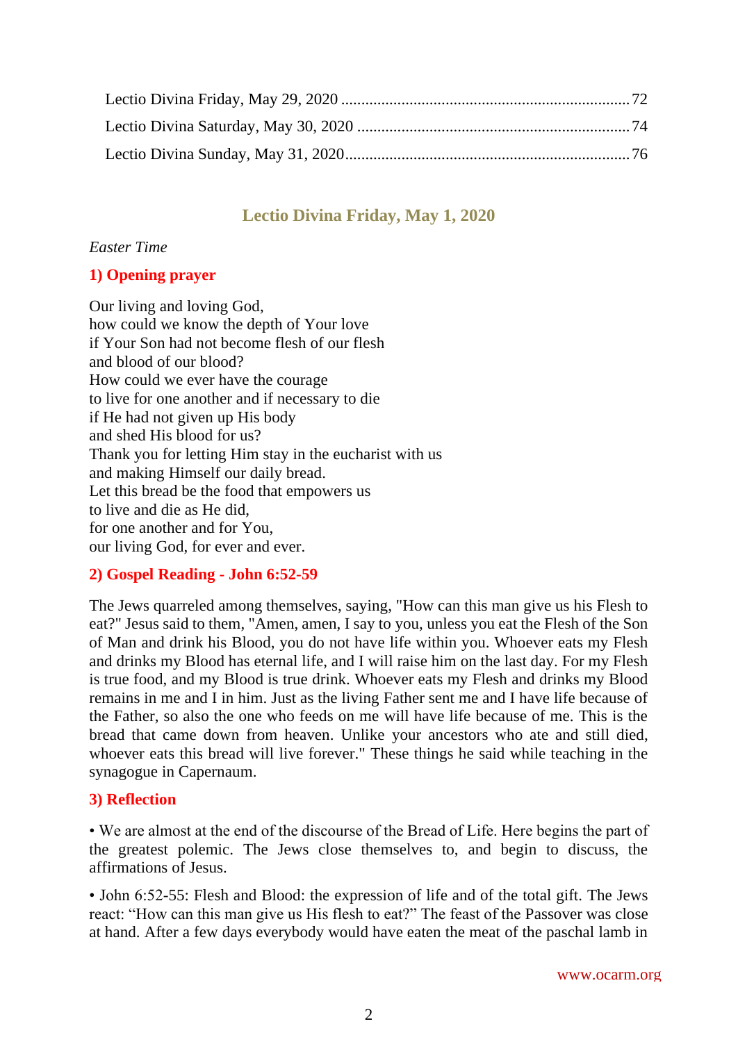Lectio Divina Friday, May 29, 2020 ........................................................................72
Lectio Divina Saturday, May 30, 2020 ....................................................................74
Lectio Divina Sunday, May 31, 2020.......................................................................76

## Lectio Divina Friday, May 1, 2020

*Easter Time*

### 1) Opening prayer

Our living and loving God,
how could we know the depth of Your love
if Your Son had not become flesh of our flesh
and blood of our blood?
How could we ever have the courage
to live for one another and if necessary to die
if He had not given up His body
and shed His blood for us?
Thank you for letting Him stay in the eucharist with us
and making Himself our daily bread.
Let this bread be the food that empowers us
to live and die as He did,
for one another and for You,
our living God, for ever and ever.

### 2) Gospel Reading - John 6:52-59

The Jews quarreled among themselves, saying, "How can this man give us his Flesh to eat?" Jesus said to them, "Amen, amen, I say to you, unless you eat the Flesh of the Son of Man and drink his Blood, you do not have life within you. Whoever eats my Flesh and drinks my Blood has eternal life, and I will raise him on the last day. For my Flesh is true food, and my Blood is true drink. Whoever eats my Flesh and drinks my Blood remains in me and I in him. Just as the living Father sent me and I have life because of the Father, so also the one who feeds on me will have life because of me. This is the bread that came down from heaven. Unlike your ancestors who ate and still died, whoever eats this bread will live forever." These things he said while teaching in the synagogue in Capernaum.

### 3) Reflection

• We are almost at the end of the discourse of the Bread of Life. Here begins the part of the greatest polemic. The Jews close themselves to, and begin to discuss, the affirmations of Jesus.

• John 6:52-55: Flesh and Blood: the expression of life and of the total gift. The Jews react: "How can this man give us His flesh to eat?" The feast of the Passover was close at hand. After a few days everybody would have eaten the meat of the paschal lamb in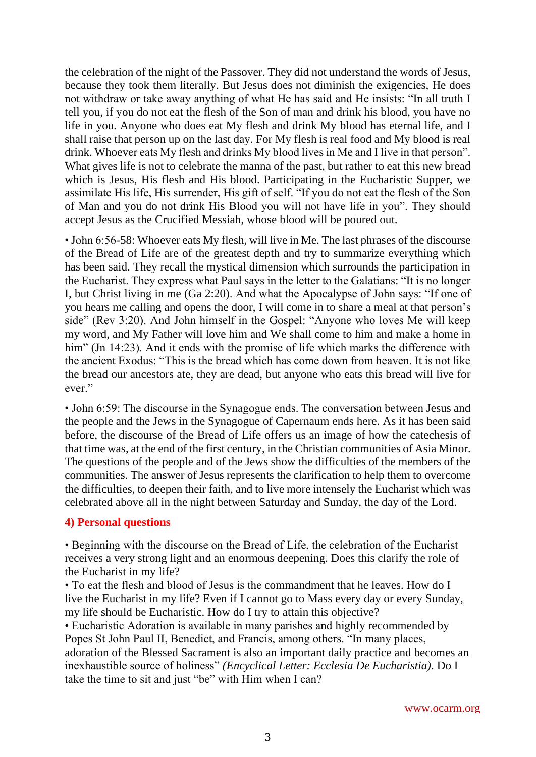the celebration of the night of the Passover. They did not understand the words of Jesus, because they took them literally. But Jesus does not diminish the exigencies, He does not withdraw or take away anything of what He has said and He insists: "In all truth I tell you, if you do not eat the flesh of the Son of man and drink his blood, you have no life in you. Anyone who does eat My flesh and drink My blood has eternal life, and I shall raise that person up on the last day. For My flesh is real food and My blood is real drink. Whoever eats My flesh and drinks My blood lives in Me and I live in that person". What gives life is not to celebrate the manna of the past, but rather to eat this new bread which is Jesus, His flesh and His blood. Participating in the Eucharistic Supper, we assimilate His life, His surrender, His gift of self. "If you do not eat the flesh of the Son of Man and you do not drink His Blood you will not have life in you". They should accept Jesus as the Crucified Messiah, whose blood will be poured out.

• John 6:56-58: Whoever eats My flesh, will live in Me. The last phrases of the discourse of the Bread of Life are of the greatest depth and try to summarize everything which has been said. They recall the mystical dimension which surrounds the participation in the Eucharist. They express what Paul says in the letter to the Galatians: "It is no longer I, but Christ living in me (Ga 2:20). And what the Apocalypse of John says: "If one of you hears me calling and opens the door, I will come in to share a meal at that person's side" (Rev 3:20). And John himself in the Gospel: "Anyone who loves Me will keep my word, and My Father will love him and We shall come to him and make a home in him" (Jn 14:23). And it ends with the promise of life which marks the difference with the ancient Exodus: "This is the bread which has come down from heaven. It is not like the bread our ancestors ate, they are dead, but anyone who eats this bread will live for ever."

• John 6:59: The discourse in the Synagogue ends. The conversation between Jesus and the people and the Jews in the Synagogue of Capernaum ends here. As it has been said before, the discourse of the Bread of Life offers us an image of how the catechesis of that time was, at the end of the first century, in the Christian communities of Asia Minor. The questions of the people and of the Jews show the difficulties of the members of the communities. The answer of Jesus represents the clarification to help them to overcome the difficulties, to deepen their faith, and to live more intensely the Eucharist which was celebrated above all in the night between Saturday and Sunday, the day of the Lord.

## 4) Personal questions

• Beginning with the discourse on the Bread of Life, the celebration of the Eucharist receives a very strong light and an enormous deepening. Does this clarify the role of the Eucharist in my life?
• To eat the flesh and blood of Jesus is the commandment that he leaves. How do I live the Eucharist in my life? Even if I cannot go to Mass every day or every Sunday, my life should be Eucharistic. How do I try to attain this objective?
• Eucharistic Adoration is available in many parishes and highly recommended by Popes St John Paul II, Benedict, and Francis, among others. "In many places, adoration of the Blessed Sacrament is also an important daily practice and becomes an inexhaustible source of holiness" *(Encyclical Letter: Ecclesia De Eucharistia)*. Do I take the time to sit and just "be" with Him when I can?

www.ocarm.org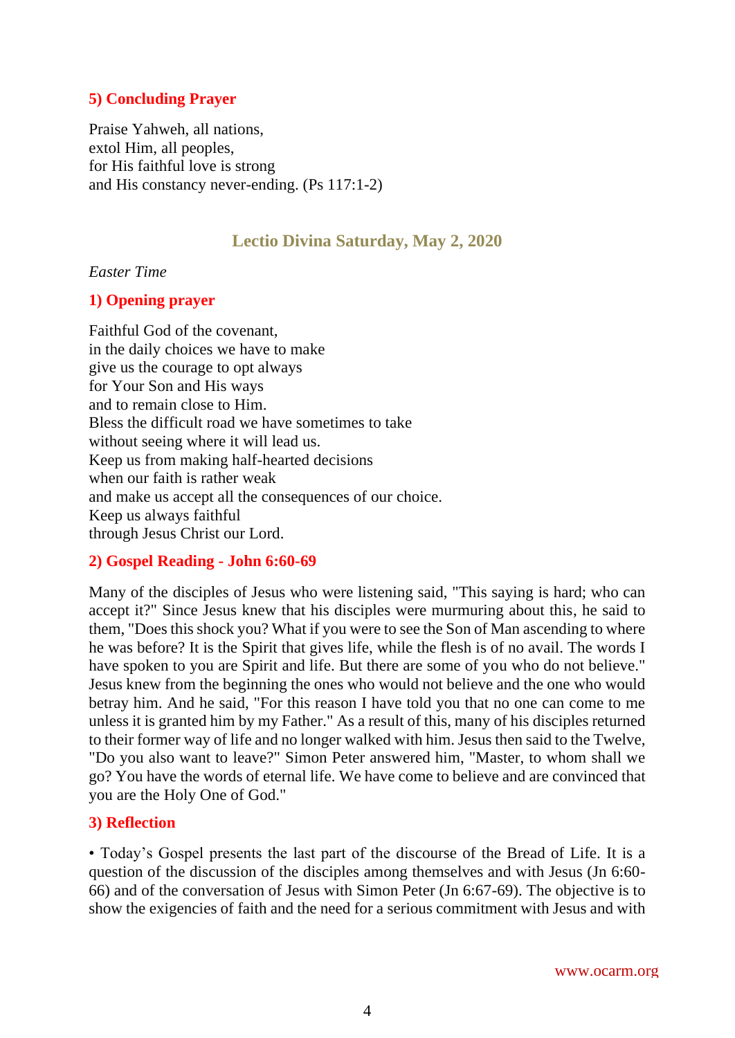### 5) Concluding Prayer

Praise Yahweh, all nations,
extol Him, all peoples,
for His faithful love is strong
and His constancy never-ending. (Ps 117:1-2)

## Lectio Divina Saturday, May 2, 2020

*Easter Time*

### 1) Opening prayer

Faithful God of the covenant,
in the daily choices we have to make
give us the courage to opt always
for Your Son and His ways
and to remain close to Him.
Bless the difficult road we have sometimes to take
without seeing where it will lead us.
Keep us from making half-hearted decisions
when our faith is rather weak
and make us accept all the consequences of our choice.
Keep us always faithful
through Jesus Christ our Lord.

### 2) Gospel Reading - John 6:60-69

Many of the disciples of Jesus who were listening said, "This saying is hard; who can accept it?" Since Jesus knew that his disciples were murmuring about this, he said to them, "Does this shock you? What if you were to see the Son of Man ascending to where he was before? It is the Spirit that gives life, while the flesh is of no avail. The words I have spoken to you are Spirit and life. But there are some of you who do not believe." Jesus knew from the beginning the ones who would not believe and the one who would betray him. And he said, "For this reason I have told you that no one can come to me unless it is granted him by my Father." As a result of this, many of his disciples returned to their former way of life and no longer walked with him. Jesus then said to the Twelve, "Do you also want to leave?" Simon Peter answered him, "Master, to whom shall we go? You have the words of eternal life. We have come to believe and are convinced that you are the Holy One of God."

### 3) Reflection

• Today's Gospel presents the last part of the discourse of the Bread of Life. It is a question of the discussion of the disciples among themselves and with Jesus (Jn 6:60-66) and of the conversation of Jesus with Simon Peter (Jn 6:67-69). The objective is to show the exigencies of faith and the need for a serious commitment with Jesus and with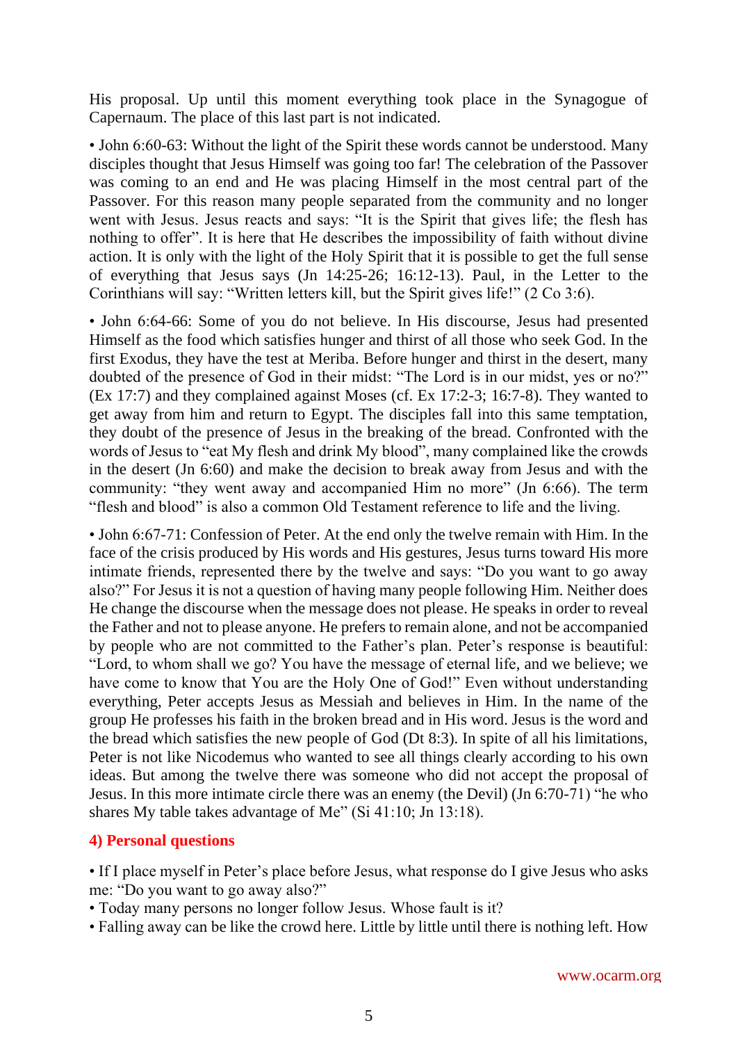His proposal. Up until this moment everything took place in the Synagogue of Capernaum. The place of this last part is not indicated.

• John 6:60-63: Without the light of the Spirit these words cannot be understood. Many disciples thought that Jesus Himself was going too far! The celebration of the Passover was coming to an end and He was placing Himself in the most central part of the Passover. For this reason many people separated from the community and no longer went with Jesus. Jesus reacts and says: "It is the Spirit that gives life; the flesh has nothing to offer". It is here that He describes the impossibility of faith without divine action. It is only with the light of the Holy Spirit that it is possible to get the full sense of everything that Jesus says (Jn 14:25-26; 16:12-13). Paul, in the Letter to the Corinthians will say: "Written letters kill, but the Spirit gives life!" (2 Co 3:6).

• John 6:64-66: Some of you do not believe. In His discourse, Jesus had presented Himself as the food which satisfies hunger and thirst of all those who seek God. In the first Exodus, they have the test at Meriba. Before hunger and thirst in the desert, many doubted of the presence of God in their midst: "The Lord is in our midst, yes or no?" (Ex 17:7) and they complained against Moses (cf. Ex 17:2-3; 16:7-8). They wanted to get away from him and return to Egypt. The disciples fall into this same temptation, they doubt of the presence of Jesus in the breaking of the bread. Confronted with the words of Jesus to "eat My flesh and drink My blood", many complained like the crowds in the desert (Jn 6:60) and make the decision to break away from Jesus and with the community: "they went away and accompanied Him no more" (Jn 6:66). The term "flesh and blood" is also a common Old Testament reference to life and the living.

• John 6:67-71: Confession of Peter. At the end only the twelve remain with Him. In the face of the crisis produced by His words and His gestures, Jesus turns toward His more intimate friends, represented there by the twelve and says: "Do you want to go away also?" For Jesus it is not a question of having many people following Him. Neither does He change the discourse when the message does not please. He speaks in order to reveal the Father and not to please anyone. He prefers to remain alone, and not be accompanied by people who are not committed to the Father's plan. Peter's response is beautiful: "Lord, to whom shall we go? You have the message of eternal life, and we believe; we have come to know that You are the Holy One of God!" Even without understanding everything, Peter accepts Jesus as Messiah and believes in Him. In the name of the group He professes his faith in the broken bread and in His word. Jesus is the word and the bread which satisfies the new people of God (Dt 8:3). In spite of all his limitations, Peter is not like Nicodemus who wanted to see all things clearly according to his own ideas. But among the twelve there was someone who did not accept the proposal of Jesus. In this more intimate circle there was an enemy (the Devil) (Jn 6:70-71) "he who shares My table takes advantage of Me" (Si 41:10; Jn 13:18).

### 4) Personal questions

• If I place myself in Peter's place before Jesus, what response do I give Jesus who asks me: "Do you want to go away also?"
• Today many persons no longer follow Jesus. Whose fault is it?
• Falling away can be like the crowd here. Little by little until there is nothing left. How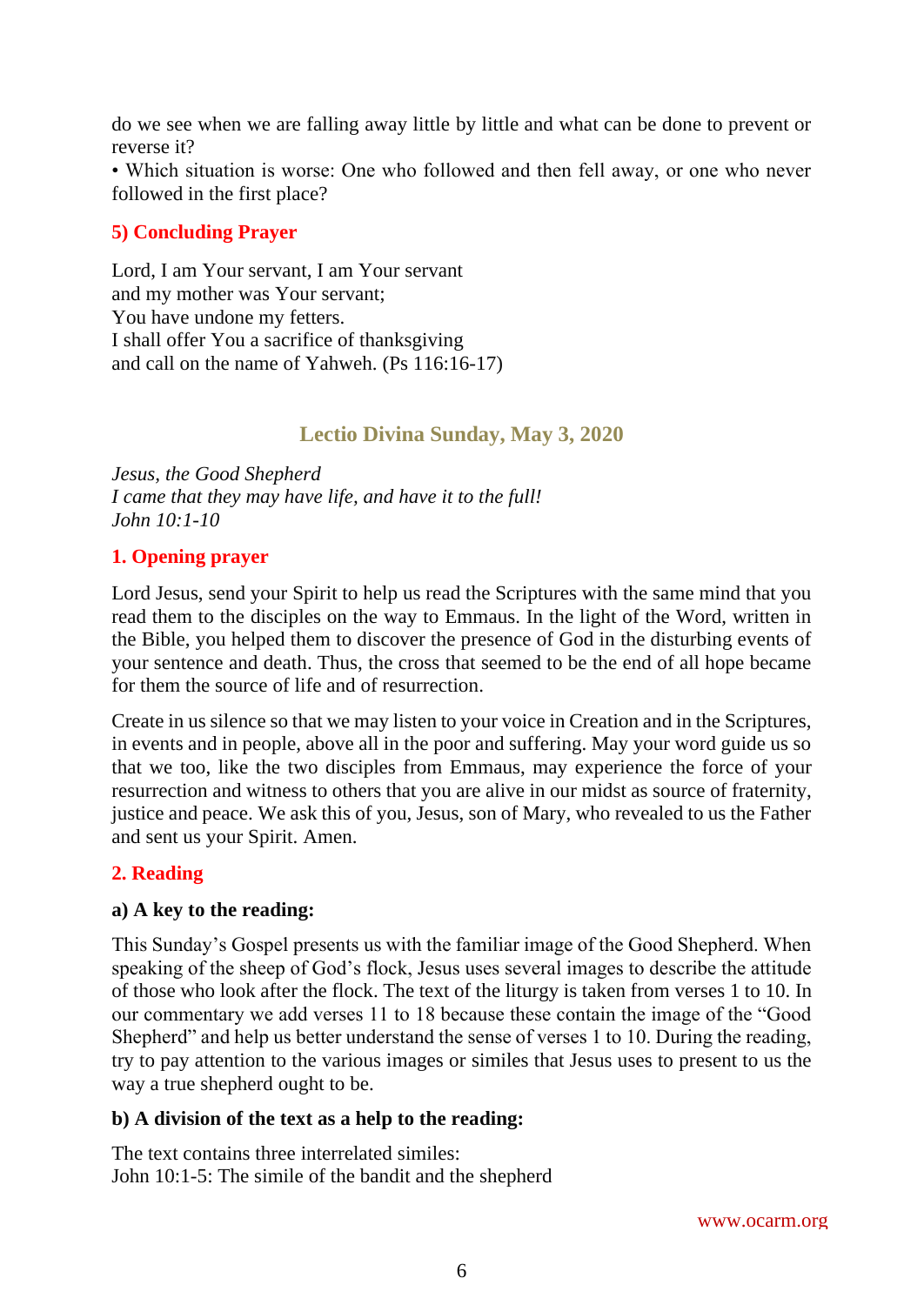do we see when we are falling away little by little and what can be done to prevent or reverse it?

• Which situation is worse: One who followed and then fell away, or one who never followed in the first place?

### 5) Concluding Prayer

Lord, I am Your servant, I am Your servant
and my mother was Your servant;
You have undone my fetters.
I shall offer You a sacrifice of thanksgiving
and call on the name of Yahweh. (Ps 116:16-17)

## Lectio Divina Sunday, May 3, 2020

*Jesus, the Good Shepherd*
*I came that they may have life, and have it to the full!*
*John 10:1-10*

### 1. Opening prayer

Lord Jesus, send your Spirit to help us read the Scriptures with the same mind that you read them to the disciples on the way to Emmaus. In the light of the Word, written in the Bible, you helped them to discover the presence of God in the disturbing events of your sentence and death. Thus, the cross that seemed to be the end of all hope became for them the source of life and of resurrection.

Create in us silence so that we may listen to your voice in Creation and in the Scriptures, in events and in people, above all in the poor and suffering. May your word guide us so that we too, like the two disciples from Emmaus, may experience the force of your resurrection and witness to others that you are alive in our midst as source of fraternity, justice and peace. We ask this of you, Jesus, son of Mary, who revealed to us the Father and sent us your Spirit. Amen.

### 2. Reading

#### a) A key to the reading:

This Sunday's Gospel presents us with the familiar image of the Good Shepherd. When speaking of the sheep of God's flock, Jesus uses several images to describe the attitude of those who look after the flock. The text of the liturgy is taken from verses 1 to 10. In our commentary we add verses 11 to 18 because these contain the image of the "Good Shepherd" and help us better understand the sense of verses 1 to 10. During the reading, try to pay attention to the various images or similes that Jesus uses to present to us the way a true shepherd ought to be.

#### b) A division of the text as a help to the reading:

The text contains three interrelated similes:
John 10:1-5: The simile of the bandit and the shepherd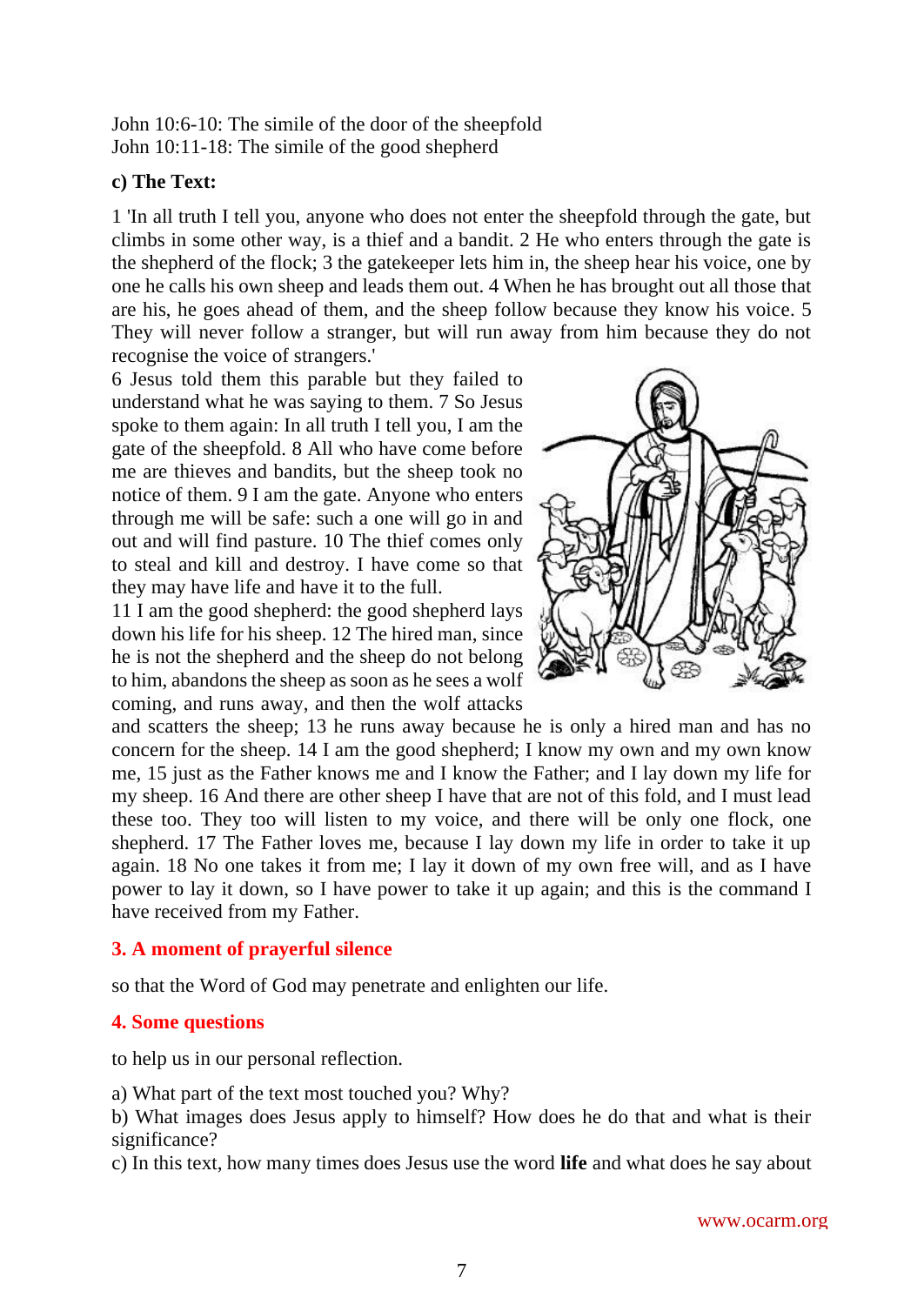John 10:6-10: The simile of the door of the sheepfold
John 10:11-18: The simile of the good shepherd

**c) The Text:**

1 'In all truth I tell you, anyone who does not enter the sheepfold through the gate, but climbs in some other way, is a thief and a bandit. 2 He who enters through the gate is the shepherd of the flock; 3 the gatekeeper lets him in, the sheep hear his voice, one by one he calls his own sheep and leads them out. 4 When he has brought out all those that are his, he goes ahead of them, and the sheep follow because they know his voice. 5 They will never follow a stranger, but will run away from him because they do not recognise the voice of strangers.'

6 Jesus told them this parable but they failed to understand what he was saying to them. 7 So Jesus spoke to them again: In all truth I tell you, I am the gate of the sheepfold. 8 All who have come before me are thieves and bandits, but the sheep took no notice of them. 9 I am the gate. Anyone who enters through me will be safe: such a one will go in and out and will find pasture. 10 The thief comes only to steal and kill and destroy. I have come so that they may have life and have it to the full.

11 I am the good shepherd: the good shepherd lays down his life for his sheep. 12 The hired man, since he is not the shepherd and the sheep do not belong to him, abandons the sheep as soon as he sees a wolf coming, and runs away, and then the wolf attacks and scatters the sheep; 13 he runs away because he is only a hired man and has no concern for the sheep. 14 I am the good shepherd; I know my own and my own know me, 15 just as the Father knows me and I know the Father; and I lay down my life for my sheep. 16 And there are other sheep I have that are not of this fold, and I must lead these too. They too will listen to my voice, and there will be only one flock, one shepherd. 17 The Father loves me, because I lay down my life in order to take it up again. 18 No one takes it from me; I lay it down of my own free will, and as I have power to lay it down, so I have power to take it up again; and this is the command I have received from my Father.

## 3. A moment of prayerful silence

so that the Word of God may penetrate and enlighten our life.

## 4. Some questions

to help us in our personal reflection.

a) What part of the text most touched you? Why?
b) What images does Jesus apply to himself? How does he do that and what is their significance?
c) In this text, how many times does Jesus use the word **life** and what does he say about

www.ocarm.org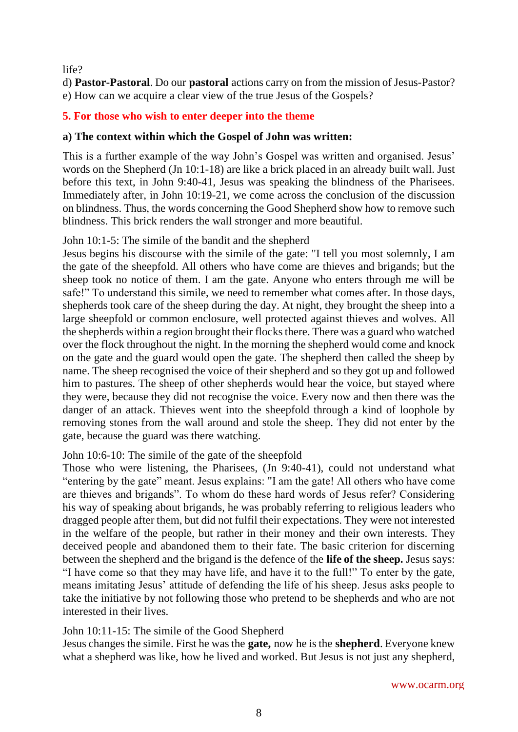life?

d) **Pastor-Pastoral**. Do our **pastoral** actions carry on from the mission of Jesus-Pastor?

e) How can we acquire a clear view of the true Jesus of the Gospels?

## 5. For those who wish to enter deeper into the theme

### a) The context within which the Gospel of John was written:

This is a further example of the way John's Gospel was written and organised. Jesus' words on the Shepherd (Jn 10:1-18) are like a brick placed in an already built wall. Just before this text, in John 9:40-41, Jesus was speaking the blindness of the Pharisees. Immediately after, in John 10:19-21, we come across the conclusion of the discussion on blindness. Thus, the words concerning the Good Shepherd show how to remove such blindness. This brick renders the wall stronger and more beautiful.

John 10:1-5: The simile of the bandit and the shepherd

Jesus begins his discourse with the simile of the gate: "I tell you most solemnly, I am the gate of the sheepfold. All others who have come are thieves and brigands; but the sheep took no notice of them. I am the gate. Anyone who enters through me will be safe!" To understand this simile, we need to remember what comes after. In those days, shepherds took care of the sheep during the day. At night, they brought the sheep into a large sheepfold or common enclosure, well protected against thieves and wolves. All the shepherds within a region brought their flocks there. There was a guard who watched over the flock throughout the night. In the morning the shepherd would come and knock on the gate and the guard would open the gate. The shepherd then called the sheep by name. The sheep recognised the voice of their shepherd and so they got up and followed him to pastures. The sheep of other shepherds would hear the voice, but stayed where they were, because they did not recognise the voice. Every now and then there was the danger of an attack. Thieves went into the sheepfold through a kind of loophole by removing stones from the wall around and stole the sheep. They did not enter by the gate, because the guard was there watching.

John 10:6-10: The simile of the gate of the sheepfold

Those who were listening, the Pharisees, (Jn 9:40-41), could not understand what "entering by the gate" meant. Jesus explains: "I am the gate! All others who have come are thieves and brigands". To whom do these hard words of Jesus refer? Considering his way of speaking about brigands, he was probably referring to religious leaders who dragged people after them, but did not fulfil their expectations. They were not interested in the welfare of the people, but rather in their money and their own interests. They deceived people and abandoned them to their fate. The basic criterion for discerning between the shepherd and the brigand is the defence of the **life of the sheep.** Jesus says: "I have come so that they may have life, and have it to the full!" To enter by the gate, means imitating Jesus' attitude of defending the life of his sheep. Jesus asks people to take the initiative by not following those who pretend to be shepherds and who are not interested in their lives.

John 10:11-15: The simile of the Good Shepherd

Jesus changes the simile. First he was the **gate,** now he is the **shepherd**. Everyone knew what a shepherd was like, how he lived and worked. But Jesus is not just any shepherd,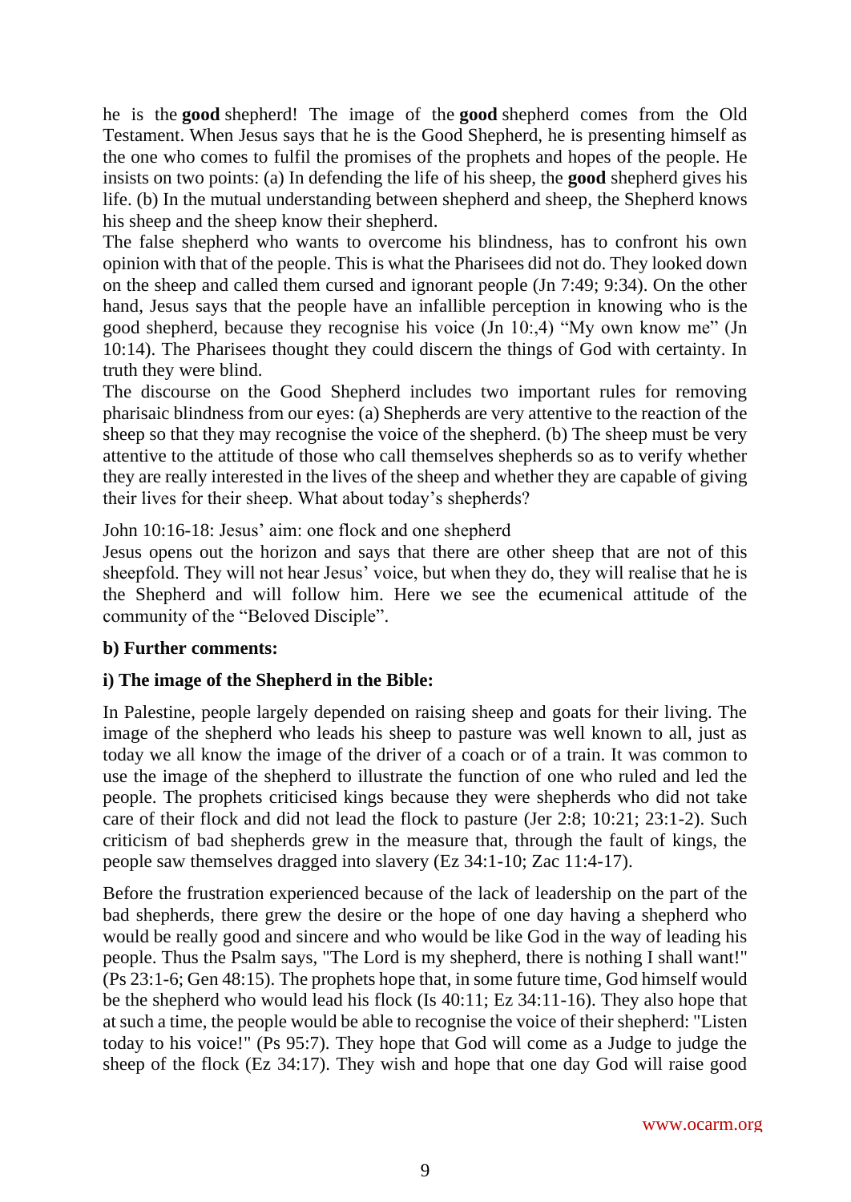he is the **good** shepherd! The image of the **good** shepherd comes from the Old Testament. When Jesus says that he is the Good Shepherd, he is presenting himself as the one who comes to fulfil the promises of the prophets and hopes of the people. He insists on two points: (a) In defending the life of his sheep, the **good** shepherd gives his life. (b) In the mutual understanding between shepherd and sheep, the Shepherd knows his sheep and the sheep know their shepherd.

The false shepherd who wants to overcome his blindness, has to confront his own opinion with that of the people. This is what the Pharisees did not do. They looked down on the sheep and called them cursed and ignorant people (Jn 7:49; 9:34). On the other hand, Jesus says that the people have an infallible perception in knowing who is the good shepherd, because they recognise his voice (Jn 10:,4) "My own know me" (Jn 10:14). The Pharisees thought they could discern the things of God with certainty. In truth they were blind.

The discourse on the Good Shepherd includes two important rules for removing pharisaic blindness from our eyes: (a) Shepherds are very attentive to the reaction of the sheep so that they may recognise the voice of the shepherd. (b) The sheep must be very attentive to the attitude of those who call themselves shepherds so as to verify whether they are really interested in the lives of the sheep and whether they are capable of giving their lives for their sheep. What about today's shepherds?

John 10:16-18: Jesus' aim: one flock and one shepherd

Jesus opens out the horizon and says that there are other sheep that are not of this sheepfold. They will not hear Jesus' voice, but when they do, they will realise that he is the Shepherd and will follow him. Here we see the ecumenical attitude of the community of the "Beloved Disciple".

**b) Further comments:**

**i) The image of the Shepherd in the Bible:**

In Palestine, people largely depended on raising sheep and goats for their living. The image of the shepherd who leads his sheep to pasture was well known to all, just as today we all know the image of the driver of a coach or of a train. It was common to use the image of the shepherd to illustrate the function of one who ruled and led the people. The prophets criticised kings because they were shepherds who did not take care of their flock and did not lead the flock to pasture (Jer 2:8; 10:21; 23:1-2). Such criticism of bad shepherds grew in the measure that, through the fault of kings, the people saw themselves dragged into slavery (Ez 34:1-10; Zac 11:4-17).

Before the frustration experienced because of the lack of leadership on the part of the bad shepherds, there grew the desire or the hope of one day having a shepherd who would be really good and sincere and who would be like God in the way of leading his people. Thus the Psalm says, "The Lord is my shepherd, there is nothing I shall want!" (Ps 23:1-6; Gen 48:15). The prophets hope that, in some future time, God himself would be the shepherd who would lead his flock (Is 40:11; Ez 34:11-16). They also hope that at such a time, the people would be able to recognise the voice of their shepherd: "Listen today to his voice!" (Ps 95:7). They hope that God will come as a Judge to judge the sheep of the flock (Ez 34:17). They wish and hope that one day God will raise good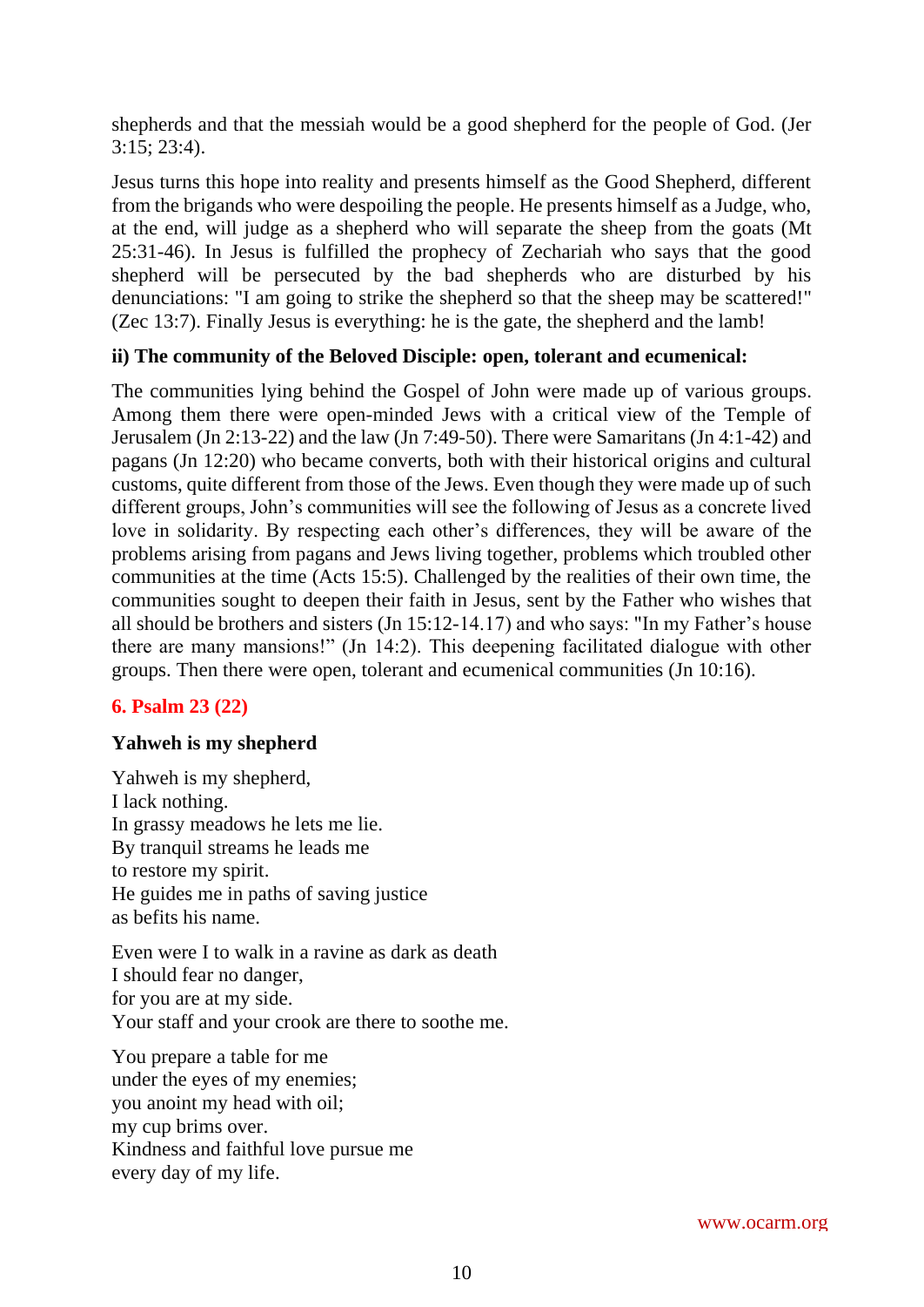shepherds and that the messiah would be a good shepherd for the people of God. (Jer 3:15; 23:4).

Jesus turns this hope into reality and presents himself as the Good Shepherd, different from the brigands who were despoiling the people. He presents himself as a Judge, who, at the end, will judge as a shepherd who will separate the sheep from the goats (Mt 25:31-46). In Jesus is fulfilled the prophecy of Zechariah who says that the good shepherd will be persecuted by the bad shepherds who are disturbed by his denunciations: "I am going to strike the shepherd so that the sheep may be scattered!" (Zec 13:7). Finally Jesus is everything: he is the gate, the shepherd and the lamb!

**ii) The community of the Beloved Disciple: open, tolerant and ecumenical:**

The communities lying behind the Gospel of John were made up of various groups. Among them there were open-minded Jews with a critical view of the Temple of Jerusalem (Jn 2:13-22) and the law (Jn 7:49-50). There were Samaritans (Jn 4:1-42) and pagans (Jn 12:20) who became converts, both with their historical origins and cultural customs, quite different from those of the Jews. Even though they were made up of such different groups, John's communities will see the following of Jesus as a concrete lived love in solidarity. By respecting each other's differences, they will be aware of the problems arising from pagans and Jews living together, problems which troubled other communities at the time (Acts 15:5). Challenged by the realities of their own time, the communities sought to deepen their faith in Jesus, sent by the Father who wishes that all should be brothers and sisters (Jn 15:12-14.17) and who says: "In my Father's house there are many mansions!" (Jn 14:2). This deepening facilitated dialogue with other groups. Then there were open, tolerant and ecumenical communities (Jn 10:16).

## 6. Psalm 23 (22)

**Yahweh is my shepherd**

Yahweh is my shepherd,
I lack nothing.
In grassy meadows he lets me lie.
By tranquil streams he leads me
to restore my spirit.
He guides me in paths of saving justice
as befits his name.

Even were I to walk in a ravine as dark as death
I should fear no danger,
for you are at my side.
Your staff and your crook are there to soothe me.

You prepare a table for me
under the eyes of my enemies;
you anoint my head with oil;
my cup brims over.
Kindness and faithful love pursue me
every day of my life.

www.ocarm.org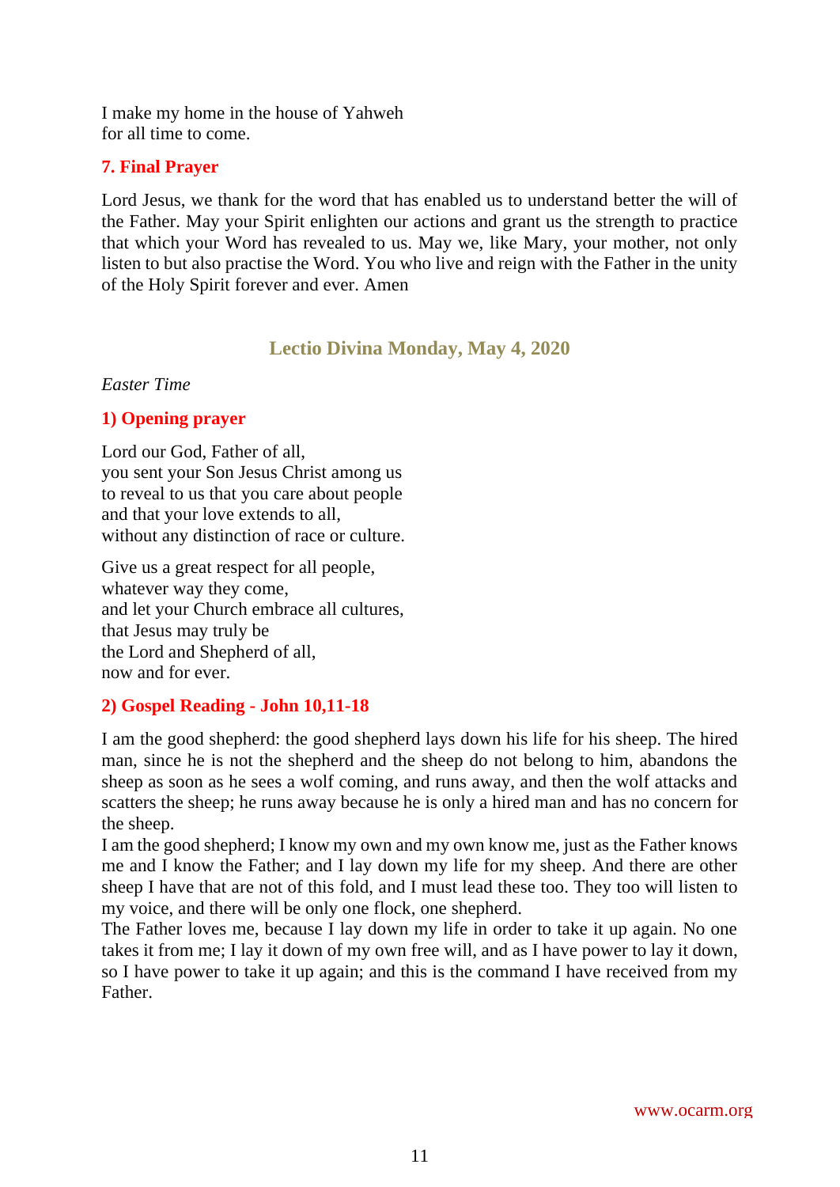I make my home in the house of Yahweh  
for all time to come.

### 7. Final Prayer

Lord Jesus, we thank for the word that has enabled us to understand better the will of the Father. May your Spirit enlighten our actions and grant us the strength to practice that which your Word has revealed to us. May we, like Mary, your mother, not only listen to but also practise the Word. You who live and reign with the Father in the unity of the Holy Spirit forever and ever. Amen

## Lectio Divina Monday, May 4, 2020

*Easter Time*

### 1) Opening prayer

Lord our God, Father of all,  
you sent your Son Jesus Christ among us  
to reveal to us that you care about people  
and that your love extends to all,  
without any distinction of race or culture.

Give us a great respect for all people,  
whatever way they come,  
and let your Church embrace all cultures,  
that Jesus may truly be  
the Lord and Shepherd of all,  
now and for ever.

### 2) Gospel Reading - John 10,11-18

I am the good shepherd: the good shepherd lays down his life for his sheep. The hired man, since he is not the shepherd and the sheep do not belong to him, abandons the sheep as soon as he sees a wolf coming, and runs away, and then the wolf attacks and scatters the sheep; he runs away because he is only a hired man and has no concern for the sheep.  
I am the good shepherd; I know my own and my own know me, just as the Father knows me and I know the Father; and I lay down my life for my sheep. And there are other sheep I have that are not of this fold, and I must lead these too. They too will listen to my voice, and there will be only one flock, one shepherd.  
The Father loves me, because I lay down my life in order to take it up again. No one takes it from me; I lay it down of my own free will, and as I have power to lay it down, so I have power to take it up again; and this is the command I have received from my Father.

www.ocarm.org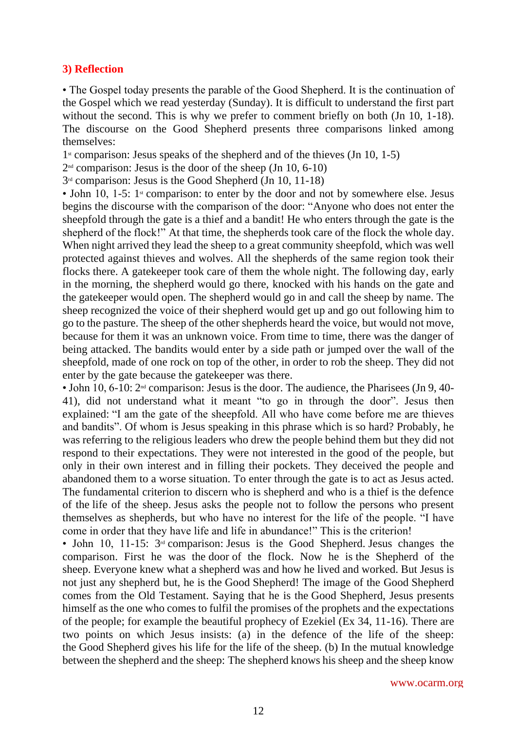### 3) Reflection

• The Gospel today presents the parable of the Good Shepherd. It is the continuation of the Gospel which we read yesterday (Sunday). It is difficult to understand the first part without the second. This is why we prefer to comment briefly on both (Jn 10, 1-18). The discourse on the Good Shepherd presents three comparisons linked among themselves:

1st comparison: Jesus speaks of the shepherd and of the thieves (Jn 10, 1-5)
2nd comparison: Jesus is the door of the sheep (Jn 10, 6-10)
3rd comparison: Jesus is the Good Shepherd (Jn 10, 11-18)

• John 10, 1-5: 1st comparison: to enter by the door and not by somewhere else. Jesus begins the discourse with the comparison of the door: "Anyone who does not enter the sheepfold through the gate is a thief and a bandit! He who enters through the gate is the shepherd of the flock!" At that time, the shepherds took care of the flock the whole day. When night arrived they lead the sheep to a great community sheepfold, which was well protected against thieves and wolves. All the shepherds of the same region took their flocks there. A gatekeeper took care of them the whole night. The following day, early in the morning, the shepherd would go there, knocked with his hands on the gate and the gatekeeper would open. The shepherd would go in and call the sheep by name. The sheep recognized the voice of their shepherd would get up and go out following him to go to the pasture. The sheep of the other shepherds heard the voice, but would not move, because for them it was an unknown voice. From time to time, there was the danger of being attacked. The bandits would enter by a side path or jumped over the wall of the sheepfold, made of one rock on top of the other, in order to rob the sheep. They did not enter by the gate because the gatekeeper was there.

• John 10, 6-10: 2nd comparison: Jesus is the door. The audience, the Pharisees (Jn 9, 40-41), did not understand what it meant "to go in through the door". Jesus then explained: "I am the gate of the sheepfold. All who have come before me are thieves and bandits". Of whom is Jesus speaking in this phrase which is so hard? Probably, he was referring to the religious leaders who drew the people behind them but they did not respond to their expectations. They were not interested in the good of the people, but only in their own interest and in filling their pockets. They deceived the people and abandoned them to a worse situation. To enter through the gate is to act as Jesus acted. The fundamental criterion to discern who is shepherd and who is a thief is the defence of the life of the sheep. Jesus asks the people not to follow the persons who present themselves as shepherds, but who have no interest for the life of the people. "I have come in order that they have life and life in abundance!" This is the criterion!

• John 10, 11-15: 3rd comparison: Jesus is the Good Shepherd. Jesus changes the comparison. First he was the door of the flock. Now he is the Shepherd of the sheep. Everyone knew what a shepherd was and how he lived and worked. But Jesus is not just any shepherd but, he is the Good Shepherd! The image of the Good Shepherd comes from the Old Testament. Saying that he is the Good Shepherd, Jesus presents himself as the one who comes to fulfil the promises of the prophets and the expectations of the people; for example the beautiful prophecy of Ezekiel (Ex 34, 11-16). There are two points on which Jesus insists: (a) in the defence of the life of the sheep: the Good Shepherd gives his life for the life of the sheep. (b) In the mutual knowledge between the shepherd and the sheep: The shepherd knows his sheep and the sheep know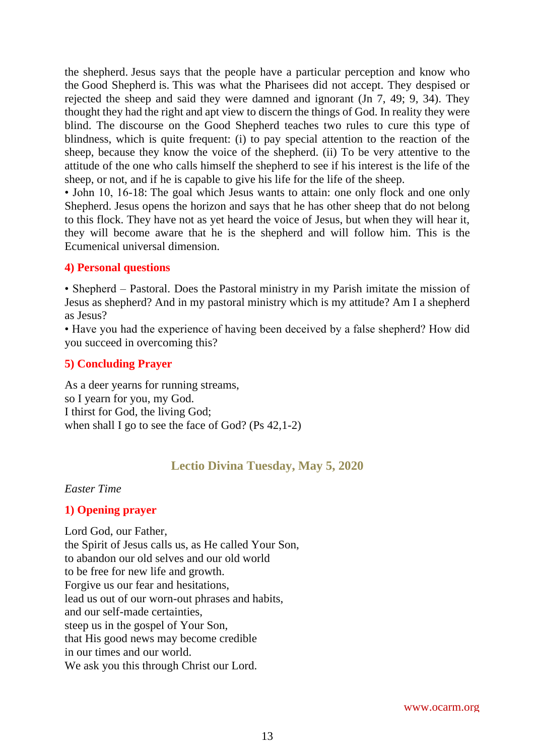the shepherd. Jesus says that the people have a particular perception and know who the Good Shepherd is. This was what the Pharisees did not accept. They despised or rejected the sheep and said they were damned and ignorant (Jn 7, 49; 9, 34). They thought they had the right and apt view to discern the things of God. In reality they were blind. The discourse on the Good Shepherd teaches two rules to cure this type of blindness, which is quite frequent: (i) to pay special attention to the reaction of the sheep, because they know the voice of the shepherd. (ii) To be very attentive to the attitude of the one who calls himself the shepherd to see if his interest is the life of the sheep, or not, and if he is capable to give his life for the life of the sheep.

• John 10, 16-18: The goal which Jesus wants to attain: one only flock and one only Shepherd. Jesus opens the horizon and says that he has other sheep that do not belong to this flock. They have not as yet heard the voice of Jesus, but when they will hear it, they will become aware that he is the shepherd and will follow him. This is the Ecumenical universal dimension.

### 4) Personal questions

• Shepherd – Pastoral. Does the Pastoral ministry in my Parish imitate the mission of Jesus as shepherd? And in my pastoral ministry which is my attitude? Am I a shepherd as Jesus?

• Have you had the experience of having been deceived by a false shepherd? How did you succeed in overcoming this?

### 5) Concluding Prayer

As a deer yearns for running streams,
so I yearn for you, my God.
I thirst for God, the living God;
when shall I go to see the face of God? (Ps 42,1-2)

## Lectio Divina Tuesday, May 5, 2020

*Easter Time*

### 1) Opening prayer

Lord God, our Father,
the Spirit of Jesus calls us, as He called Your Son,
to abandon our old selves and our old world
to be free for new life and growth.
Forgive us our fear and hesitations,
lead us out of our worn-out phrases and habits,
and our self-made certainties,
steep us in the gospel of Your Son,
that His good news may become credible
in our times and our world.
We ask you this through Christ our Lord.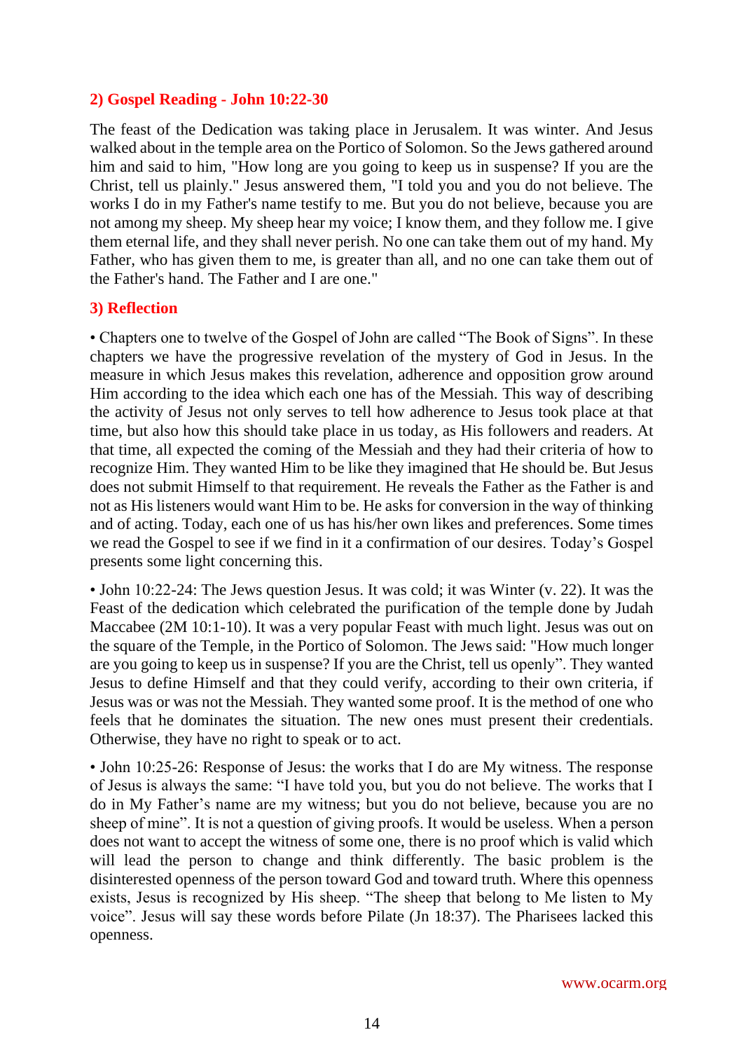## 2) Gospel Reading - John 10:22-30

The feast of the Dedication was taking place in Jerusalem. It was winter. And Jesus walked about in the temple area on the Portico of Solomon. So the Jews gathered around him and said to him, "How long are you going to keep us in suspense? If you are the Christ, tell us plainly." Jesus answered them, "I told you and you do not believe. The works I do in my Father's name testify to me. But you do not believe, because you are not among my sheep. My sheep hear my voice; I know them, and they follow me. I give them eternal life, and they shall never perish. No one can take them out of my hand. My Father, who has given them to me, is greater than all, and no one can take them out of the Father's hand. The Father and I are one."

## 3) Reflection

• Chapters one to twelve of the Gospel of John are called "The Book of Signs". In these chapters we have the progressive revelation of the mystery of God in Jesus. In the measure in which Jesus makes this revelation, adherence and opposition grow around Him according to the idea which each one has of the Messiah. This way of describing the activity of Jesus not only serves to tell how adherence to Jesus took place at that time, but also how this should take place in us today, as His followers and readers. At that time, all expected the coming of the Messiah and they had their criteria of how to recognize Him. They wanted Him to be like they imagined that He should be. But Jesus does not submit Himself to that requirement. He reveals the Father as the Father is and not as His listeners would want Him to be. He asks for conversion in the way of thinking and of acting. Today, each one of us has his/her own likes and preferences. Some times we read the Gospel to see if we find in it a confirmation of our desires. Today's Gospel presents some light concerning this.

• John 10:22-24: The Jews question Jesus. It was cold; it was Winter (v. 22). It was the Feast of the dedication which celebrated the purification of the temple done by Judah Maccabee (2M 10:1-10). It was a very popular Feast with much light. Jesus was out on the square of the Temple, in the Portico of Solomon. The Jews said: "How much longer are you going to keep us in suspense? If you are the Christ, tell us openly". They wanted Jesus to define Himself and that they could verify, according to their own criteria, if Jesus was or was not the Messiah. They wanted some proof. It is the method of one who feels that he dominates the situation. The new ones must present their credentials. Otherwise, they have no right to speak or to act.

• John 10:25-26: Response of Jesus: the works that I do are My witness. The response of Jesus is always the same: "I have told you, but you do not believe. The works that I do in My Father's name are my witness; but you do not believe, because you are no sheep of mine". It is not a question of giving proofs. It would be useless. When a person does not want to accept the witness of some one, there is no proof which is valid which will lead the person to change and think differently. The basic problem is the disinterested openness of the person toward God and toward truth. Where this openness exists, Jesus is recognized by His sheep. "The sheep that belong to Me listen to My voice". Jesus will say these words before Pilate (Jn 18:37). The Pharisees lacked this openness.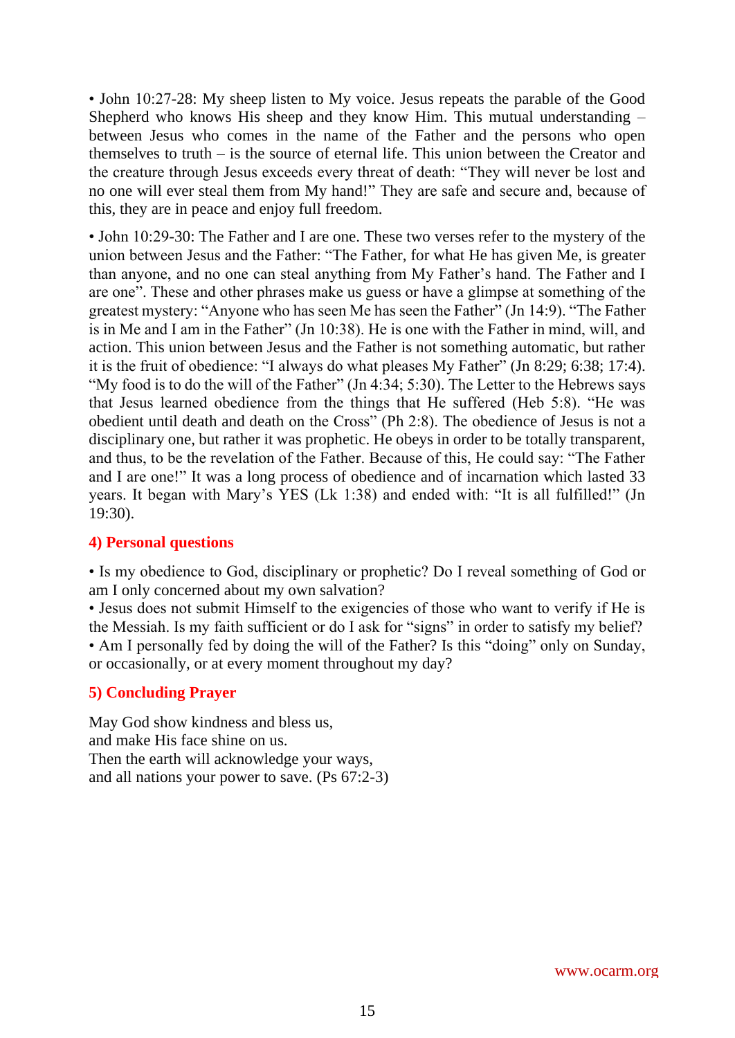• John 10:27-28: My sheep listen to My voice. Jesus repeats the parable of the Good Shepherd who knows His sheep and they know Him. This mutual understanding – between Jesus who comes in the name of the Father and the persons who open themselves to truth – is the source of eternal life. This union between the Creator and the creature through Jesus exceeds every threat of death: "They will never be lost and no one will ever steal them from My hand!" They are safe and secure and, because of this, they are in peace and enjoy full freedom.

• John 10:29-30: The Father and I are one. These two verses refer to the mystery of the union between Jesus and the Father: "The Father, for what He has given Me, is greater than anyone, and no one can steal anything from My Father's hand. The Father and I are one". These and other phrases make us guess or have a glimpse at something of the greatest mystery: "Anyone who has seen Me has seen the Father" (Jn 14:9). "The Father is in Me and I am in the Father" (Jn 10:38). He is one with the Father in mind, will, and action. This union between Jesus and the Father is not something automatic, but rather it is the fruit of obedience: "I always do what pleases My Father" (Jn 8:29; 6:38; 17:4). "My food is to do the will of the Father" (Jn 4:34; 5:30). The Letter to the Hebrews says that Jesus learned obedience from the things that He suffered (Heb 5:8). "He was obedient until death and death on the Cross" (Ph 2:8). The obedience of Jesus is not a disciplinary one, but rather it was prophetic. He obeys in order to be totally transparent, and thus, to be the revelation of the Father. Because of this, He could say: "The Father and I are one!" It was a long process of obedience and of incarnation which lasted 33 years. It began with Mary's YES (Lk 1:38) and ended with: "It is all fulfilled!" (Jn 19:30).

## 4) Personal questions

• Is my obedience to God, disciplinary or prophetic? Do I reveal something of God or am I only concerned about my own salvation?
• Jesus does not submit Himself to the exigencies of those who want to verify if He is the Messiah. Is my faith sufficient or do I ask for "signs" in order to satisfy my belief?
• Am I personally fed by doing the will of the Father? Is this "doing" only on Sunday, or occasionally, or at every moment throughout my day?

## 5) Concluding Prayer

May God show kindness and bless us,
and make His face shine on us.
Then the earth will acknowledge your ways,
and all nations your power to save. (Ps 67:2-3)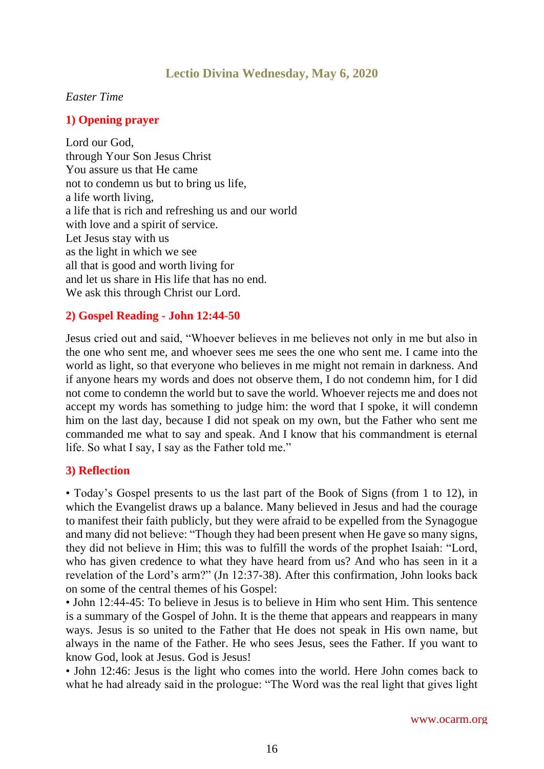## Lectio Divina Wednesday, May 6, 2020

*Easter Time*

### 1) Opening prayer

Lord our God,
through Your Son Jesus Christ
You assure us that He came
not to condemn us but to bring us life,
a life worth living,
a life that is rich and refreshing us and our world
with love and a spirit of service.
Let Jesus stay with us
as the light in which we see
all that is good and worth living for
and let us share in His life that has no end.
We ask this through Christ our Lord.

### 2) Gospel Reading - John 12:44-50

Jesus cried out and said, "Whoever believes in me believes not only in me but also in the one who sent me, and whoever sees me sees the one who sent me. I came into the world as light, so that everyone who believes in me might not remain in darkness. And if anyone hears my words and does not observe them, I do not condemn him, for I did not come to condemn the world but to save the world. Whoever rejects me and does not accept my words has something to judge him: the word that I spoke, it will condemn him on the last day, because I did not speak on my own, but the Father who sent me commanded me what to say and speak. And I know that his commandment is eternal life. So what I say, I say as the Father told me."

### 3) Reflection

• Today's Gospel presents to us the last part of the Book of Signs (from 1 to 12), in which the Evangelist draws up a balance. Many believed in Jesus and had the courage to manifest their faith publicly, but they were afraid to be expelled from the Synagogue and many did not believe: "Though they had been present when He gave so many signs, they did not believe in Him; this was to fulfill the words of the prophet Isaiah: "Lord, who has given credence to what they have heard from us? And who has seen in it a revelation of the Lord's arm?" (Jn 12:37-38). After this confirmation, John looks back on some of the central themes of his Gospel:

• John 12:44-45: To believe in Jesus is to believe in Him who sent Him. This sentence is a summary of the Gospel of John. It is the theme that appears and reappears in many ways. Jesus is so united to the Father that He does not speak in His own name, but always in the name of the Father. He who sees Jesus, sees the Father. If you want to know God, look at Jesus. God is Jesus!

• John 12:46: Jesus is the light who comes into the world. Here John comes back to what he had already said in the prologue: "The Word was the real light that gives light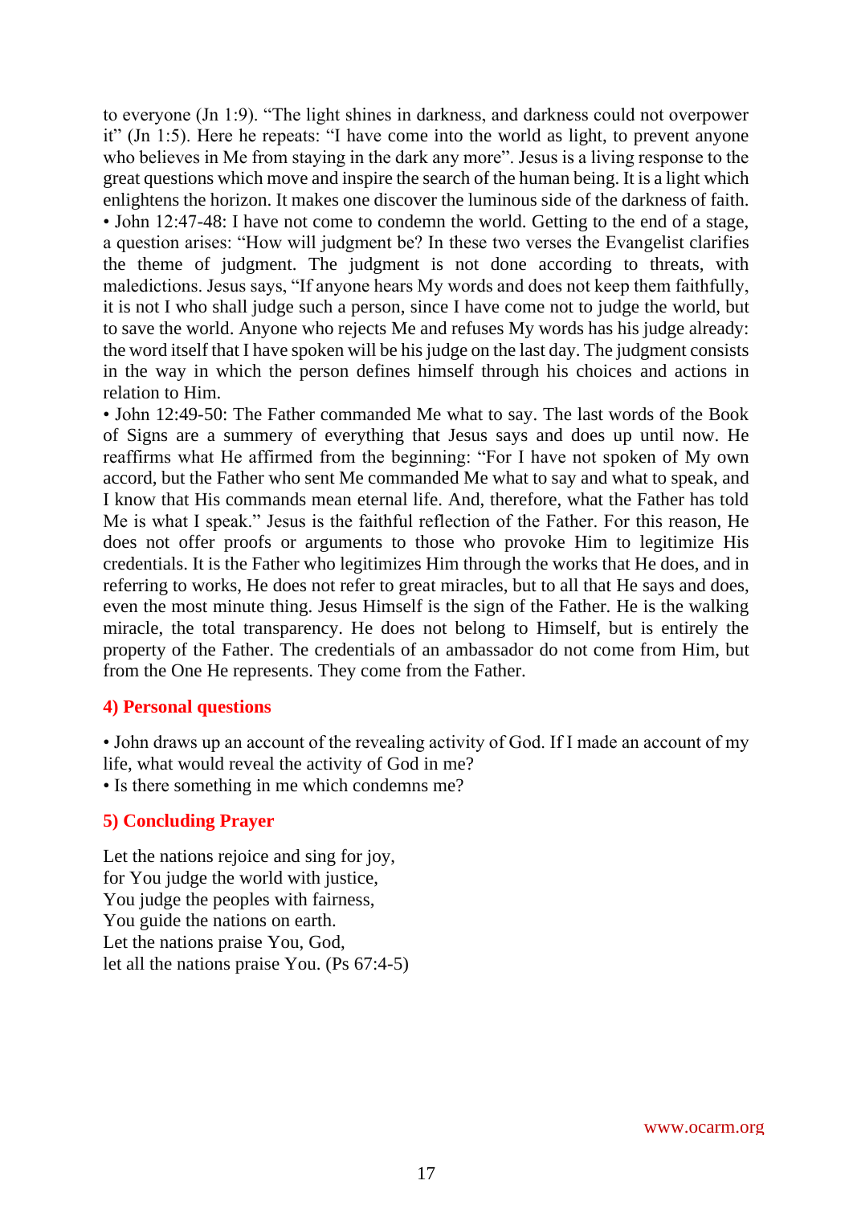to everyone (Jn 1:9). "The light shines in darkness, and darkness could not overpower it" (Jn 1:5). Here he repeats: "I have come into the world as light, to prevent anyone who believes in Me from staying in the dark any more". Jesus is a living response to the great questions which move and inspire the search of the human being. It is a light which enlightens the horizon. It makes one discover the luminous side of the darkness of faith.

• John 12:47-48: I have not come to condemn the world. Getting to the end of a stage, a question arises: "How will judgment be? In these two verses the Evangelist clarifies the theme of judgment. The judgment is not done according to threats, with maledictions. Jesus says, "If anyone hears My words and does not keep them faithfully, it is not I who shall judge such a person, since I have come not to judge the world, but to save the world. Anyone who rejects Me and refuses My words has his judge already: the word itself that I have spoken will be his judge on the last day. The judgment consists in the way in which the person defines himself through his choices and actions in relation to Him.

• John 12:49-50: The Father commanded Me what to say. The last words of the Book of Signs are a summery of everything that Jesus says and does up until now. He reaffirms what He affirmed from the beginning: "For I have not spoken of My own accord, but the Father who sent Me commanded Me what to say and what to speak, and I know that His commands mean eternal life. And, therefore, what the Father has told Me is what I speak." Jesus is the faithful reflection of the Father. For this reason, He does not offer proofs or arguments to those who provoke Him to legitimize His credentials. It is the Father who legitimizes Him through the works that He does, and in referring to works, He does not refer to great miracles, but to all that He says and does, even the most minute thing. Jesus Himself is the sign of the Father. He is the walking miracle, the total transparency. He does not belong to Himself, but is entirely the property of the Father. The credentials of an ambassador do not come from Him, but from the One He represents. They come from the Father.

## 4) Personal questions

• John draws up an account of the revealing activity of God. If I made an account of my life, what would reveal the activity of God in me?
• Is there something in me which condemns me?

## 5) Concluding Prayer

Let the nations rejoice and sing for joy,
for You judge the world with justice,
You judge the peoples with fairness,
You guide the nations on earth.
Let the nations praise You, God,
let all the nations praise You. (Ps 67:4-5)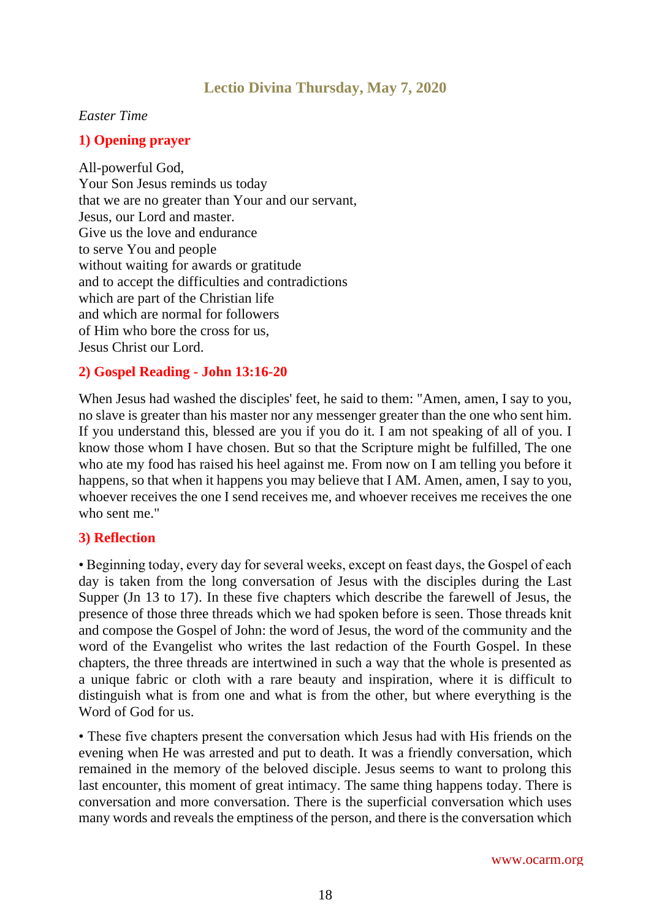## Lectio Divina Thursday, May 7, 2020

*Easter Time*

### 1) Opening prayer

All-powerful God,
Your Son Jesus reminds us today
that we are no greater than Your and our servant,
Jesus, our Lord and master.
Give us the love and endurance
to serve You and people
without waiting for awards or gratitude
and to accept the difficulties and contradictions
which are part of the Christian life
and which are normal for followers
of Him who bore the cross for us,
Jesus Christ our Lord.

### 2) Gospel Reading - John 13:16-20

When Jesus had washed the disciples' feet, he said to them: "Amen, amen, I say to you, no slave is greater than his master nor any messenger greater than the one who sent him. If you understand this, blessed are you if you do it. I am not speaking of all of you. I know those whom I have chosen. But so that the Scripture might be fulfilled, The one who ate my food has raised his heel against me. From now on I am telling you before it happens, so that when it happens you may believe that I AM. Amen, amen, I say to you, whoever receives the one I send receives me, and whoever receives me receives the one who sent me."

### 3) Reflection

• Beginning today, every day for several weeks, except on feast days, the Gospel of each day is taken from the long conversation of Jesus with the disciples during the Last Supper (Jn 13 to 17). In these five chapters which describe the farewell of Jesus, the presence of those three threads which we had spoken before is seen. Those threads knit and compose the Gospel of John: the word of Jesus, the word of the community and the word of the Evangelist who writes the last redaction of the Fourth Gospel. In these chapters, the three threads are intertwined in such a way that the whole is presented as a unique fabric or cloth with a rare beauty and inspiration, where it is difficult to distinguish what is from one and what is from the other, but where everything is the Word of God for us.

• These five chapters present the conversation which Jesus had with His friends on the evening when He was arrested and put to death. It was a friendly conversation, which remained in the memory of the beloved disciple. Jesus seems to want to prolong this last encounter, this moment of great intimacy. The same thing happens today. There is conversation and more conversation. There is the superficial conversation which uses many words and reveals the emptiness of the person, and there is the conversation which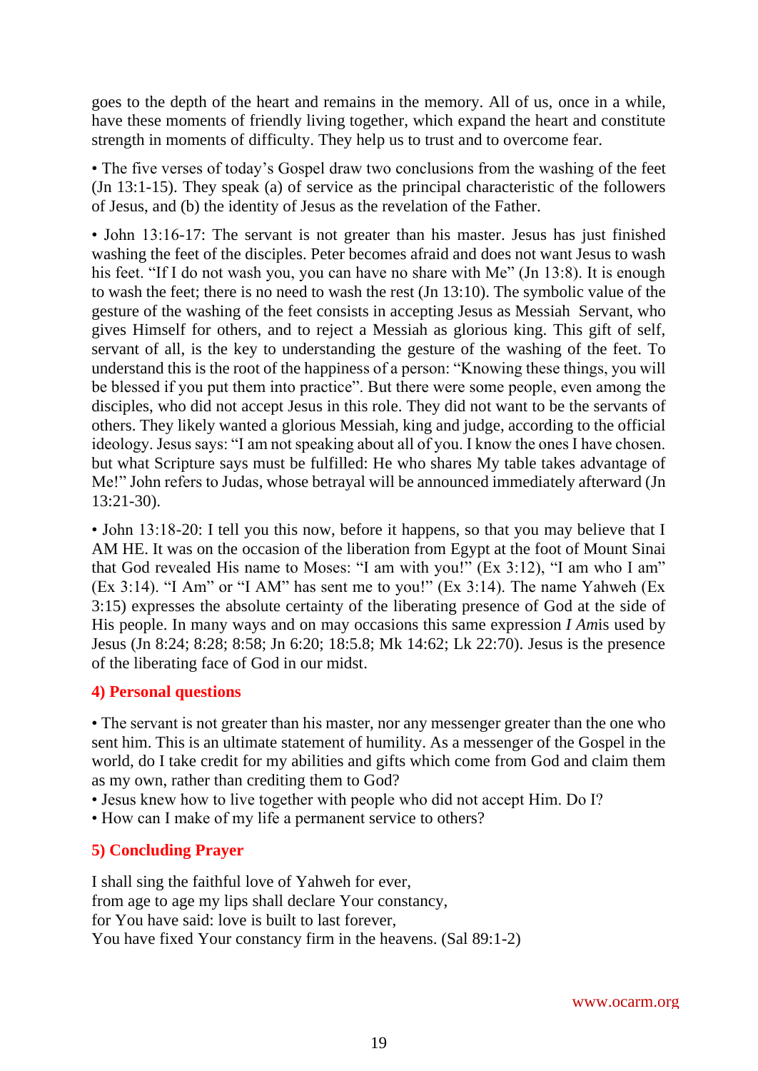goes to the depth of the heart and remains in the memory. All of us, once in a while, have these moments of friendly living together, which expand the heart and constitute strength in moments of difficulty. They help us to trust and to overcome fear.

• The five verses of today's Gospel draw two conclusions from the washing of the feet (Jn 13:1-15). They speak (a) of service as the principal characteristic of the followers of Jesus, and (b) the identity of Jesus as the revelation of the Father.

• John 13:16-17: The servant is not greater than his master. Jesus has just finished washing the feet of the disciples. Peter becomes afraid and does not want Jesus to wash his feet. "If I do not wash you, you can have no share with Me" (Jn 13:8). It is enough to wash the feet; there is no need to wash the rest (Jn 13:10). The symbolic value of the gesture of the washing of the feet consists in accepting Jesus as Messiah Servant, who gives Himself for others, and to reject a Messiah as glorious king. This gift of self, servant of all, is the key to understanding the gesture of the washing of the feet. To understand this is the root of the happiness of a person: "Knowing these things, you will be blessed if you put them into practice". But there were some people, even among the disciples, who did not accept Jesus in this role. They did not want to be the servants of others. They likely wanted a glorious Messiah, king and judge, according to the official ideology. Jesus says: "I am not speaking about all of you. I know the ones I have chosen. but what Scripture says must be fulfilled: He who shares My table takes advantage of Me!" John refers to Judas, whose betrayal will be announced immediately afterward (Jn 13:21-30).

• John 13:18-20: I tell you this now, before it happens, so that you may believe that I AM HE. It was on the occasion of the liberation from Egypt at the foot of Mount Sinai that God revealed His name to Moses: "I am with you!" (Ex 3:12), "I am who I am" (Ex 3:14). "I Am" or "I AM" has sent me to you!" (Ex 3:14). The name Yahweh (Ex 3:15) expresses the absolute certainty of the liberating presence of God at the side of His people. In many ways and on may occasions this same expression *I Am*is used by Jesus (Jn 8:24; 8:28; 8:58; Jn 6:20; 18:5.8; Mk 14:62; Lk 22:70). Jesus is the presence of the liberating face of God in our midst.

## 4) Personal questions

• The servant is not greater than his master, nor any messenger greater than the one who sent him. This is an ultimate statement of humility. As a messenger of the Gospel in the world, do I take credit for my abilities and gifts which come from God and claim them as my own, rather than crediting them to God?
• Jesus knew how to live together with people who did not accept Him. Do I?
• How can I make of my life a permanent service to others?

## 5) Concluding Prayer

I shall sing the faithful love of Yahweh for ever,
from age to age my lips shall declare Your constancy,
for You have said: love is built to last forever,
You have fixed Your constancy firm in the heavens. (Sal 89:1-2)

www.ocarm.org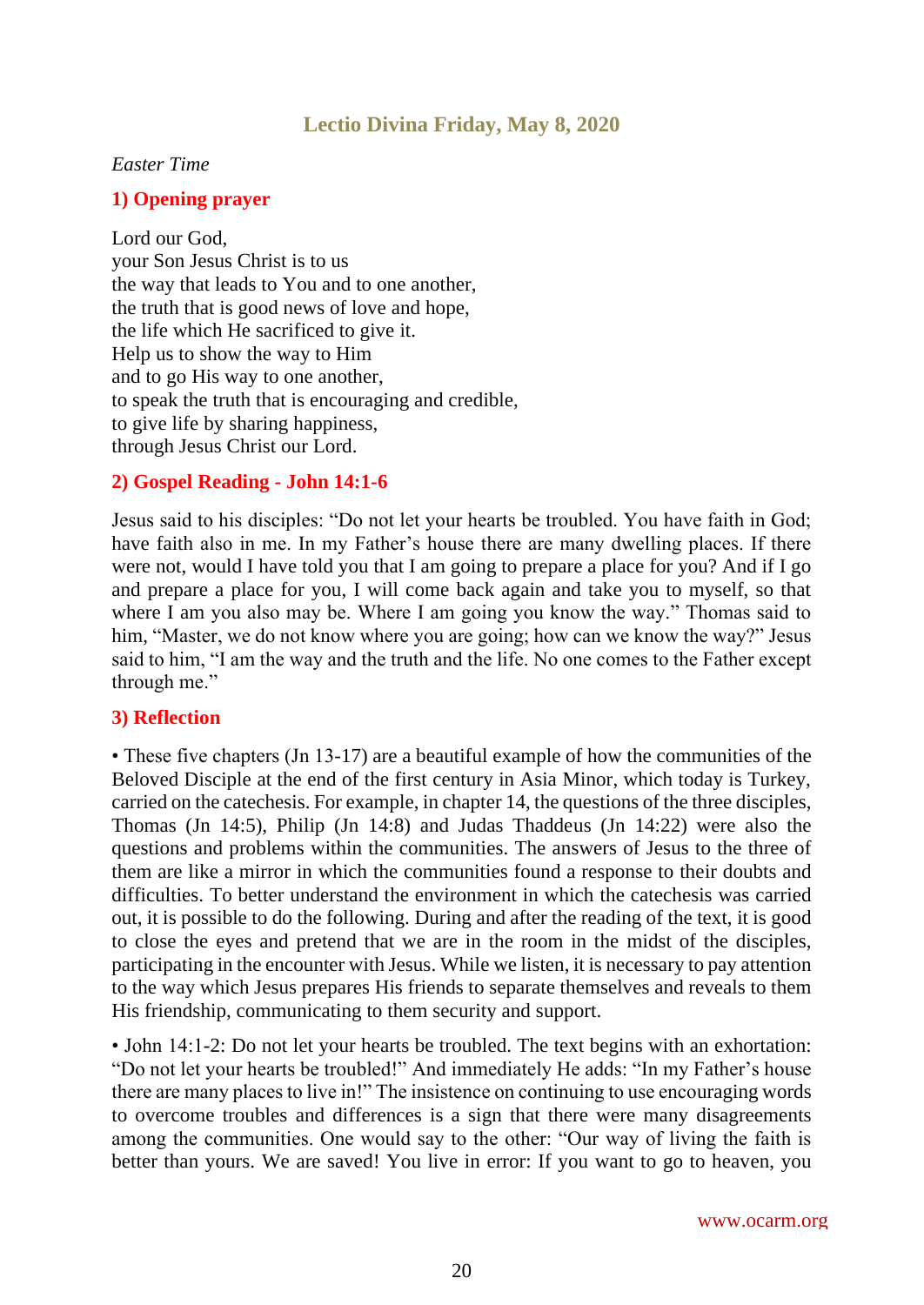## Lectio Divina Friday, May 8, 2020

*Easter Time*

### 1) Opening prayer

Lord our God,
your Son Jesus Christ is to us
the way that leads to You and to one another,
the truth that is good news of love and hope,
the life which He sacrificed to give it.
Help us to show the way to Him
and to go His way to one another,
to speak the truth that is encouraging and credible,
to give life by sharing happiness,
through Jesus Christ our Lord.

### 2) Gospel Reading - John 14:1-6

Jesus said to his disciples: "Do not let your hearts be troubled. You have faith in God; have faith also in me. In my Father's house there are many dwelling places. If there were not, would I have told you that I am going to prepare a place for you? And if I go and prepare a place for you, I will come back again and take you to myself, so that where I am you also may be. Where I am going you know the way." Thomas said to him, "Master, we do not know where you are going; how can we know the way?" Jesus said to him, "I am the way and the truth and the life. No one comes to the Father except through me."

### 3) Reflection

• These five chapters (Jn 13-17) are a beautiful example of how the communities of the Beloved Disciple at the end of the first century in Asia Minor, which today is Turkey, carried on the catechesis. For example, in chapter 14, the questions of the three disciples, Thomas (Jn 14:5), Philip (Jn 14:8) and Judas Thaddeus (Jn 14:22) were also the questions and problems within the communities. The answers of Jesus to the three of them are like a mirror in which the communities found a response to their doubts and difficulties. To better understand the environment in which the catechesis was carried out, it is possible to do the following. During and after the reading of the text, it is good to close the eyes and pretend that we are in the room in the midst of the disciples, participating in the encounter with Jesus. While we listen, it is necessary to pay attention to the way which Jesus prepares His friends to separate themselves and reveals to them His friendship, communicating to them security and support.

• John 14:1-2: Do not let your hearts be troubled. The text begins with an exhortation: "Do not let your hearts be troubled!" And immediately He adds: "In my Father's house there are many places to live in!" The insistence on continuing to use encouraging words to overcome troubles and differences is a sign that there were many disagreements among the communities. One would say to the other: "Our way of living the faith is better than yours. We are saved! You live in error: If you want to go to heaven, you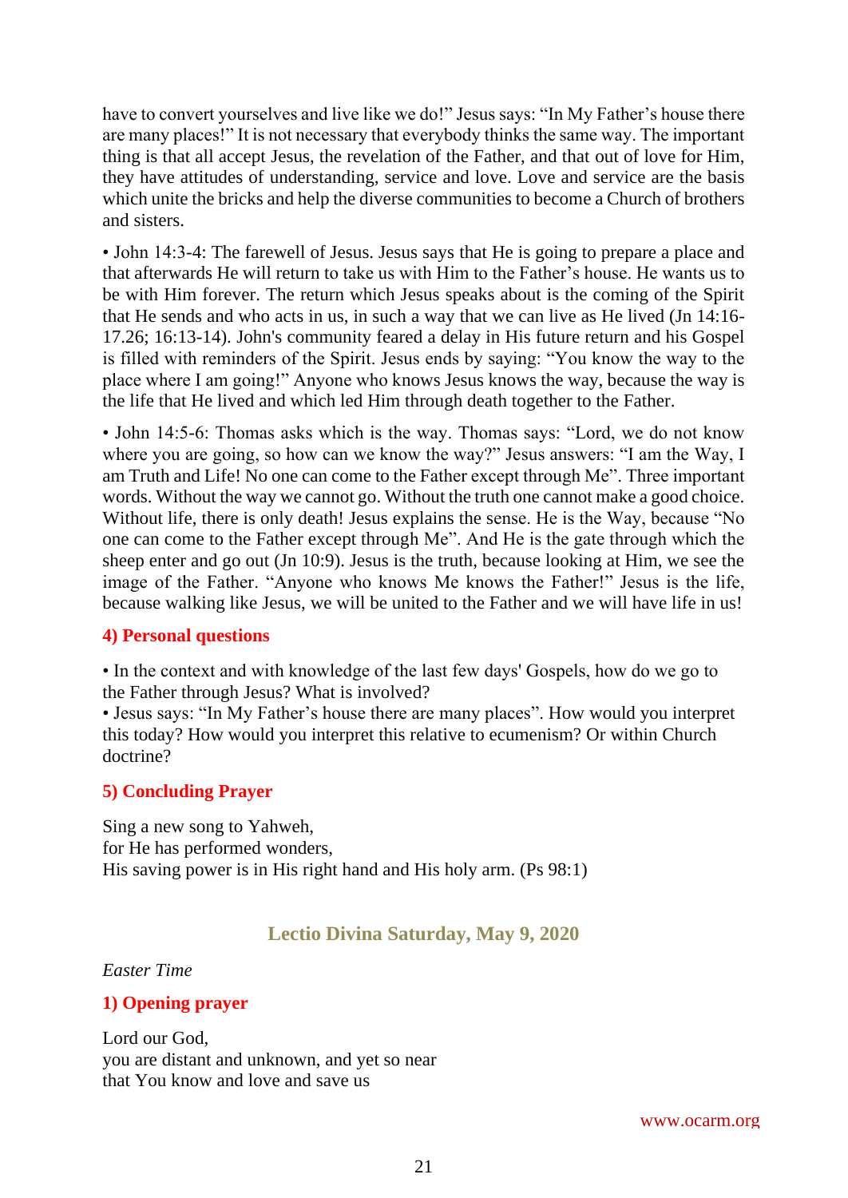have to convert yourselves and live like we do!" Jesus says: "In My Father's house there are many places!" It is not necessary that everybody thinks the same way. The important thing is that all accept Jesus, the revelation of the Father, and that out of love for Him, they have attitudes of understanding, service and love. Love and service are the basis which unite the bricks and help the diverse communities to become a Church of brothers and sisters.

• John 14:3-4: The farewell of Jesus. Jesus says that He is going to prepare a place and that afterwards He will return to take us with Him to the Father's house. He wants us to be with Him forever. The return which Jesus speaks about is the coming of the Spirit that He sends and who acts in us, in such a way that we can live as He lived (Jn 14:16-17.26; 16:13-14). John's community feared a delay in His future return and his Gospel is filled with reminders of the Spirit. Jesus ends by saying: "You know the way to the place where I am going!" Anyone who knows Jesus knows the way, because the way is the life that He lived and which led Him through death together to the Father.

• John 14:5-6: Thomas asks which is the way. Thomas says: "Lord, we do not know where you are going, so how can we know the way?" Jesus answers: "I am the Way, I am Truth and Life! No one can come to the Father except through Me". Three important words. Without the way we cannot go. Without the truth one cannot make a good choice. Without life, there is only death! Jesus explains the sense. He is the Way, because "No one can come to the Father except through Me". And He is the gate through which the sheep enter and go out (Jn 10:9). Jesus is the truth, because looking at Him, we see the image of the Father. "Anyone who knows Me knows the Father!" Jesus is the life, because walking like Jesus, we will be united to the Father and we will have life in us!

### 4) Personal questions

• In the context and with knowledge of the last few days' Gospels, how do we go to the Father through Jesus? What is involved?
• Jesus says: "In My Father's house there are many places". How would you interpret this today? How would you interpret this relative to ecumenism? Or within Church doctrine?

### 5) Concluding Prayer

Sing a new song to Yahweh,
for He has performed wonders,
His saving power is in His right hand and His holy arm. (Ps 98:1)

## Lectio Divina Saturday, May 9, 2020

*Easter Time*

### 1) Opening prayer

Lord our God,
you are distant and unknown, and yet so near
that You know and love and save us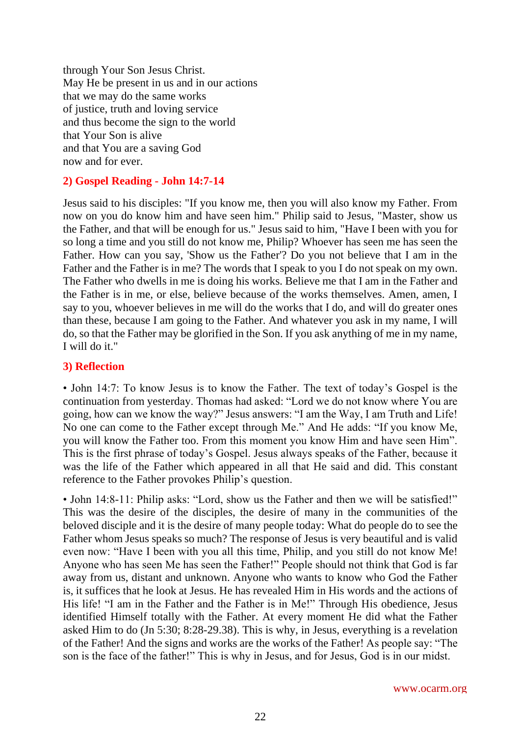through Your Son Jesus Christ.
May He be present in us and in our actions
that we may do the same works
of justice, truth and loving service
and thus become the sign to the world
that Your Son is alive
and that You are a saving God
now and for ever.

## 2) Gospel Reading - John 14:7-14

Jesus said to his disciples: "If you know me, then you will also know my Father. From now on you do know him and have seen him." Philip said to Jesus, "Master, show us the Father, and that will be enough for us." Jesus said to him, "Have I been with you for so long a time and you still do not know me, Philip? Whoever has seen me has seen the Father. How can you say, 'Show us the Father'? Do you not believe that I am in the Father and the Father is in me? The words that I speak to you I do not speak on my own. The Father who dwells in me is doing his works. Believe me that I am in the Father and the Father is in me, or else, believe because of the works themselves. Amen, amen, I say to you, whoever believes in me will do the works that I do, and will do greater ones than these, because I am going to the Father. And whatever you ask in my name, I will do, so that the Father may be glorified in the Son. If you ask anything of me in my name, I will do it."

## 3) Reflection

• John 14:7: To know Jesus is to know the Father. The text of today's Gospel is the continuation from yesterday. Thomas had asked: "Lord we do not know where You are going, how can we know the way?" Jesus answers: "I am the Way, I am Truth and Life! No one can come to the Father except through Me." And He adds: "If you know Me, you will know the Father too. From this moment you know Him and have seen Him". This is the first phrase of today's Gospel. Jesus always speaks of the Father, because it was the life of the Father which appeared in all that He said and did. This constant reference to the Father provokes Philip's question.

• John 14:8-11: Philip asks: "Lord, show us the Father and then we will be satisfied!" This was the desire of the disciples, the desire of many in the communities of the beloved disciple and it is the desire of many people today: What do people do to see the Father whom Jesus speaks so much? The response of Jesus is very beautiful and is valid even now: "Have I been with you all this time, Philip, and you still do not know Me! Anyone who has seen Me has seen the Father!" People should not think that God is far away from us, distant and unknown. Anyone who wants to know who God the Father is, it suffices that he look at Jesus. He has revealed Him in His words and the actions of His life! "I am in the Father and the Father is in Me!" Through His obedience, Jesus identified Himself totally with the Father. At every moment He did what the Father asked Him to do (Jn 5:30; 8:28-29.38). This is why, in Jesus, everything is a revelation of the Father! And the signs and works are the works of the Father! As people say: "The son is the face of the father!" This is why in Jesus, and for Jesus, God is in our midst.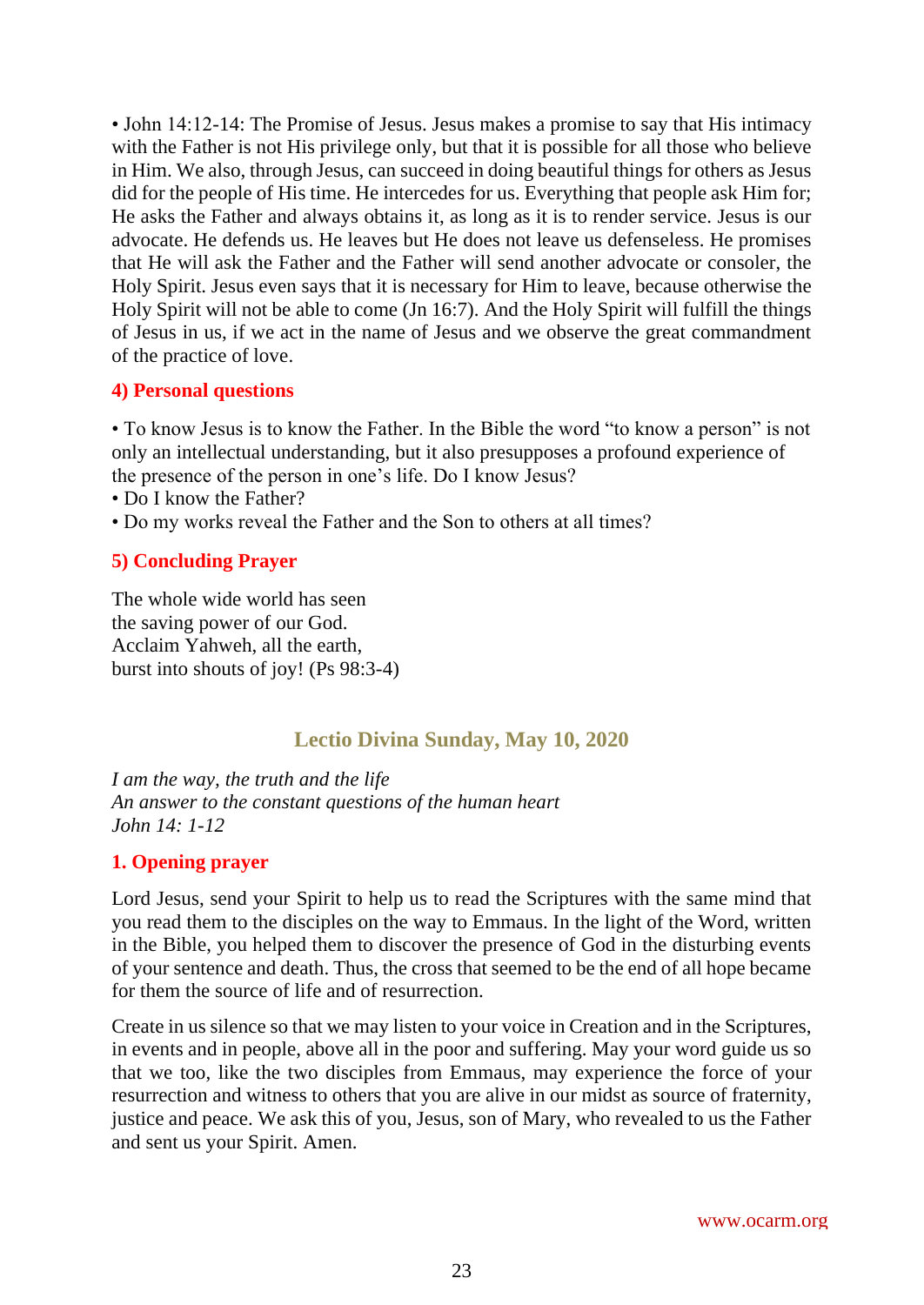• John 14:12-14: The Promise of Jesus. Jesus makes a promise to say that His intimacy with the Father is not His privilege only, but that it is possible for all those who believe in Him. We also, through Jesus, can succeed in doing beautiful things for others as Jesus did for the people of His time. He intercedes for us. Everything that people ask Him for; He asks the Father and always obtains it, as long as it is to render service. Jesus is our advocate. He defends us. He leaves but He does not leave us defenseless. He promises that He will ask the Father and the Father will send another advocate or consoler, the Holy Spirit. Jesus even says that it is necessary for Him to leave, because otherwise the Holy Spirit will not be able to come (Jn 16:7). And the Holy Spirit will fulfill the things of Jesus in us, if we act in the name of Jesus and we observe the great commandment of the practice of love.

### 4) Personal questions

• To know Jesus is to know the Father. In the Bible the word "to know a person" is not only an intellectual understanding, but it also presupposes a profound experience of the presence of the person in one's life. Do I know Jesus?
• Do I know the Father?
• Do my works reveal the Father and the Son to others at all times?

### 5) Concluding Prayer

The whole wide world has seen
the saving power of our God.
Acclaim Yahweh, all the earth,
burst into shouts of joy! (Ps 98:3-4)

## Lectio Divina Sunday, May 10, 2020

*I am the way, the truth and the life*
*An answer to the constant questions of the human heart*
*John 14: 1-12*

### 1. Opening prayer

Lord Jesus, send your Spirit to help us to read the Scriptures with the same mind that you read them to the disciples on the way to Emmaus. In the light of the Word, written in the Bible, you helped them to discover the presence of God in the disturbing events of your sentence and death. Thus, the cross that seemed to be the end of all hope became for them the source of life and of resurrection.

Create in us silence so that we may listen to your voice in Creation and in the Scriptures, in events and in people, above all in the poor and suffering. May your word guide us so that we too, like the two disciples from Emmaus, may experience the force of your resurrection and witness to others that you are alive in our midst as source of fraternity, justice and peace. We ask this of you, Jesus, son of Mary, who revealed to us the Father and sent us your Spirit. Amen.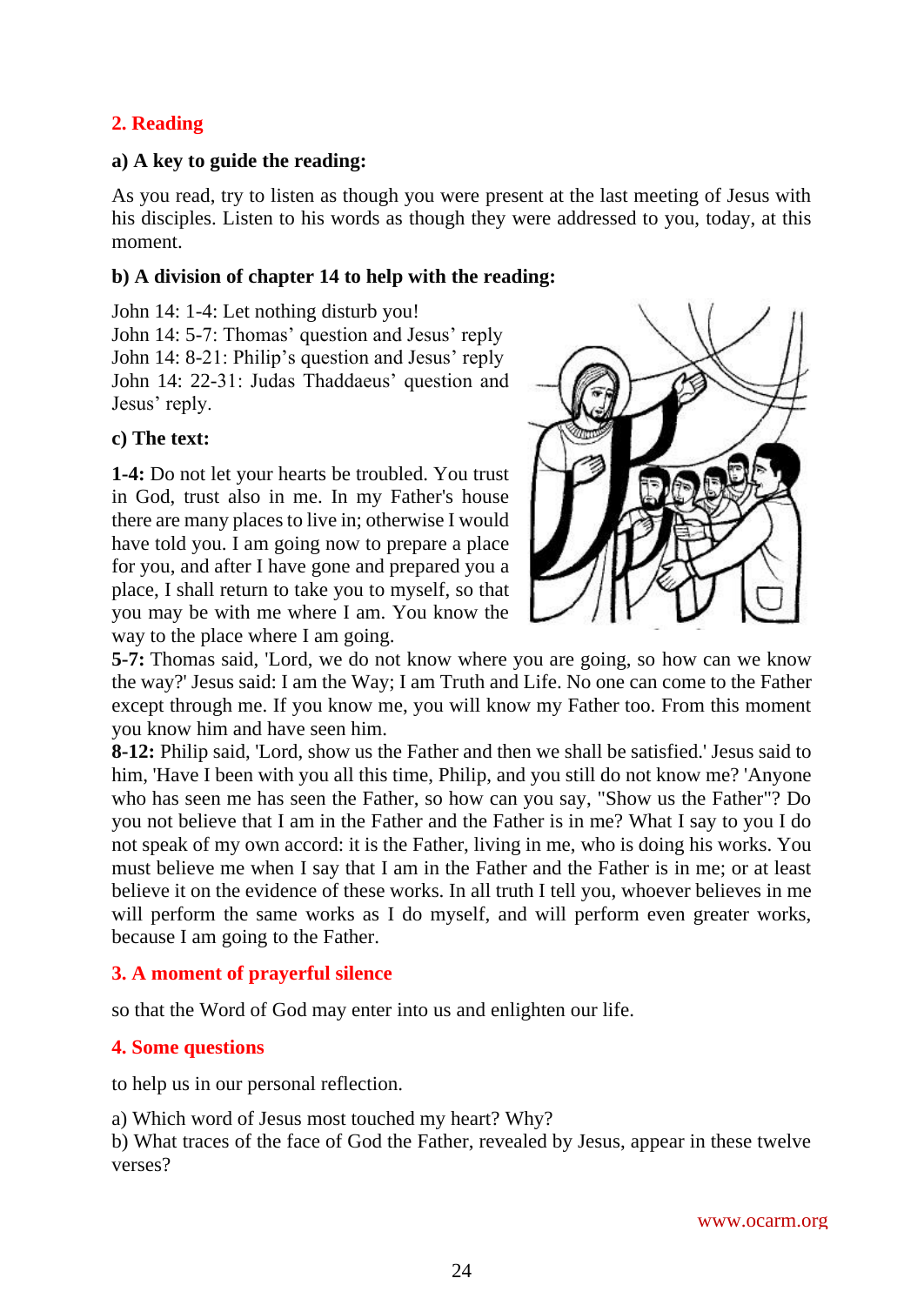## 2. Reading

### a) A key to guide the reading:

As you read, try to listen as though you were present at the last meeting of Jesus with his disciples. Listen to his words as though they were addressed to you, today, at this moment.

### b) A division of chapter 14 to help with the reading:

John 14: 1-4: Let nothing disturb you!
John 14: 5-7: Thomas' question and Jesus' reply
John 14: 8-21: Philip's question and Jesus' reply
John 14: 22-31: Judas Thaddaeus' question and Jesus' reply.

### c) The text:

**1-4:** Do not let your hearts be troubled. You trust in God, trust also in me. In my Father's house there are many places to live in; otherwise I would have told you. I am going now to prepare a place for you, and after I have gone and prepared you a place, I shall return to take you to myself, so that you may be with me where I am. You know the way to the place where I am going.
**5-7:** Thomas said, 'Lord, we do not know where you are going, so how can we know the way?' Jesus said: I am the Way; I am Truth and Life. No one can come to the Father except through me. If you know me, you will know my Father too. From this moment you know him and have seen him.
**8-12:** Philip said, 'Lord, show us the Father and then we shall be satisfied.' Jesus said to him, 'Have I been with you all this time, Philip, and you still do not know me? 'Anyone who has seen me has seen the Father, so how can you say, "Show us the Father"? Do you not believe that I am in the Father and the Father is in me? What I say to you I do not speak of my own accord: it is the Father, living in me, who is doing his works. You must believe me when I say that I am in the Father and the Father is in me; or at least believe it on the evidence of these works. In all truth I tell you, whoever believes in me will perform the same works as I do myself, and will perform even greater works, because I am going to the Father.

## 3. A moment of prayerful silence

so that the Word of God may enter into us and enlighten our life.

## 4. Some questions

to help us in our personal reflection.

a) Which word of Jesus most touched my heart? Why?
b) What traces of the face of God the Father, revealed by Jesus, appear in these twelve verses?

www.ocarm.org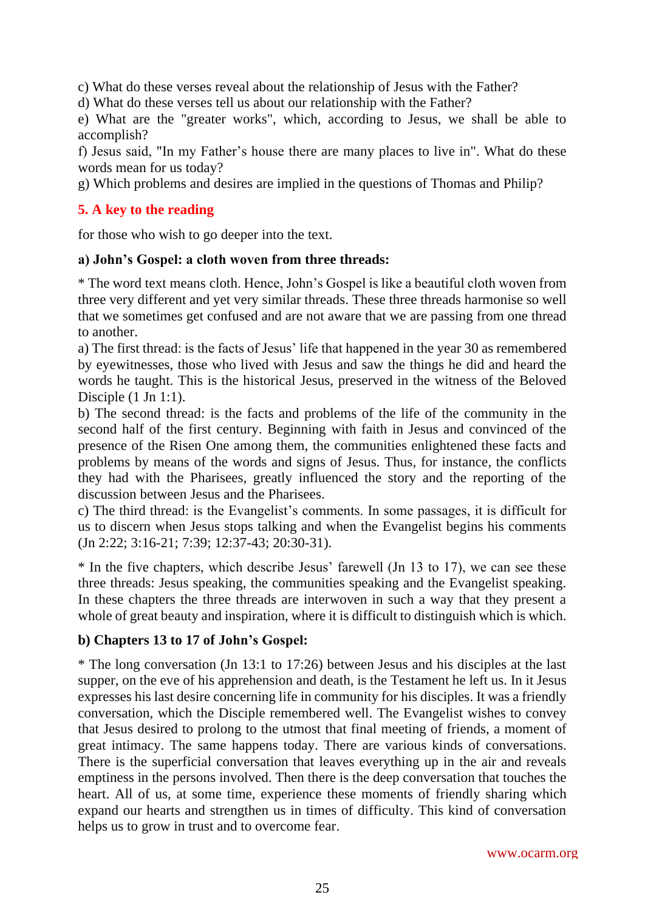c) What do these verses reveal about the relationship of Jesus with the Father?
d) What do these verses tell us about our relationship with the Father?
e) What are the "greater works", which, according to Jesus, we shall be able to accomplish?
f) Jesus said, "In my Father's house there are many places to live in". What do these words mean for us today?
g) Which problems and desires are implied in the questions of Thomas and Philip?

## 5. A key to the reading

for those who wish to go deeper into the text.

### a) John's Gospel: a cloth woven from three threads:

* The word text means cloth. Hence, John's Gospel is like a beautiful cloth woven from three very different and yet very similar threads. These three threads harmonise so well that we sometimes get confused and are not aware that we are passing from one thread to another.
a) The first thread: is the facts of Jesus' life that happened in the year 30 as remembered by eyewitnesses, those who lived with Jesus and saw the things he did and heard the words he taught. This is the historical Jesus, preserved in the witness of the Beloved Disciple (1 Jn 1:1).
b) The second thread: is the facts and problems of the life of the community in the second half of the first century. Beginning with faith in Jesus and convinced of the presence of the Risen One among them, the communities enlightened these facts and problems by means of the words and signs of Jesus. Thus, for instance, the conflicts they had with the Pharisees, greatly influenced the story and the reporting of the discussion between Jesus and the Pharisees.
c) The third thread: is the Evangelist's comments. In some passages, it is difficult for us to discern when Jesus stops talking and when the Evangelist begins his comments (Jn 2:22; 3:16-21; 7:39; 12:37-43; 20:30-31).

* In the five chapters, which describe Jesus' farewell (Jn 13 to 17), we can see these three threads: Jesus speaking, the communities speaking and the Evangelist speaking. In these chapters the three threads are interwoven in such a way that they present a whole of great beauty and inspiration, where it is difficult to distinguish which is which.

### b) Chapters 13 to 17 of John's Gospel:

* The long conversation (Jn 13:1 to 17:26) between Jesus and his disciples at the last supper, on the eve of his apprehension and death, is the Testament he left us. In it Jesus expresses his last desire concerning life in community for his disciples. It was a friendly conversation, which the Disciple remembered well. The Evangelist wishes to convey that Jesus desired to prolong to the utmost that final meeting of friends, a moment of great intimacy. The same happens today. There are various kinds of conversations. There is the superficial conversation that leaves everything up in the air and reveals emptiness in the persons involved. Then there is the deep conversation that touches the heart. All of us, at some time, experience these moments of friendly sharing which expand our hearts and strengthen us in times of difficulty. This kind of conversation helps us to grow in trust and to overcome fear.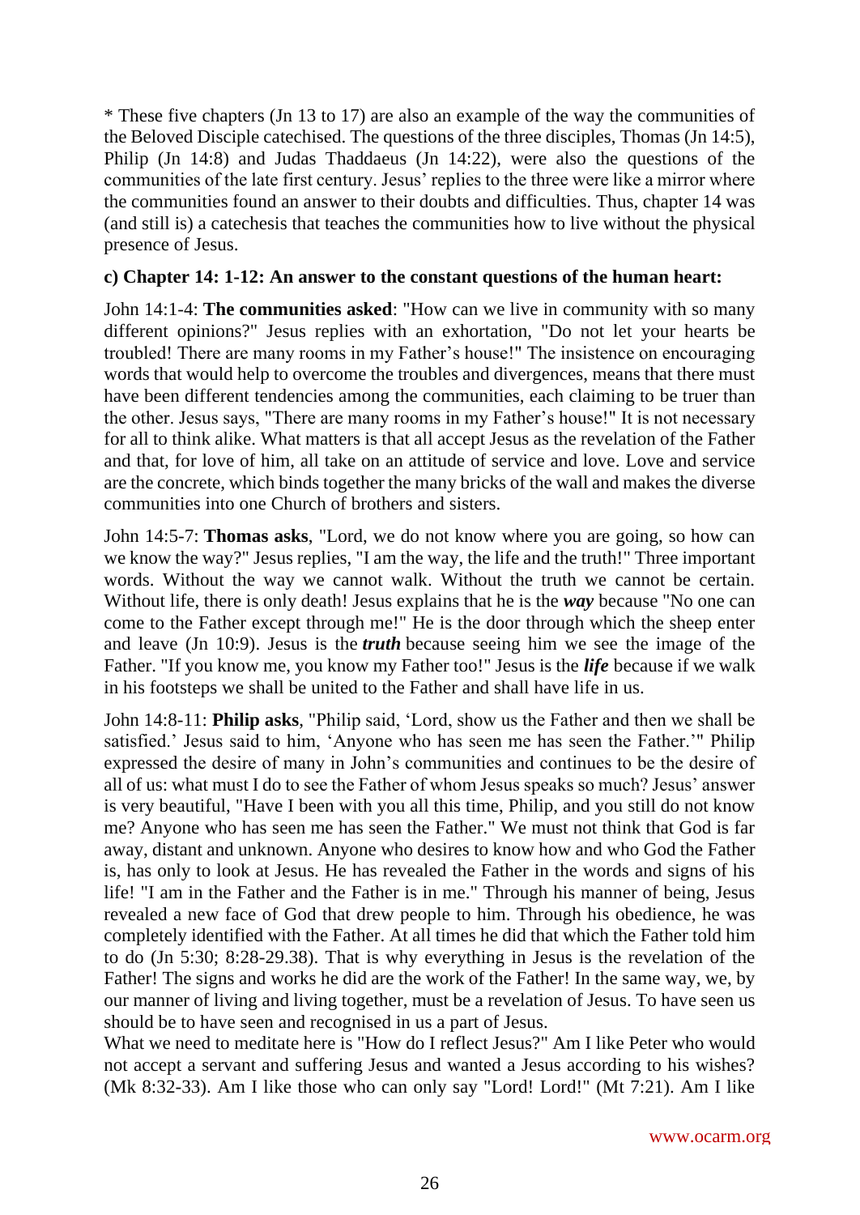* These five chapters (Jn 13 to 17) are also an example of the way the communities of the Beloved Disciple catechised. The questions of the three disciples, Thomas (Jn 14:5), Philip (Jn 14:8) and Judas Thaddaeus (Jn 14:22), were also the questions of the communities of the late first century. Jesus' replies to the three were like a mirror where the communities found an answer to their doubts and difficulties. Thus, chapter 14 was (and still is) a catechesis that teaches the communities how to live without the physical presence of Jesus.

**c) Chapter 14: 1-12: An answer to the constant questions of the human heart:**

John 14:1-4: **The communities asked**: "How can we live in community with so many different opinions?" Jesus replies with an exhortation, "Do not let your hearts be troubled! There are many rooms in my Father's house!" The insistence on encouraging words that would help to overcome the troubles and divergences, means that there must have been different tendencies among the communities, each claiming to be truer than the other. Jesus says, "There are many rooms in my Father's house!" It is not necessary for all to think alike. What matters is that all accept Jesus as the revelation of the Father and that, for love of him, all take on an attitude of service and love. Love and service are the concrete, which binds together the many bricks of the wall and makes the diverse communities into one Church of brothers and sisters.

John 14:5-7: **Thomas asks**, "Lord, we do not know where you are going, so how can we know the way?" Jesus replies, "I am the way, the life and the truth!" Three important words. Without the way we cannot walk. Without the truth we cannot be certain. Without life, there is only death! Jesus explains that he is the ***way*** because "No one can come to the Father except through me!" He is the door through which the sheep enter and leave (Jn 10:9). Jesus is the ***truth*** because seeing him we see the image of the Father. "If you know me, you know my Father too!" Jesus is the ***life*** because if we walk in his footsteps we shall be united to the Father and shall have life in us.

John 14:8-11: **Philip asks**, "Philip said, 'Lord, show us the Father and then we shall be satisfied.' Jesus said to him, 'Anyone who has seen me has seen the Father.'" Philip expressed the desire of many in John's communities and continues to be the desire of all of us: what must I do to see the Father of whom Jesus speaks so much? Jesus' answer is very beautiful, "Have I been with you all this time, Philip, and you still do not know me? Anyone who has seen me has seen the Father." We must not think that God is far away, distant and unknown. Anyone who desires to know how and who God the Father is, has only to look at Jesus. He has revealed the Father in the words and signs of his life! "I am in the Father and the Father is in me." Through his manner of being, Jesus revealed a new face of God that drew people to him. Through his obedience, he was completely identified with the Father. At all times he did that which the Father told him to do (Jn 5:30; 8:28-29.38). That is why everything in Jesus is the revelation of the Father! The signs and works he did are the work of the Father! In the same way, we, by our manner of living and living together, must be a revelation of Jesus. To have seen us should be to have seen and recognised in us a part of Jesus.

What we need to meditate here is "How do I reflect Jesus?" Am I like Peter who would not accept a servant and suffering Jesus and wanted a Jesus according to his wishes? (Mk 8:32-33). Am I like those who can only say "Lord! Lord!" (Mt 7:21). Am I like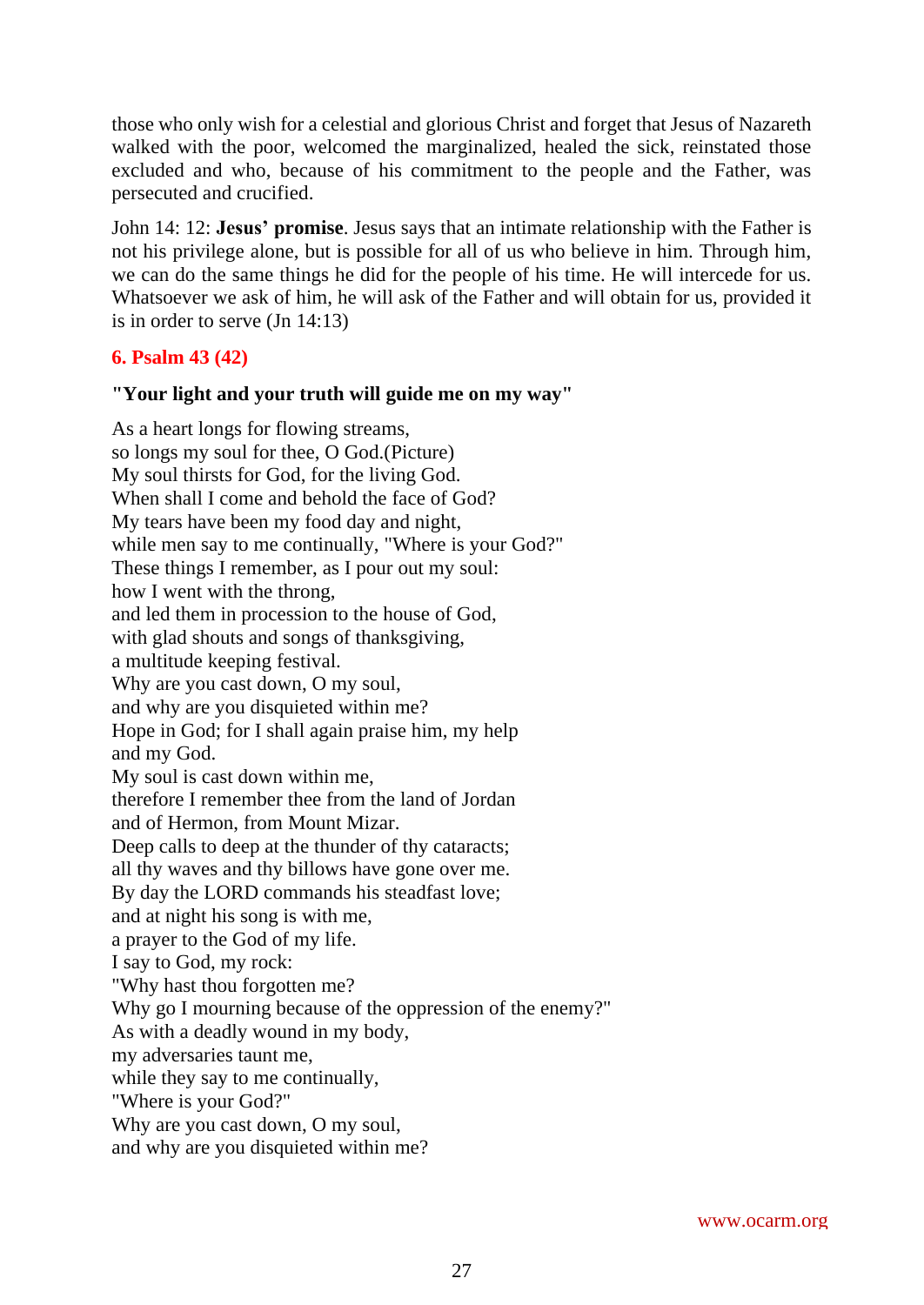those who only wish for a celestial and glorious Christ and forget that Jesus of Nazareth walked with the poor, welcomed the marginalized, healed the sick, reinstated those excluded and who, because of his commitment to the people and the Father, was persecuted and crucified.

John 14: 12: **Jesus' promise**. Jesus says that an intimate relationship with the Father is not his privilege alone, but is possible for all of us who believe in him. Through him, we can do the same things he did for the people of his time. He will intercede for us. Whatsoever we ask of him, he will ask of the Father and will obtain for us, provided it is in order to serve (Jn 14:13)

## 6. Psalm 43 (42)

**"Your light and your truth will guide me on my way"**

As a heart longs for flowing streams,
so longs my soul for thee, O God.(Picture)
My soul thirsts for God, for the living God.
When shall I come and behold the face of God?
My tears have been my food day and night,
while men say to me continually, "Where is your God?"
These things I remember, as I pour out my soul:
how I went with the throng,
and led them in procession to the house of God,
with glad shouts and songs of thanksgiving,
a multitude keeping festival.
Why are you cast down, O my soul,
and why are you disquieted within me?
Hope in God; for I shall again praise him, my help
and my God.
My soul is cast down within me,
therefore I remember thee from the land of Jordan
and of Hermon, from Mount Mizar.
Deep calls to deep at the thunder of thy cataracts;
all thy waves and thy billows have gone over me.
By day the LORD commands his steadfast love;
and at night his song is with me,
a prayer to the God of my life.
I say to God, my rock:
"Why hast thou forgotten me?
Why go I mourning because of the oppression of the enemy?"
As with a deadly wound in my body,
my adversaries taunt me,
while they say to me continually,
"Where is your God?"
Why are you cast down, O my soul,
and why are you disquieted within me?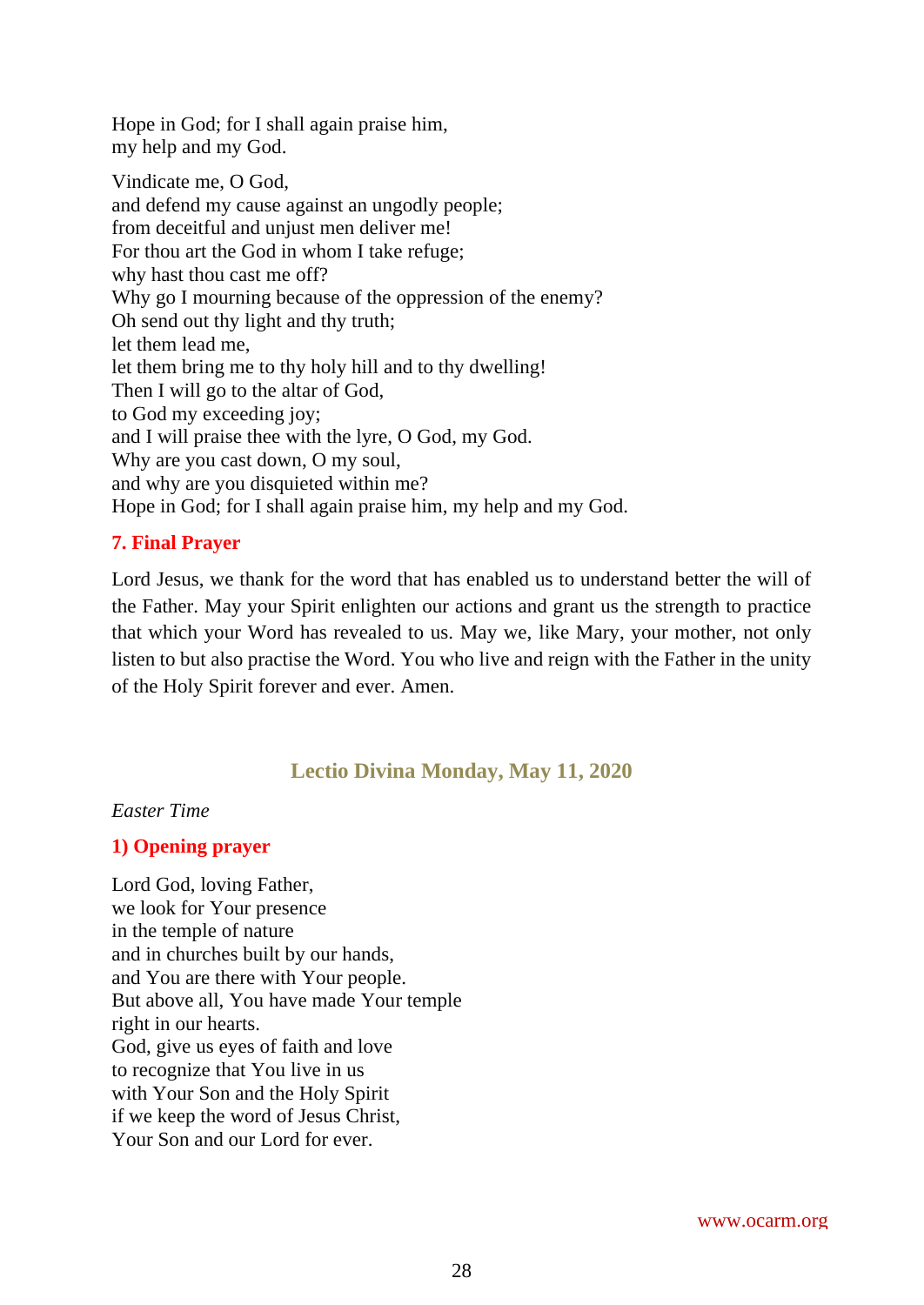Hope in God; for I shall again praise him,
my help and my God.

Vindicate me, O God,
and defend my cause against an ungodly people;
from deceitful and unjust men deliver me!
For thou art the God in whom I take refuge;
why hast thou cast me off?
Why go I mourning because of the oppression of the enemy?
Oh send out thy light and thy truth;
let them lead me,
let them bring me to thy holy hill and to thy dwelling!
Then I will go to the altar of God,
to God my exceeding joy;
and I will praise thee with the lyre, O God, my God.
Why are you cast down, O my soul,
and why are you disquieted within me?
Hope in God; for I shall again praise him, my help and my God.

### 7. Final Prayer

Lord Jesus, we thank for the word that has enabled us to understand better the will of the Father. May your Spirit enlighten our actions and grant us the strength to practice that which your Word has revealed to us. May we, like Mary, your mother, not only listen to but also practise the Word. You who live and reign with the Father in the unity of the Holy Spirit forever and ever. Amen.

## Lectio Divina Monday, May 11, 2020

*Easter Time*

### 1) Opening prayer

Lord God, loving Father,
we look for Your presence
in the temple of nature
and in churches built by our hands,
and You are there with Your people.
But above all, You have made Your temple
right in our hearts.
God, give us eyes of faith and love
to recognize that You live in us
with Your Son and the Holy Spirit
if we keep the word of Jesus Christ,
Your Son and our Lord for ever.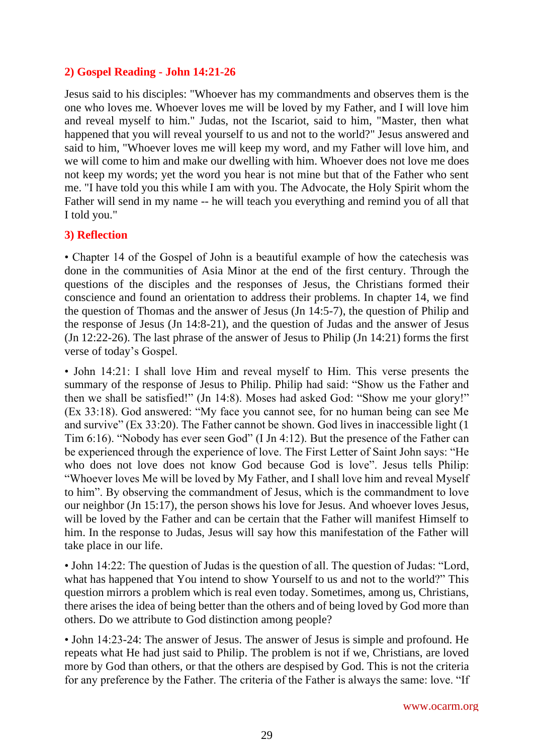## 2) Gospel Reading - John 14:21-26

Jesus said to his disciples: "Whoever has my commandments and observes them is the one who loves me. Whoever loves me will be loved by my Father, and I will love him and reveal myself to him." Judas, not the Iscariot, said to him, "Master, then what happened that you will reveal yourself to us and not to the world?" Jesus answered and said to him, "Whoever loves me will keep my word, and my Father will love him, and we will come to him and make our dwelling with him. Whoever does not love me does not keep my words; yet the word you hear is not mine but that of the Father who sent me. "I have told you this while I am with you. The Advocate, the Holy Spirit whom the Father will send in my name -- he will teach you everything and remind you of all that I told you."

## 3) Reflection

• Chapter 14 of the Gospel of John is a beautiful example of how the catechesis was done in the communities of Asia Minor at the end of the first century. Through the questions of the disciples and the responses of Jesus, the Christians formed their conscience and found an orientation to address their problems. In chapter 14, we find the question of Thomas and the answer of Jesus (Jn 14:5-7), the question of Philip and the response of Jesus (Jn 14:8-21), and the question of Judas and the answer of Jesus (Jn 12:22-26). The last phrase of the answer of Jesus to Philip (Jn 14:21) forms the first verse of today's Gospel.

• John 14:21: I shall love Him and reveal myself to Him. This verse presents the summary of the response of Jesus to Philip. Philip had said: "Show us the Father and then we shall be satisfied!" (Jn 14:8). Moses had asked God: "Show me your glory!" (Ex 33:18). God answered: "My face you cannot see, for no human being can see Me and survive" (Ex 33:20). The Father cannot be shown. God lives in inaccessible light (1 Tim 6:16). "Nobody has ever seen God" (I Jn 4:12). But the presence of the Father can be experienced through the experience of love. The First Letter of Saint John says: "He who does not love does not know God because God is love". Jesus tells Philip: "Whoever loves Me will be loved by My Father, and I shall love him and reveal Myself to him". By observing the commandment of Jesus, which is the commandment to love our neighbor (Jn 15:17), the person shows his love for Jesus. And whoever loves Jesus, will be loved by the Father and can be certain that the Father will manifest Himself to him. In the response to Judas, Jesus will say how this manifestation of the Father will take place in our life.

• John 14:22: The question of Judas is the question of all. The question of Judas: "Lord, what has happened that You intend to show Yourself to us and not to the world?" This question mirrors a problem which is real even today. Sometimes, among us, Christians, there arises the idea of being better than the others and of being loved by God more than others. Do we attribute to God distinction among people?

• John 14:23-24: The answer of Jesus. The answer of Jesus is simple and profound. He repeats what He had just said to Philip. The problem is not if we, Christians, are loved more by God than others, or that the others are despised by God. This is not the criteria for any preference by the Father. The criteria of the Father is always the same: love. "If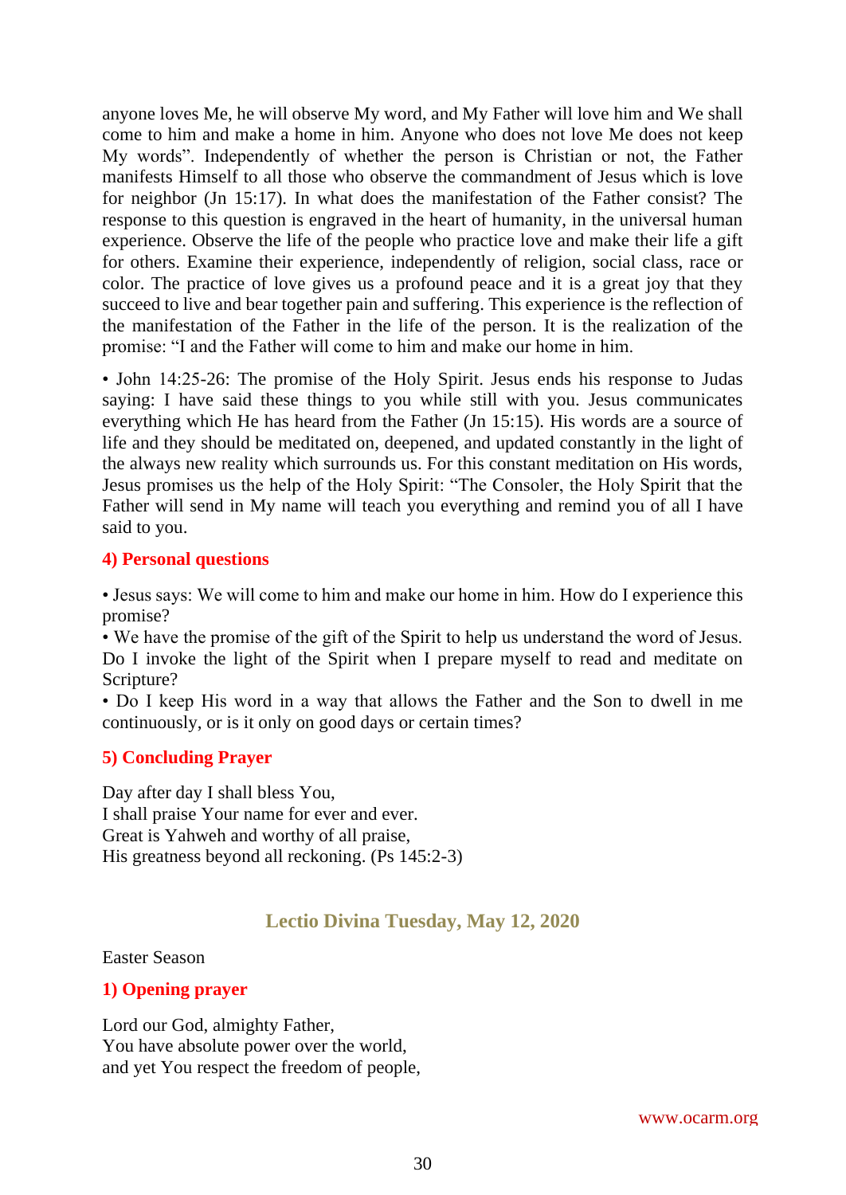anyone loves Me, he will observe My word, and My Father will love him and We shall come to him and make a home in him. Anyone who does not love Me does not keep My words". Independently of whether the person is Christian or not, the Father manifests Himself to all those who observe the commandment of Jesus which is love for neighbor (Jn 15:17). In what does the manifestation of the Father consist? The response to this question is engraved in the heart of humanity, in the universal human experience. Observe the life of the people who practice love and make their life a gift for others. Examine their experience, independently of religion, social class, race or color. The practice of love gives us a profound peace and it is a great joy that they succeed to live and bear together pain and suffering. This experience is the reflection of the manifestation of the Father in the life of the person. It is the realization of the promise: "I and the Father will come to him and make our home in him.

• John 14:25-26: The promise of the Holy Spirit. Jesus ends his response to Judas saying: I have said these things to you while still with you. Jesus communicates everything which He has heard from the Father (Jn 15:15). His words are a source of life and they should be meditated on, deepened, and updated constantly in the light of the always new reality which surrounds us. For this constant meditation on His words, Jesus promises us the help of the Holy Spirit: "The Consoler, the Holy Spirit that the Father will send in My name will teach you everything and remind you of all I have said to you.

### 4) Personal questions

• Jesus says: We will come to him and make our home in him. How do I experience this promise?
• We have the promise of the gift of the Spirit to help us understand the word of Jesus. Do I invoke the light of the Spirit when I prepare myself to read and meditate on Scripture?
• Do I keep His word in a way that allows the Father and the Son to dwell in me continuously, or is it only on good days or certain times?

### 5) Concluding Prayer

Day after day I shall bless You,
I shall praise Your name for ever and ever.
Great is Yahweh and worthy of all praise,
His greatness beyond all reckoning. (Ps 145:2-3)

## Lectio Divina Tuesday, May 12, 2020

Easter Season

### 1) Opening prayer

Lord our God, almighty Father,
You have absolute power over the world,
and yet You respect the freedom of people,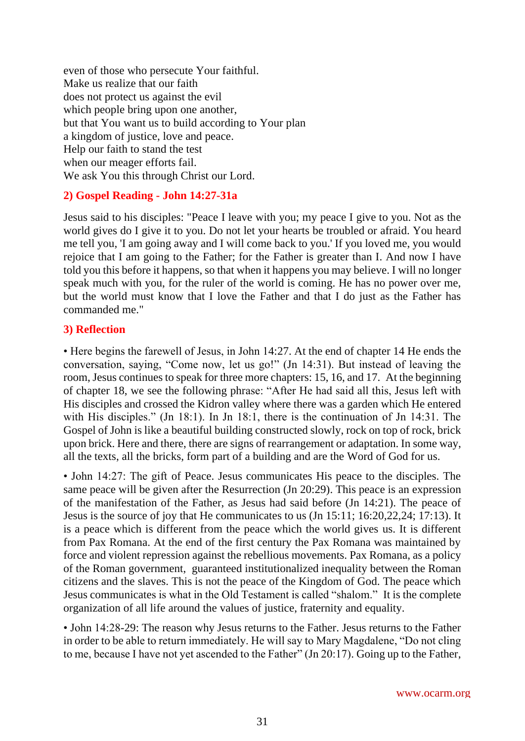even of those who persecute Your faithful.
Make us realize that our faith
does not protect us against the evil
which people bring upon one another,
but that You want us to build according to Your plan
a kingdom of justice, love and peace.
Help our faith to stand the test
when our meager efforts fail.
We ask You this through Christ our Lord.

## 2) Gospel Reading - John 14:27-31a

Jesus said to his disciples: "Peace I leave with you; my peace I give to you. Not as the world gives do I give it to you. Do not let your hearts be troubled or afraid. You heard me tell you, 'I am going away and I will come back to you.' If you loved me, you would rejoice that I am going to the Father; for the Father is greater than I. And now I have told you this before it happens, so that when it happens you may believe. I will no longer speak much with you, for the ruler of the world is coming. He has no power over me, but the world must know that I love the Father and that I do just as the Father has commanded me."

## 3) Reflection

• Here begins the farewell of Jesus, in John 14:27. At the end of chapter 14 He ends the conversation, saying, "Come now, let us go!" (Jn 14:31). But instead of leaving the room, Jesus continues to speak for three more chapters: 15, 16, and 17. At the beginning of chapter 18, we see the following phrase: "After He had said all this, Jesus left with His disciples and crossed the Kidron valley where there was a garden which He entered with His disciples." (Jn 18:1). In Jn 18:1, there is the continuation of Jn 14:31. The Gospel of John is like a beautiful building constructed slowly, rock on top of rock, brick upon brick. Here and there, there are signs of rearrangement or adaptation. In some way, all the texts, all the bricks, form part of a building and are the Word of God for us.

• John 14:27: The gift of Peace. Jesus communicates His peace to the disciples. The same peace will be given after the Resurrection (Jn 20:29). This peace is an expression of the manifestation of the Father, as Jesus had said before (Jn 14:21). The peace of Jesus is the source of joy that He communicates to us (Jn 15:11; 16:20,22,24; 17:13). It is a peace which is different from the peace which the world gives us. It is different from Pax Romana. At the end of the first century the Pax Romana was maintained by force and violent repression against the rebellious movements. Pax Romana, as a policy of the Roman government, guaranteed institutionalized inequality between the Roman citizens and the slaves. This is not the peace of the Kingdom of God. The peace which Jesus communicates is what in the Old Testament is called "shalom." It is the complete organization of all life around the values of justice, fraternity and equality.

• John 14:28-29: The reason why Jesus returns to the Father. Jesus returns to the Father in order to be able to return immediately. He will say to Mary Magdalene, "Do not cling to me, because I have not yet ascended to the Father" (Jn 20:17). Going up to the Father,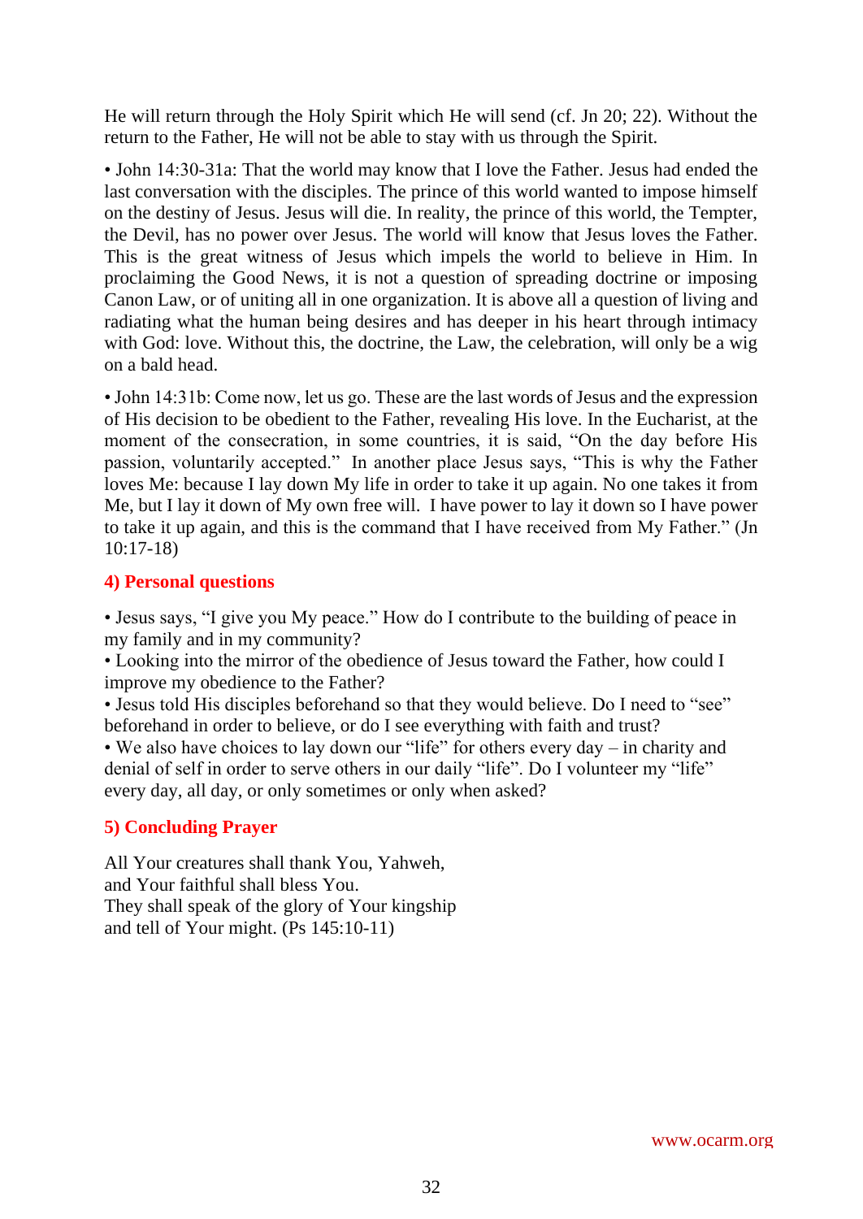He will return through the Holy Spirit which He will send (cf. Jn 20; 22). Without the return to the Father, He will not be able to stay with us through the Spirit.

• John 14:30-31a: That the world may know that I love the Father. Jesus had ended the last conversation with the disciples. The prince of this world wanted to impose himself on the destiny of Jesus. Jesus will die. In reality, the prince of this world, the Tempter, the Devil, has no power over Jesus. The world will know that Jesus loves the Father. This is the great witness of Jesus which impels the world to believe in Him. In proclaiming the Good News, it is not a question of spreading doctrine or imposing Canon Law, or of uniting all in one organization. It is above all a question of living and radiating what the human being desires and has deeper in his heart through intimacy with God: love. Without this, the doctrine, the Law, the celebration, will only be a wig on a bald head.

• John 14:31b: Come now, let us go. These are the last words of Jesus and the expression of His decision to be obedient to the Father, revealing His love. In the Eucharist, at the moment of the consecration, in some countries, it is said, "On the day before His passion, voluntarily accepted." In another place Jesus says, "This is why the Father loves Me: because I lay down My life in order to take it up again. No one takes it from Me, but I lay it down of My own free will. I have power to lay it down so I have power to take it up again, and this is the command that I have received from My Father." (Jn 10:17-18)

## 4) Personal questions

• Jesus says, "I give you My peace." How do I contribute to the building of peace in my family and in my community?
• Looking into the mirror of the obedience of Jesus toward the Father, how could I improve my obedience to the Father?
• Jesus told His disciples beforehand so that they would believe. Do I need to "see" beforehand in order to believe, or do I see everything with faith and trust?
• We also have choices to lay down our "life" for others every day – in charity and denial of self in order to serve others in our daily "life". Do I volunteer my "life" every day, all day, or only sometimes or only when asked?

## 5) Concluding Prayer

All Your creatures shall thank You, Yahweh,
and Your faithful shall bless You.
They shall speak of the glory of Your kingship
and tell of Your might. (Ps 145:10-11)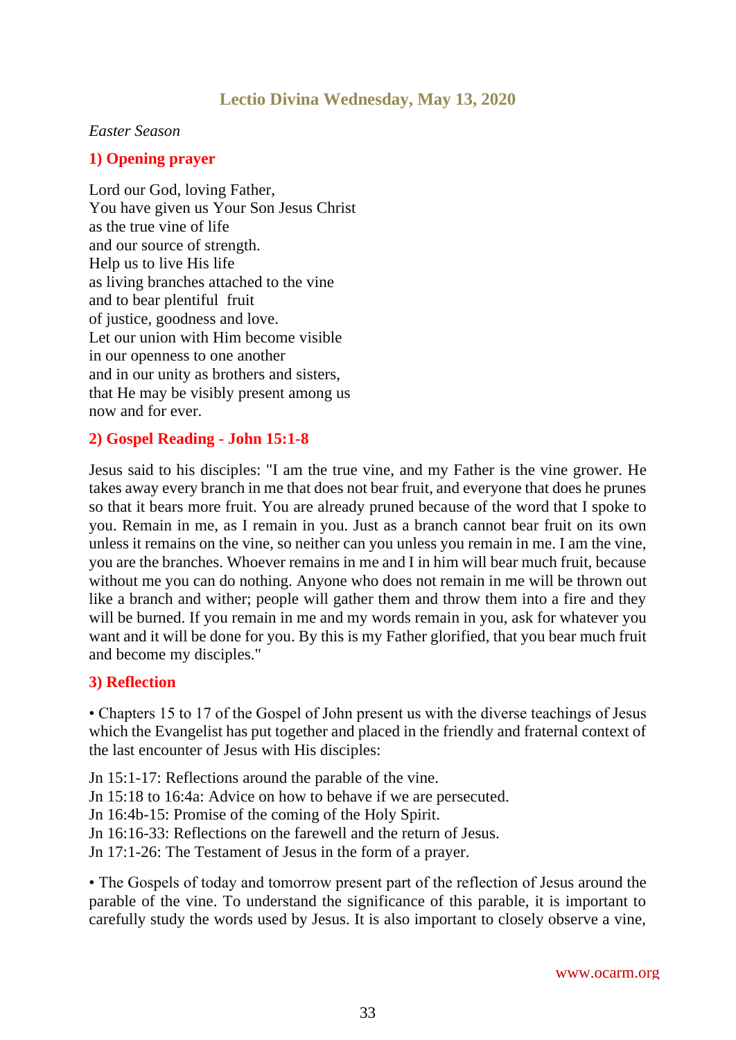## Lectio Divina Wednesday, May 13, 2020

*Easter Season*

### 1) Opening prayer

Lord our God, loving Father,
You have given us Your Son Jesus Christ
as the true vine of life
and our source of strength.
Help us to live His life
as living branches attached to the vine
and to bear plentiful fruit
of justice, goodness and love.
Let our union with Him become visible
in our openness to one another
and in our unity as brothers and sisters,
that He may be visibly present among us
now and for ever.

### 2) Gospel Reading - John 15:1-8

Jesus said to his disciples: "I am the true vine, and my Father is the vine grower. He takes away every branch in me that does not bear fruit, and everyone that does he prunes so that it bears more fruit. You are already pruned because of the word that I spoke to you. Remain in me, as I remain in you. Just as a branch cannot bear fruit on its own unless it remains on the vine, so neither can you unless you remain in me. I am the vine, you are the branches. Whoever remains in me and I in him will bear much fruit, because without me you can do nothing. Anyone who does not remain in me will be thrown out like a branch and wither; people will gather them and throw them into a fire and they will be burned. If you remain in me and my words remain in you, ask for whatever you want and it will be done for you. By this is my Father glorified, that you bear much fruit and become my disciples."

### 3) Reflection

• Chapters 15 to 17 of the Gospel of John present us with the diverse teachings of Jesus which the Evangelist has put together and placed in the friendly and fraternal context of the last encounter of Jesus with His disciples:

Jn 15:1-17: Reflections around the parable of the vine.
Jn 15:18 to 16:4a: Advice on how to behave if we are persecuted.
Jn 16:4b-15: Promise of the coming of the Holy Spirit.
Jn 16:16-33: Reflections on the farewell and the return of Jesus.
Jn 17:1-26: The Testament of Jesus in the form of a prayer.

• The Gospels of today and tomorrow present part of the reflection of Jesus around the parable of the vine. To understand the significance of this parable, it is important to carefully study the words used by Jesus. It is also important to closely observe a vine,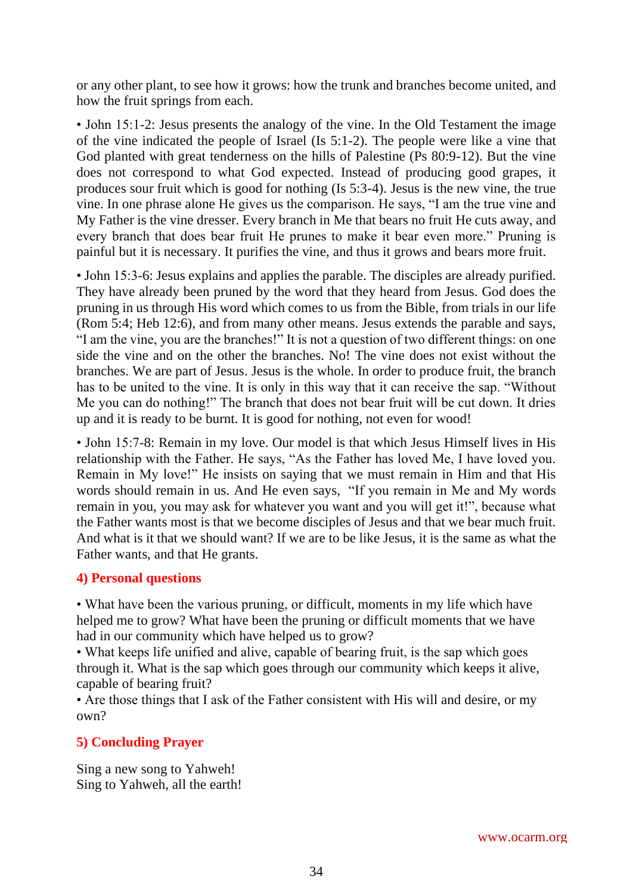or any other plant, to see how it grows: how the trunk and branches become united, and how the fruit springs from each.

• John 15:1-2: Jesus presents the analogy of the vine. In the Old Testament the image of the vine indicated the people of Israel (Is 5:1-2). The people were like a vine that God planted with great tenderness on the hills of Palestine (Ps 80:9-12). But the vine does not correspond to what God expected. Instead of producing good grapes, it produces sour fruit which is good for nothing (Is 5:3-4). Jesus is the new vine, the true vine. In one phrase alone He gives us the comparison. He says, "I am the true vine and My Father is the vine dresser. Every branch in Me that bears no fruit He cuts away, and every branch that does bear fruit He prunes to make it bear even more." Pruning is painful but it is necessary. It purifies the vine, and thus it grows and bears more fruit.

• John 15:3-6: Jesus explains and applies the parable. The disciples are already purified. They have already been pruned by the word that they heard from Jesus. God does the pruning in us through His word which comes to us from the Bible, from trials in our life (Rom 5:4; Heb 12:6), and from many other means. Jesus extends the parable and says, "I am the vine, you are the branches!" It is not a question of two different things: on one side the vine and on the other the branches. No! The vine does not exist without the branches. We are part of Jesus. Jesus is the whole. In order to produce fruit, the branch has to be united to the vine. It is only in this way that it can receive the sap. "Without Me you can do nothing!" The branch that does not bear fruit will be cut down. It dries up and it is ready to be burnt. It is good for nothing, not even for wood!

• John 15:7-8: Remain in my love. Our model is that which Jesus Himself lives in His relationship with the Father. He says, "As the Father has loved Me, I have loved you. Remain in My love!" He insists on saying that we must remain in Him and that His words should remain in us. And He even says, "If you remain in Me and My words remain in you, you may ask for whatever you want and you will get it!", because what the Father wants most is that we become disciples of Jesus and that we bear much fruit. And what is it that we should want? If we are to be like Jesus, it is the same as what the Father wants, and that He grants.

## 4) Personal questions

• What have been the various pruning, or difficult, moments in my life which have helped me to grow? What have been the pruning or difficult moments that we have had in our community which have helped us to grow?
• What keeps life unified and alive, capable of bearing fruit, is the sap which goes through it. What is the sap which goes through our community which keeps it alive, capable of bearing fruit?
• Are those things that I ask of the Father consistent with His will and desire, or my own?

## 5) Concluding Prayer

Sing a new song to Yahweh!
Sing to Yahweh, all the earth!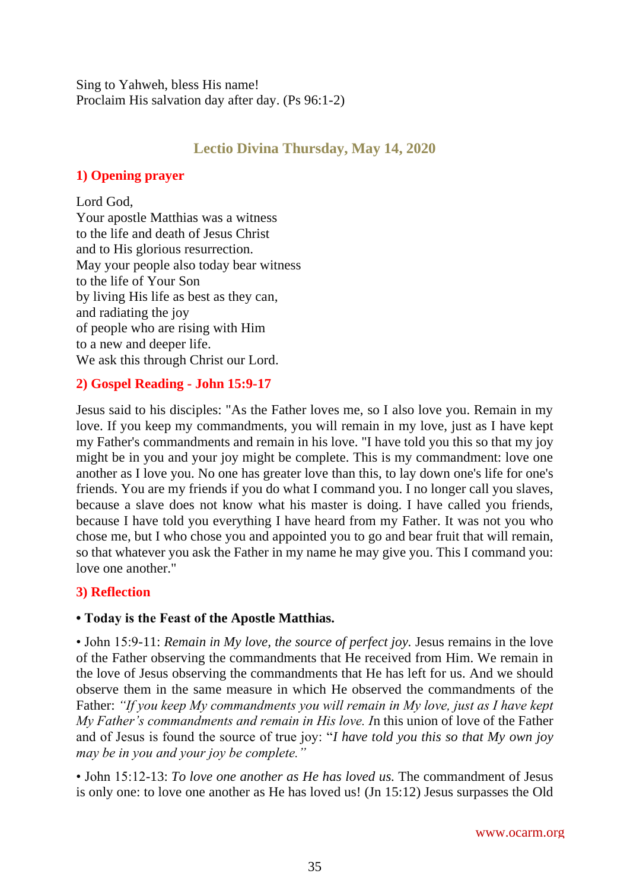Sing to Yahweh, bless His name!
Proclaim His salvation day after day. (Ps 96:1-2)

## Lectio Divina Thursday, May 14, 2020

### 1) Opening prayer

Lord God,
Your apostle Matthias was a witness
to the life and death of Jesus Christ
and to His glorious resurrection.
May your people also today bear witness
to the life of Your Son
by living His life as best as they can,
and radiating the joy
of people who are rising with Him
to a new and deeper life.
We ask this through Christ our Lord.

### 2) Gospel Reading - John 15:9-17

Jesus said to his disciples: "As the Father loves me, so I also love you. Remain in my love. If you keep my commandments, you will remain in my love, just as I have kept my Father's commandments and remain in his love. "I have told you this so that my joy might be in you and your joy might be complete. This is my commandment: love one another as I love you. No one has greater love than this, to lay down one's life for one's friends. You are my friends if you do what I command you. I no longer call you slaves, because a slave does not know what his master is doing. I have called you friends, because I have told you everything I have heard from my Father. It was not you who chose me, but I who chose you and appointed you to go and bear fruit that will remain, so that whatever you ask the Father in my name he may give you. This I command you: love one another."

### 3) Reflection

**• Today is the Feast of the Apostle Matthias.**

• John 15:9-11: *Remain in My love, the source of perfect joy.* Jesus remains in the love of the Father observing the commandments that He received from Him. We remain in the love of Jesus observing the commandments that He has left for us. And we should observe them in the same measure in which He observed the commandments of the Father: *"If you keep My commandments you will remain in My love, just as I have kept My Father's commandments and remain in His love. I*n this union of love of the Father and of Jesus is found the source of true joy: "*I have told you this so that My own joy may be in you and your joy be complete."*

• John 15:12-13: *To love one another as He has loved us.* The commandment of Jesus is only one: to love one another as He has loved us! (Jn 15:12) Jesus surpasses the Old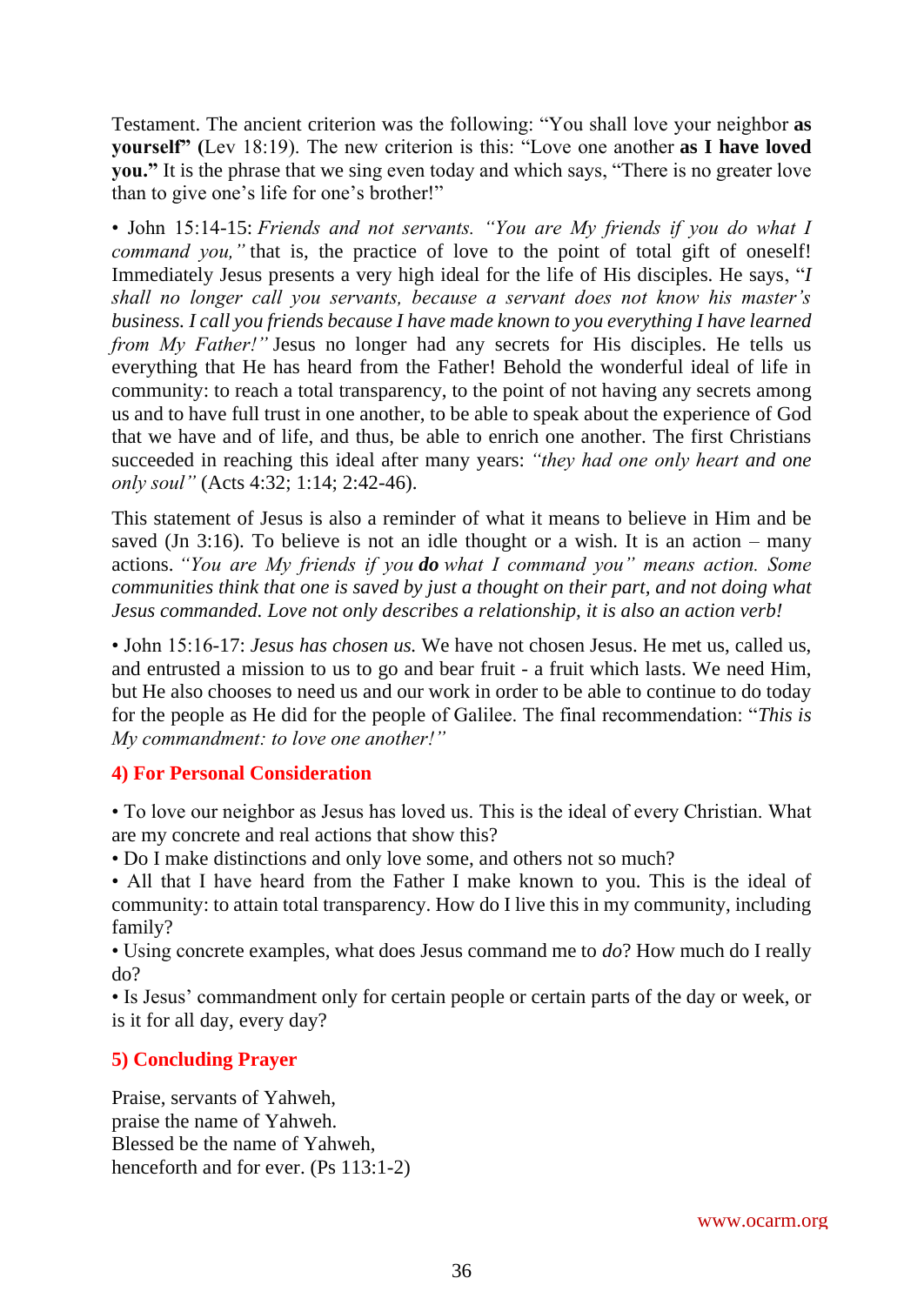Testament. The ancient criterion was the following: "You shall love your neighbor **as yourself" (**Lev 18:19). The new criterion is this: "Love one another **as I have loved you."** It is the phrase that we sing even today and which says, "There is no greater love than to give one's life for one's brother!"

• John 15:14-15: *Friends and not servants. "You are My friends if you do what I command you,"* that is, the practice of love to the point of total gift of oneself! Immediately Jesus presents a very high ideal for the life of His disciples. He says, "*I shall no longer call you servants, because a servant does not know his master's business. I call you friends because I have made known to you everything I have learned from My Father!"* Jesus no longer had any secrets for His disciples. He tells us everything that He has heard from the Father! Behold the wonderful ideal of life in community: to reach a total transparency, to the point of not having any secrets among us and to have full trust in one another, to be able to speak about the experience of God that we have and of life, and thus, be able to enrich one another. The first Christians succeeded in reaching this ideal after many years: *"they had one only heart and one only soul"* (Acts 4:32; 1:14; 2:42-46).

This statement of Jesus is also a reminder of what it means to believe in Him and be saved (Jn 3:16). To believe is not an idle thought or a wish. It is an action – many actions. *"You are My friends if you* ***do*** *what I command you" means action. Some communities think that one is saved by just a thought on their part, and not doing what Jesus commanded. Love not only describes a relationship, it is also an action verb!*

• John 15:16-17: *Jesus has chosen us.* We have not chosen Jesus. He met us, called us, and entrusted a mission to us to go and bear fruit - a fruit which lasts. We need Him, but He also chooses to need us and our work in order to be able to continue to do today for the people as He did for the people of Galilee. The final recommendation: "*This is My commandment: to love one another!"*

## 4) For Personal Consideration

• To love our neighbor as Jesus has loved us. This is the ideal of every Christian. What are my concrete and real actions that show this?
• Do I make distinctions and only love some, and others not so much?
• All that I have heard from the Father I make known to you. This is the ideal of community: to attain total transparency. How do I live this in my community, including family?
• Using concrete examples, what does Jesus command me to *do*? How much do I really do?
• Is Jesus' commandment only for certain people or certain parts of the day or week, or is it for all day, every day?

## 5) Concluding Prayer

Praise, servants of Yahweh,
praise the name of Yahweh.
Blessed be the name of Yahweh,
henceforth and for ever. (Ps 113:1-2)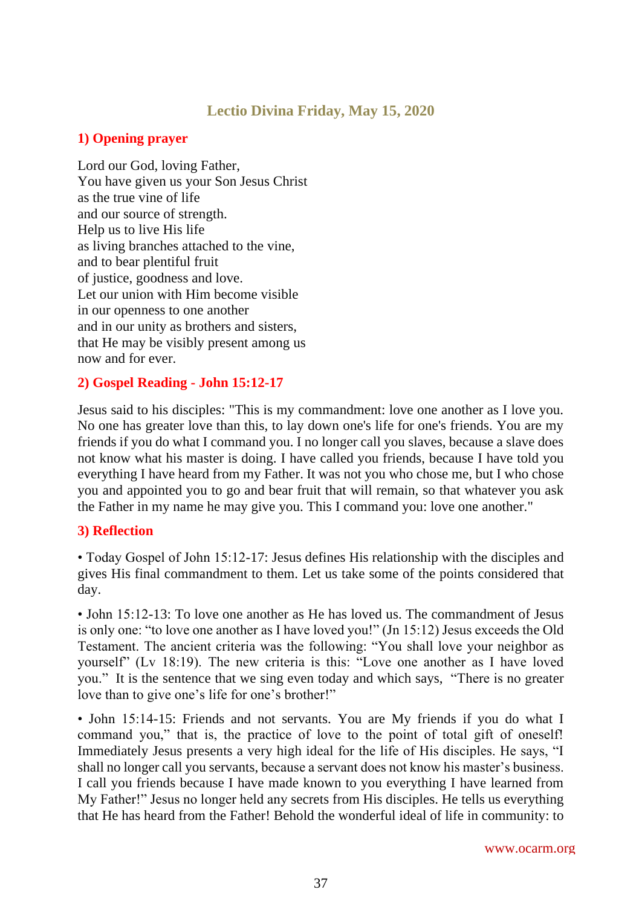# Lectio Divina Friday, May 15, 2020

## 1) Opening prayer

Lord our God, loving Father,
You have given us your Son Jesus Christ
as the true vine of life
and our source of strength.
Help us to live His life
as living branches attached to the vine,
and to bear plentiful fruit
of justice, goodness and love.
Let our union with Him become visible
in our openness to one another
and in our unity as brothers and sisters,
that He may be visibly present among us
now and for ever.

## 2) Gospel Reading - John 15:12-17

Jesus said to his disciples: "This is my commandment: love one another as I love you. No one has greater love than this, to lay down one's life for one's friends. You are my friends if you do what I command you. I no longer call you slaves, because a slave does not know what his master is doing. I have called you friends, because I have told you everything I have heard from my Father. It was not you who chose me, but I who chose you and appointed you to go and bear fruit that will remain, so that whatever you ask the Father in my name he may give you. This I command you: love one another."

## 3) Reflection

• Today Gospel of John 15:12-17: Jesus defines His relationship with the disciples and gives His final commandment to them. Let us take some of the points considered that day.

• John 15:12-13: To love one another as He has loved us. The commandment of Jesus is only one: "to love one another as I have loved you!" (Jn 15:12) Jesus exceeds the Old Testament. The ancient criteria was the following: "You shall love your neighbor as yourself" (Lv 18:19). The new criteria is this: "Love one another as I have loved you." It is the sentence that we sing even today and which says, "There is no greater love than to give one's life for one's brother!"

• John 15:14-15: Friends and not servants. You are My friends if you do what I command you," that is, the practice of love to the point of total gift of oneself! Immediately Jesus presents a very high ideal for the life of His disciples. He says, "I shall no longer call you servants, because a servant does not know his master's business. I call you friends because I have made known to you everything I have learned from My Father!" Jesus no longer held any secrets from His disciples. He tells us everything that He has heard from the Father! Behold the wonderful ideal of life in community: to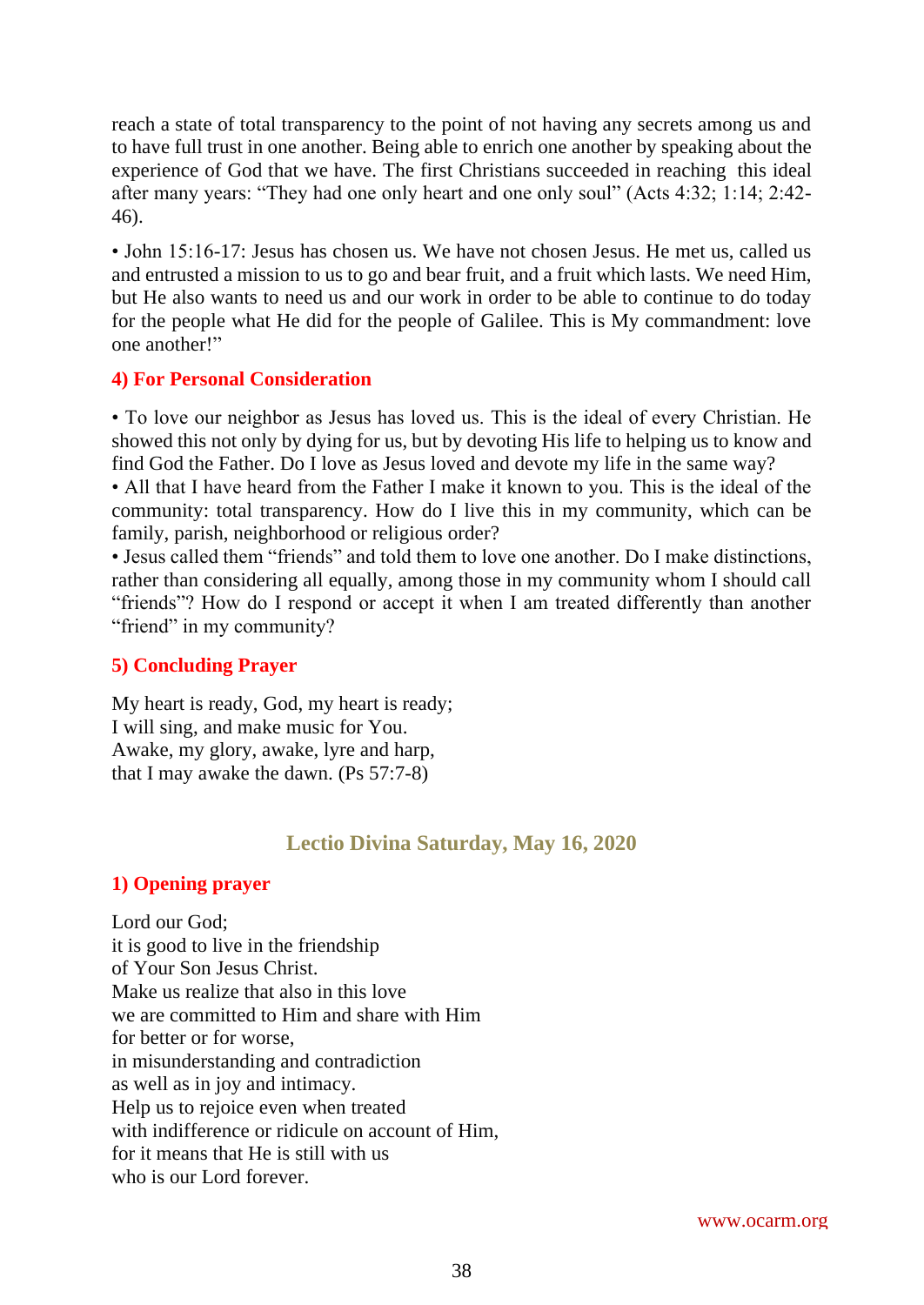reach a state of total transparency to the point of not having any secrets among us and to have full trust in one another. Being able to enrich one another by speaking about the experience of God that we have. The first Christians succeeded in reaching this ideal after many years: "They had one only heart and one only soul" (Acts 4:32; 1:14; 2:42-46).

• John 15:16-17: Jesus has chosen us. We have not chosen Jesus. He met us, called us and entrusted a mission to us to go and bear fruit, and a fruit which lasts. We need Him, but He also wants to need us and our work in order to be able to continue to do today for the people what He did for the people of Galilee. This is My commandment: love one another!"

### 4) For Personal Consideration

• To love our neighbor as Jesus has loved us. This is the ideal of every Christian. He showed this not only by dying for us, but by devoting His life to helping us to know and find God the Father. Do I love as Jesus loved and devote my life in the same way?
• All that I have heard from the Father I make it known to you. This is the ideal of the community: total transparency. How do I live this in my community, which can be family, parish, neighborhood or religious order?
• Jesus called them "friends" and told them to love one another. Do I make distinctions, rather than considering all equally, among those in my community whom I should call "friends"? How do I respond or accept it when I am treated differently than another "friend" in my community?

### 5) Concluding Prayer

My heart is ready, God, my heart is ready;
I will sing, and make music for You.
Awake, my glory, awake, lyre and harp,
that I may awake the dawn. (Ps 57:7-8)

## Lectio Divina Saturday, May 16, 2020

### 1) Opening prayer

Lord our God;
it is good to live in the friendship
of Your Son Jesus Christ.
Make us realize that also in this love
we are committed to Him and share with Him
for better or for worse,
in misunderstanding and contradiction
as well as in joy and intimacy.
Help us to rejoice even when treated
with indifference or ridicule on account of Him,
for it means that He is still with us
who is our Lord forever.

www.ocarm.org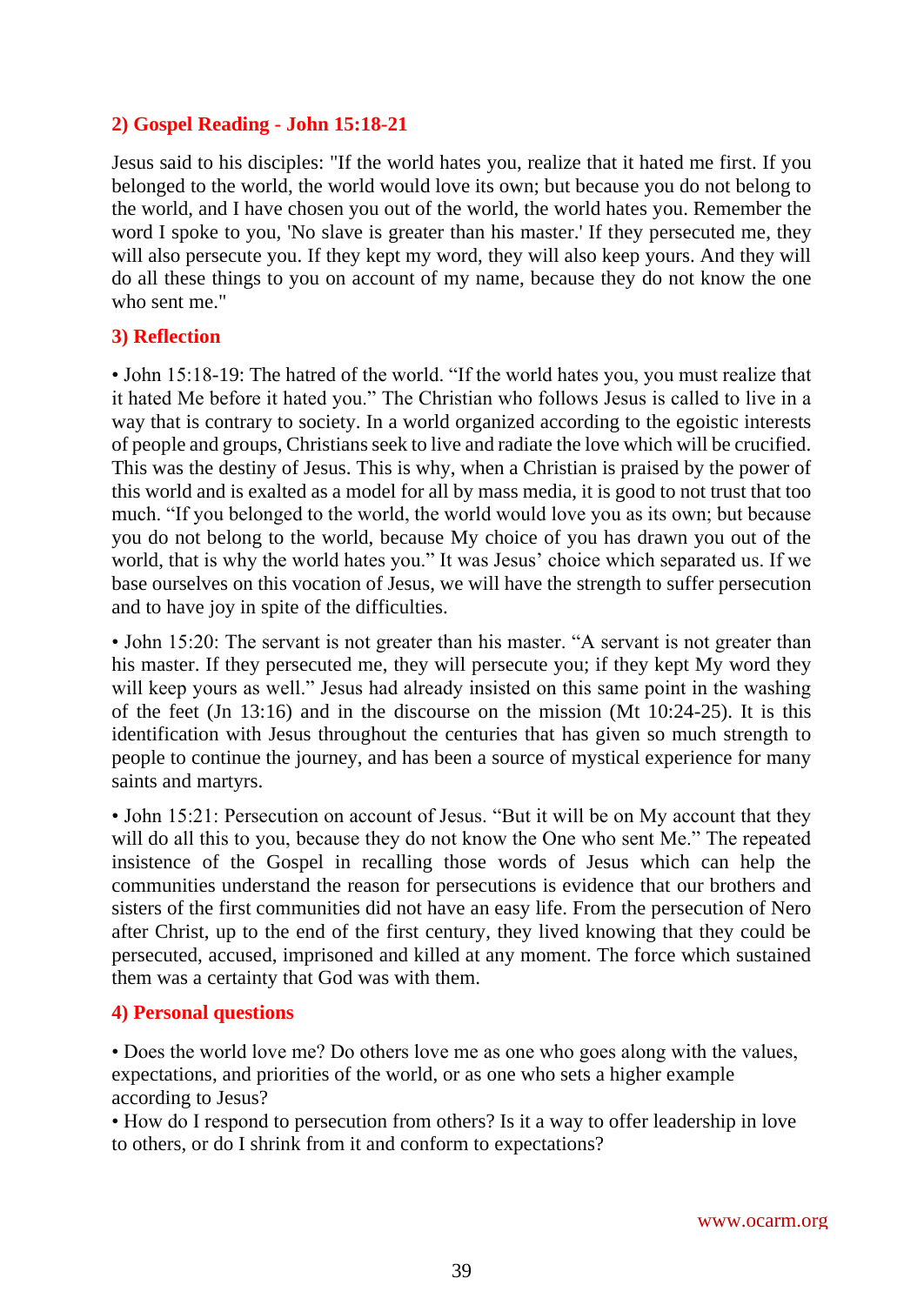## 2) Gospel Reading - John 15:18-21

Jesus said to his disciples: "If the world hates you, realize that it hated me first. If you belonged to the world, the world would love its own; but because you do not belong to the world, and I have chosen you out of the world, the world hates you. Remember the word I spoke to you, 'No slave is greater than his master.' If they persecuted me, they will also persecute you. If they kept my word, they will also keep yours. And they will do all these things to you on account of my name, because they do not know the one who sent me."

## 3) Reflection

• John 15:18-19: The hatred of the world. "If the world hates you, you must realize that it hated Me before it hated you." The Christian who follows Jesus is called to live in a way that is contrary to society. In a world organized according to the egoistic interests of people and groups, Christians seek to live and radiate the love which will be crucified. This was the destiny of Jesus. This is why, when a Christian is praised by the power of this world and is exalted as a model for all by mass media, it is good to not trust that too much. "If you belonged to the world, the world would love you as its own; but because you do not belong to the world, because My choice of you has drawn you out of the world, that is why the world hates you." It was Jesus' choice which separated us. If we base ourselves on this vocation of Jesus, we will have the strength to suffer persecution and to have joy in spite of the difficulties.

• John 15:20: The servant is not greater than his master. "A servant is not greater than his master. If they persecuted me, they will persecute you; if they kept My word they will keep yours as well." Jesus had already insisted on this same point in the washing of the feet (Jn 13:16) and in the discourse on the mission (Mt 10:24-25). It is this identification with Jesus throughout the centuries that has given so much strength to people to continue the journey, and has been a source of mystical experience for many saints and martyrs.

• John 15:21: Persecution on account of Jesus. "But it will be on My account that they will do all this to you, because they do not know the One who sent Me." The repeated insistence of the Gospel in recalling those words of Jesus which can help the communities understand the reason for persecutions is evidence that our brothers and sisters of the first communities did not have an easy life. From the persecution of Nero after Christ, up to the end of the first century, they lived knowing that they could be persecuted, accused, imprisoned and killed at any moment. The force which sustained them was a certainty that God was with them.

## 4) Personal questions

• Does the world love me? Do others love me as one who goes along with the values, expectations, and priorities of the world, or as one who sets a higher example according to Jesus?
• How do I respond to persecution from others? Is it a way to offer leadership in love to others, or do I shrink from it and conform to expectations?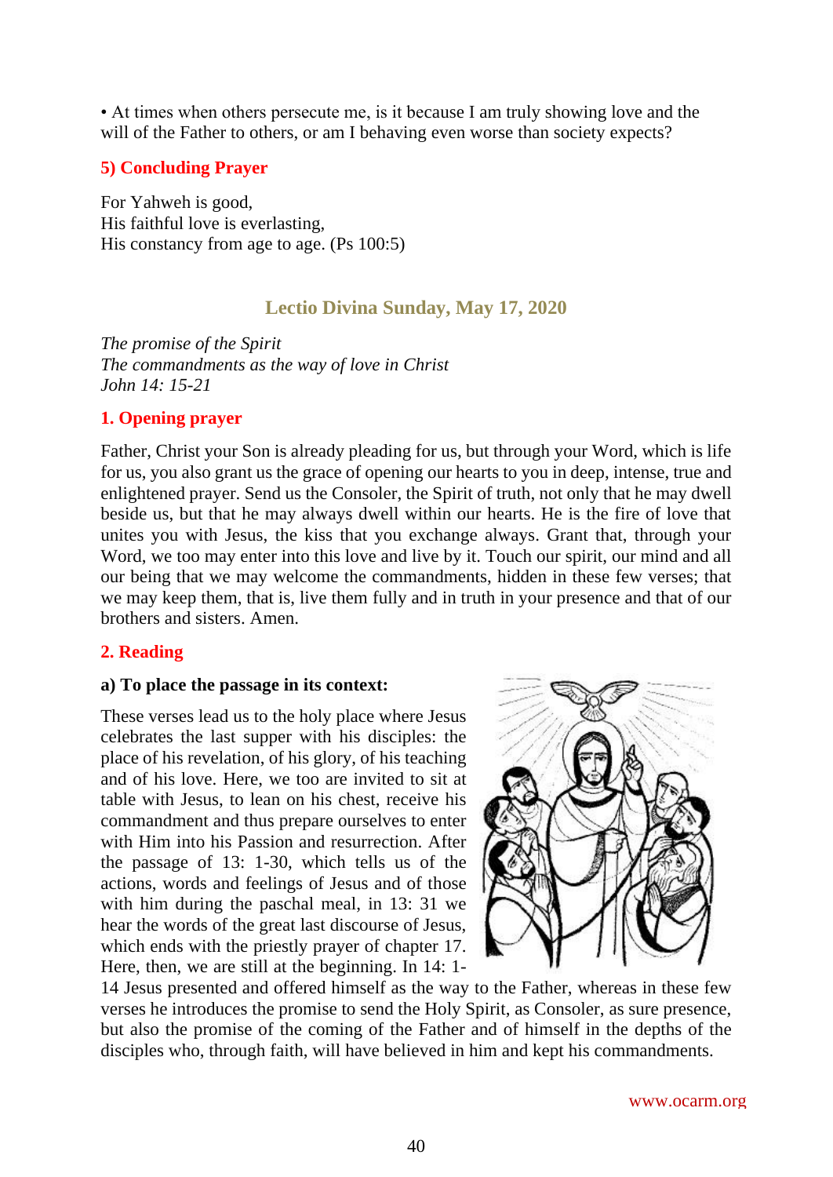• At times when others persecute me, is it because I am truly showing love and the will of the Father to others, or am I behaving even worse than society expects?

### 5) Concluding Prayer

For Yahweh is good,
His faithful love is everlasting,
His constancy from age to age. (Ps 100:5)

## Lectio Divina Sunday, May 17, 2020

*The promise of the Spirit*
*The commandments as the way of love in Christ*
*John 14: 15-21*

### 1. Opening prayer

Father, Christ your Son is already pleading for us, but through your Word, which is life for us, you also grant us the grace of opening our hearts to you in deep, intense, true and enlightened prayer. Send us the Consoler, the Spirit of truth, not only that he may dwell beside us, but that he may always dwell within our hearts. He is the fire of love that unites you with Jesus, the kiss that you exchange always. Grant that, through your Word, we too may enter into this love and live by it. Touch our spirit, our mind and all our being that we may welcome the commandments, hidden in these few verses; that we may keep them, that is, live them fully and in truth in your presence and that of our brothers and sisters. Amen.

### 2. Reading

**a) To place the passage in its context:**

These verses lead us to the holy place where Jesus celebrates the last supper with his disciples: the place of his revelation, of his glory, of his teaching and of his love. Here, we too are invited to sit at table with Jesus, to lean on his chest, receive his commandment and thus prepare ourselves to enter with Him into his Passion and resurrection. After the passage of 13: 1-30, which tells us of the actions, words and feelings of Jesus and of those with him during the paschal meal, in 13: 31 we hear the words of the great last discourse of Jesus, which ends with the priestly prayer of chapter 17. Here, then, we are still at the beginning. In 14: 1-14 Jesus presented and offered himself as the way to the Father, whereas in these few verses he introduces the promise to send the Holy Spirit, as Consoler, as sure presence, but also the promise of the coming of the Father and of himself in the depths of the disciples who, through faith, will have believed in him and kept his commandments.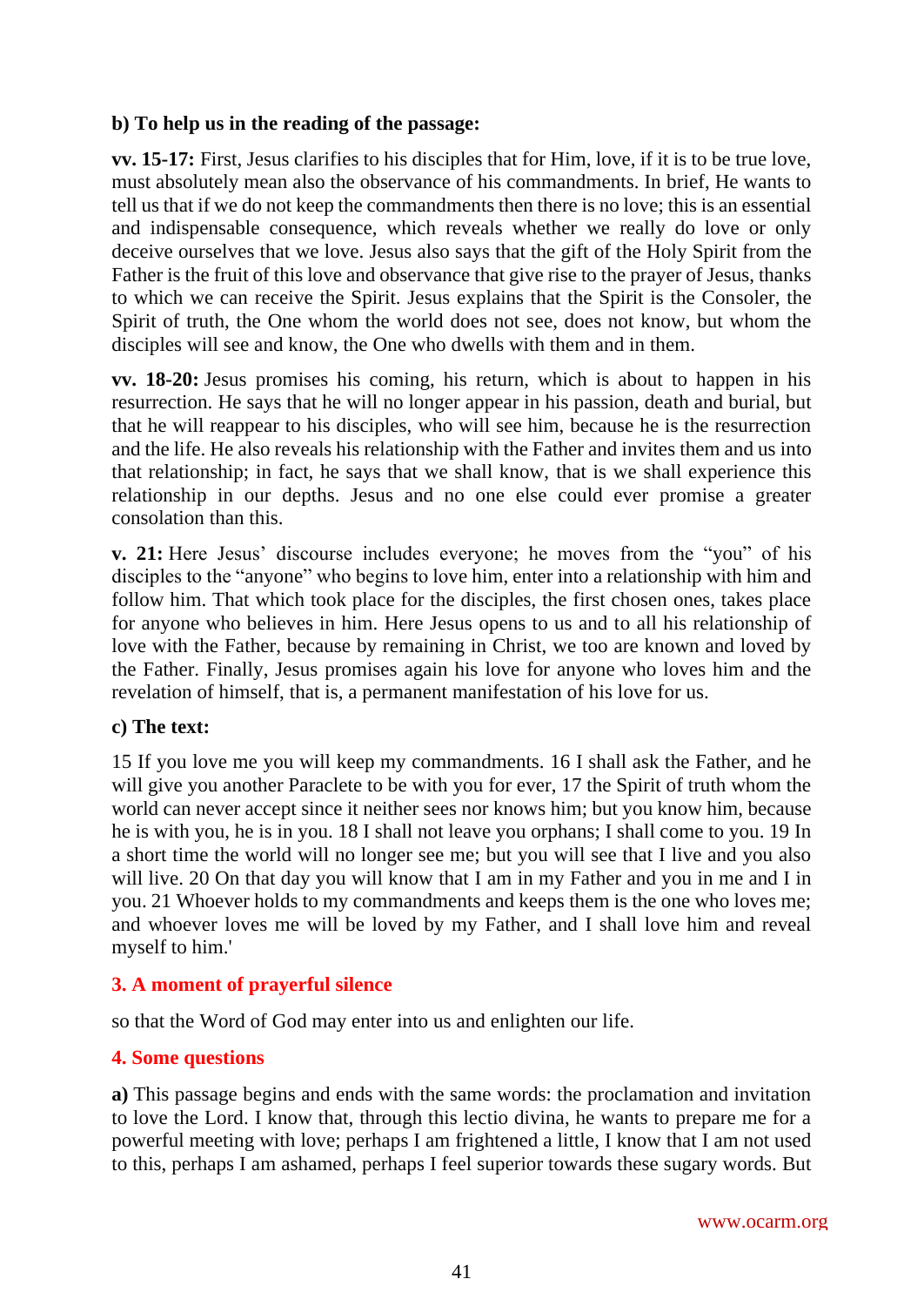### b) To help us in the reading of the passage:

**vv. 15-17:** First, Jesus clarifies to his disciples that for Him, love, if it is to be true love, must absolutely mean also the observance of his commandments. In brief, He wants to tell us that if we do not keep the commandments then there is no love; this is an essential and indispensable consequence, which reveals whether we really do love or only deceive ourselves that we love. Jesus also says that the gift of the Holy Spirit from the Father is the fruit of this love and observance that give rise to the prayer of Jesus, thanks to which we can receive the Spirit. Jesus explains that the Spirit is the Consoler, the Spirit of truth, the One whom the world does not see, does not know, but whom the disciples will see and know, the One who dwells with them and in them.

**vv. 18-20:** Jesus promises his coming, his return, which is about to happen in his resurrection. He says that he will no longer appear in his passion, death and burial, but that he will reappear to his disciples, who will see him, because he is the resurrection and the life. He also reveals his relationship with the Father and invites them and us into that relationship; in fact, he says that we shall know, that is we shall experience this relationship in our depths. Jesus and no one else could ever promise a greater consolation than this.

**v. 21:** Here Jesus' discourse includes everyone; he moves from the "you" of his disciples to the "anyone" who begins to love him, enter into a relationship with him and follow him. That which took place for the disciples, the first chosen ones, takes place for anyone who believes in him. Here Jesus opens to us and to all his relationship of love with the Father, because by remaining in Christ, we too are known and loved by the Father. Finally, Jesus promises again his love for anyone who loves him and the revelation of himself, that is, a permanent manifestation of his love for us.

### c) The text:

15 If you love me you will keep my commandments. 16 I shall ask the Father, and he will give you another Paraclete to be with you for ever, 17 the Spirit of truth whom the world can never accept since it neither sees nor knows him; but you know him, because he is with you, he is in you. 18 I shall not leave you orphans; I shall come to you. 19 In a short time the world will no longer see me; but you will see that I live and you also will live. 20 On that day you will know that I am in my Father and you in me and I in you. 21 Whoever holds to my commandments and keeps them is the one who loves me; and whoever loves me will be loved by my Father, and I shall love him and reveal myself to him.'

## 3. A moment of prayerful silence

so that the Word of God may enter into us and enlighten our life.

## 4. Some questions

**a)** This passage begins and ends with the same words: the proclamation and invitation to love the Lord. I know that, through this lectio divina, he wants to prepare me for a powerful meeting with love; perhaps I am frightened a little, I know that I am not used to this, perhaps I am ashamed, perhaps I feel superior towards these sugary words. But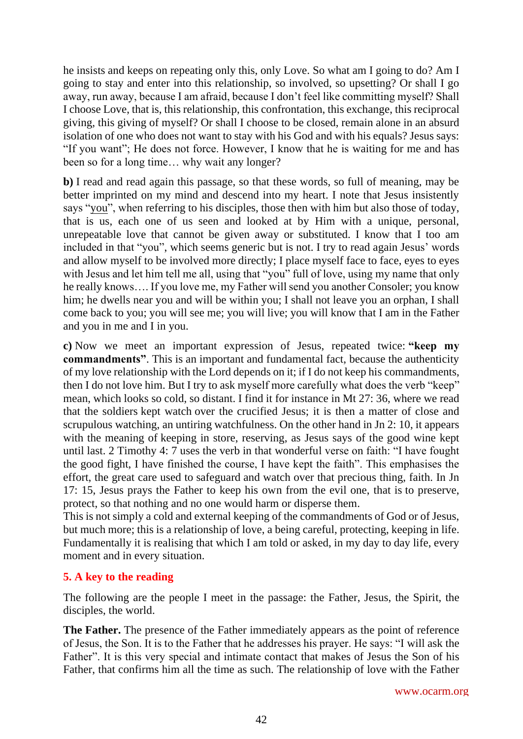he insists and keeps on repeating only this, only Love. So what am I going to do? Am I going to stay and enter into this relationship, so involved, so upsetting? Or shall I go away, run away, because I am afraid, because I don't feel like committing myself? Shall I choose Love, that is, this relationship, this confrontation, this exchange, this reciprocal giving, this giving of myself? Or shall I choose to be closed, remain alone in an absurd isolation of one who does not want to stay with his God and with his equals? Jesus says: "If you want"; He does not force. However, I know that he is waiting for me and has been so for a long time… why wait any longer?

**b)** I read and read again this passage, so that these words, so full of meaning, may be better imprinted on my mind and descend into my heart. I note that Jesus insistently says "you", when referring to his disciples, those then with him but also those of today, that is us, each one of us seen and looked at by Him with a unique, personal, unrepeatable love that cannot be given away or substituted. I know that I too am included in that "you", which seems generic but is not. I try to read again Jesus' words and allow myself to be involved more directly; I place myself face to face, eyes to eyes with Jesus and let him tell me all, using that "you" full of love, using my name that only he really knows…. If you love me, my Father will send you another Consoler; you know him; he dwells near you and will be within you; I shall not leave you an orphan, I shall come back to you; you will see me; you will live; you will know that I am in the Father and you in me and I in you.

**c)** Now we meet an important expression of Jesus, repeated twice: **"keep my commandments"**. This is an important and fundamental fact, because the authenticity of my love relationship with the Lord depends on it; if I do not keep his commandments, then I do not love him. But I try to ask myself more carefully what does the verb "keep" mean, which looks so cold, so distant. I find it for instance in Mt 27: 36, where we read that the soldiers kept watch over the crucified Jesus; it is then a matter of close and scrupulous watching, an untiring watchfulness. On the other hand in Jn 2: 10, it appears with the meaning of keeping in store, reserving, as Jesus says of the good wine kept until last. 2 Timothy 4: 7 uses the verb in that wonderful verse on faith: "I have fought the good fight, I have finished the course, I have kept the faith". This emphasises the effort, the great care used to safeguard and watch over that precious thing, faith. In Jn 17: 15, Jesus prays the Father to keep his own from the evil one, that is to preserve, protect, so that nothing and no one would harm or disperse them.
This is not simply a cold and external keeping of the commandments of God or of Jesus, but much more; this is a relationship of love, a being careful, protecting, keeping in life. Fundamentally it is realising that which I am told or asked, in my day to day life, every moment and in every situation.

## 5. A key to the reading

The following are the people I meet in the passage: the Father, Jesus, the Spirit, the disciples, the world.

**The Father.** The presence of the Father immediately appears as the point of reference of Jesus, the Son. It is to the Father that he addresses his prayer. He says: "I will ask the Father". It is this very special and intimate contact that makes of Jesus the Son of his Father, that confirms him all the time as such. The relationship of love with the Father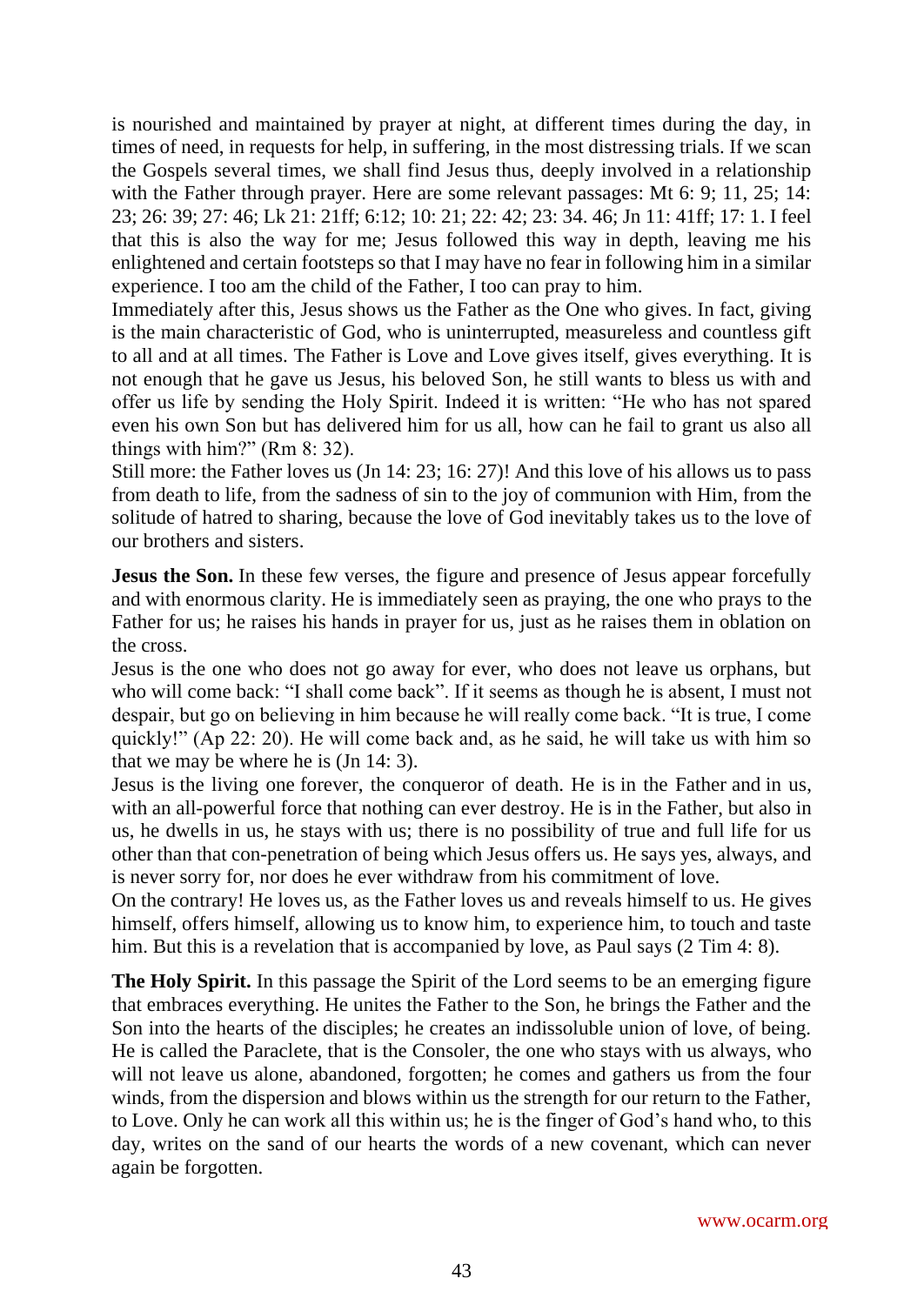is nourished and maintained by prayer at night, at different times during the day, in times of need, in requests for help, in suffering, in the most distressing trials. If we scan the Gospels several times, we shall find Jesus thus, deeply involved in a relationship with the Father through prayer. Here are some relevant passages: Mt 6: 9; 11, 25; 14: 23; 26: 39; 27: 46; Lk 21: 21ff; 6:12; 10: 21; 22: 42; 23: 34. 46; Jn 11: 41ff; 17: 1. I feel that this is also the way for me; Jesus followed this way in depth, leaving me his enlightened and certain footsteps so that I may have no fear in following him in a similar experience. I too am the child of the Father, I too can pray to him.

Immediately after this, Jesus shows us the Father as the One who gives. In fact, giving is the main characteristic of God, who is uninterrupted, measureless and countless gift to all and at all times. The Father is Love and Love gives itself, gives everything. It is not enough that he gave us Jesus, his beloved Son, he still wants to bless us with and offer us life by sending the Holy Spirit. Indeed it is written: "He who has not spared even his own Son but has delivered him for us all, how can he fail to grant us also all things with him?" (Rm 8: 32).

Still more: the Father loves us (Jn 14: 23; 16: 27)! And this love of his allows us to pass from death to life, from the sadness of sin to the joy of communion with Him, from the solitude of hatred to sharing, because the love of God inevitably takes us to the love of our brothers and sisters.

**Jesus the Son.** In these few verses, the figure and presence of Jesus appear forcefully and with enormous clarity. He is immediately seen as praying, the one who prays to the Father for us; he raises his hands in prayer for us, just as he raises them in oblation on the cross.

Jesus is the one who does not go away for ever, who does not leave us orphans, but who will come back: "I shall come back". If it seems as though he is absent, I must not despair, but go on believing in him because he will really come back. "It is true, I come quickly!" (Ap 22: 20). He will come back and, as he said, he will take us with him so that we may be where he is (Jn 14: 3).

Jesus is the living one forever, the conqueror of death. He is in the Father and in us, with an all-powerful force that nothing can ever destroy. He is in the Father, but also in us, he dwells in us, he stays with us; there is no possibility of true and full life for us other than that con-penetration of being which Jesus offers us. He says yes, always, and is never sorry for, nor does he ever withdraw from his commitment of love.

On the contrary! He loves us, as the Father loves us and reveals himself to us. He gives himself, offers himself, allowing us to know him, to experience him, to touch and taste him. But this is a revelation that is accompanied by love, as Paul says (2 Tim 4: 8).

**The Holy Spirit.** In this passage the Spirit of the Lord seems to be an emerging figure that embraces everything. He unites the Father to the Son, he brings the Father and the Son into the hearts of the disciples; he creates an indissoluble union of love, of being. He is called the Paraclete, that is the Consoler, the one who stays with us always, who will not leave us alone, abandoned, forgotten; he comes and gathers us from the four winds, from the dispersion and blows within us the strength for our return to the Father, to Love. Only he can work all this within us; he is the finger of God's hand who, to this day, writes on the sand of our hearts the words of a new covenant, which can never again be forgotten.

www.ocarm.org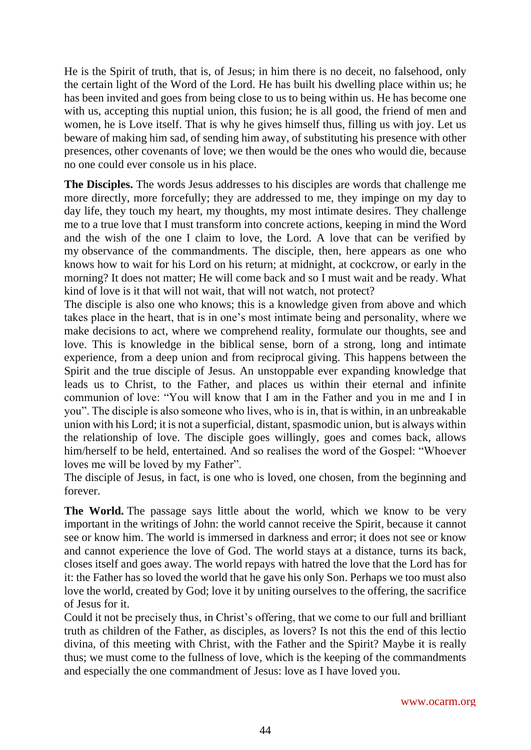He is the Spirit of truth, that is, of Jesus; in him there is no deceit, no falsehood, only the certain light of the Word of the Lord. He has built his dwelling place within us; he has been invited and goes from being close to us to being within us. He has become one with us, accepting this nuptial union, this fusion; he is all good, the friend of men and women, he is Love itself. That is why he gives himself thus, filling us with joy. Let us beware of making him sad, of sending him away, of substituting his presence with other presences, other covenants of love; we then would be the ones who would die, because no one could ever console us in his place.

**The Disciples.** The words Jesus addresses to his disciples are words that challenge me more directly, more forcefully; they are addressed to me, they impinge on my day to day life, they touch my heart, my thoughts, my most intimate desires. They challenge me to a true love that I must transform into concrete actions, keeping in mind the Word and the wish of the one I claim to love, the Lord. A love that can be verified by my observance of the commandments. The disciple, then, here appears as one who knows how to wait for his Lord on his return; at midnight, at cockcrow, or early in the morning? It does not matter; He will come back and so I must wait and be ready. What kind of love is it that will not wait, that will not watch, not protect?

The disciple is also one who knows; this is a knowledge given from above and which takes place in the heart, that is in one's most intimate being and personality, where we make decisions to act, where we comprehend reality, formulate our thoughts, see and love. This is knowledge in the biblical sense, born of a strong, long and intimate experience, from a deep union and from reciprocal giving. This happens between the Spirit and the true disciple of Jesus. An unstoppable ever expanding knowledge that leads us to Christ, to the Father, and places us within their eternal and infinite communion of love: "You will know that I am in the Father and you in me and I in you". The disciple is also someone who lives, who is in, that is within, in an unbreakable union with his Lord; it is not a superficial, distant, spasmodic union, but is always within the relationship of love. The disciple goes willingly, goes and comes back, allows him/herself to be held, entertained. And so realises the word of the Gospel: "Whoever loves me will be loved by my Father".

The disciple of Jesus, in fact, is one who is loved, one chosen, from the beginning and forever.

**The World.** The passage says little about the world, which we know to be very important in the writings of John: the world cannot receive the Spirit, because it cannot see or know him. The world is immersed in darkness and error; it does not see or know and cannot experience the love of God. The world stays at a distance, turns its back, closes itself and goes away. The world repays with hatred the love that the Lord has for it: the Father has so loved the world that he gave his only Son. Perhaps we too must also love the world, created by God; love it by uniting ourselves to the offering, the sacrifice of Jesus for it.

Could it not be precisely thus, in Christ's offering, that we come to our full and brilliant truth as children of the Father, as disciples, as lovers? Is not this the end of this lectio divina, of this meeting with Christ, with the Father and the Spirit? Maybe it is really thus; we must come to the fullness of love, which is the keeping of the commandments and especially the one commandment of Jesus: love as I have loved you.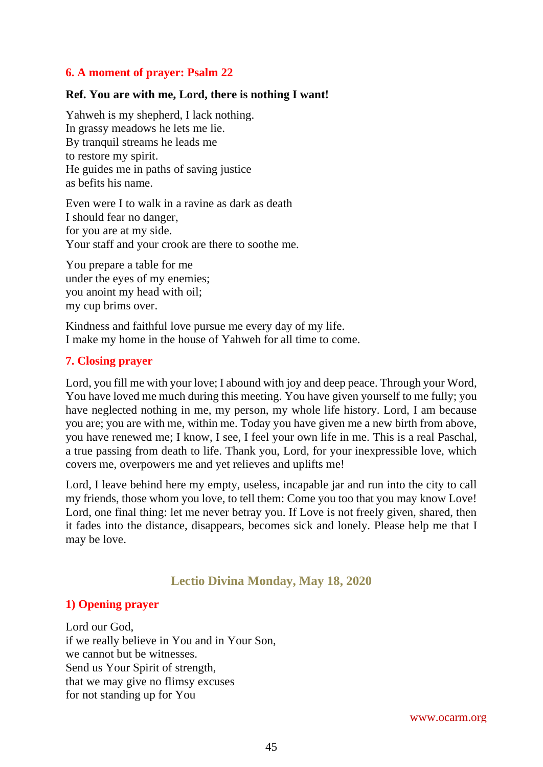### 6. A moment of prayer: Psalm 22

**Ref. You are with me, Lord, there is nothing I want!**

Yahweh is my shepherd, I lack nothing.
In grassy meadows he lets me lie.
By tranquil streams he leads me
to restore my spirit.
He guides me in paths of saving justice
as befits his name.

Even were I to walk in a ravine as dark as death
I should fear no danger,
for you are at my side.
Your staff and your crook are there to soothe me.

You prepare a table for me
under the eyes of my enemies;
you anoint my head with oil;
my cup brims over.

Kindness and faithful love pursue me every day of my life.
I make my home in the house of Yahweh for all time to come.

### 7. Closing prayer

Lord, you fill me with your love; I abound with joy and deep peace. Through your Word, You have loved me much during this meeting. You have given yourself to me fully; you have neglected nothing in me, my person, my whole life history. Lord, I am because you are; you are with me, within me. Today you have given me a new birth from above, you have renewed me; I know, I see, I feel your own life in me. This is a real Paschal, a true passing from death to life. Thank you, Lord, for your inexpressible love, which covers me, overpowers me and yet relieves and uplifts me!

Lord, I leave behind here my empty, useless, incapable jar and run into the city to call my friends, those whom you love, to tell them: Come you too that you may know Love! Lord, one final thing: let me never betray you. If Love is not freely given, shared, then it fades into the distance, disappears, becomes sick and lonely. Please help me that I may be love.

## Lectio Divina Monday, May 18, 2020

### 1) Opening prayer

Lord our God,
if we really believe in You and in Your Son,
we cannot but be witnesses.
Send us Your Spirit of strength,
that we may give no flimsy excuses
for not standing up for You

www.ocarm.org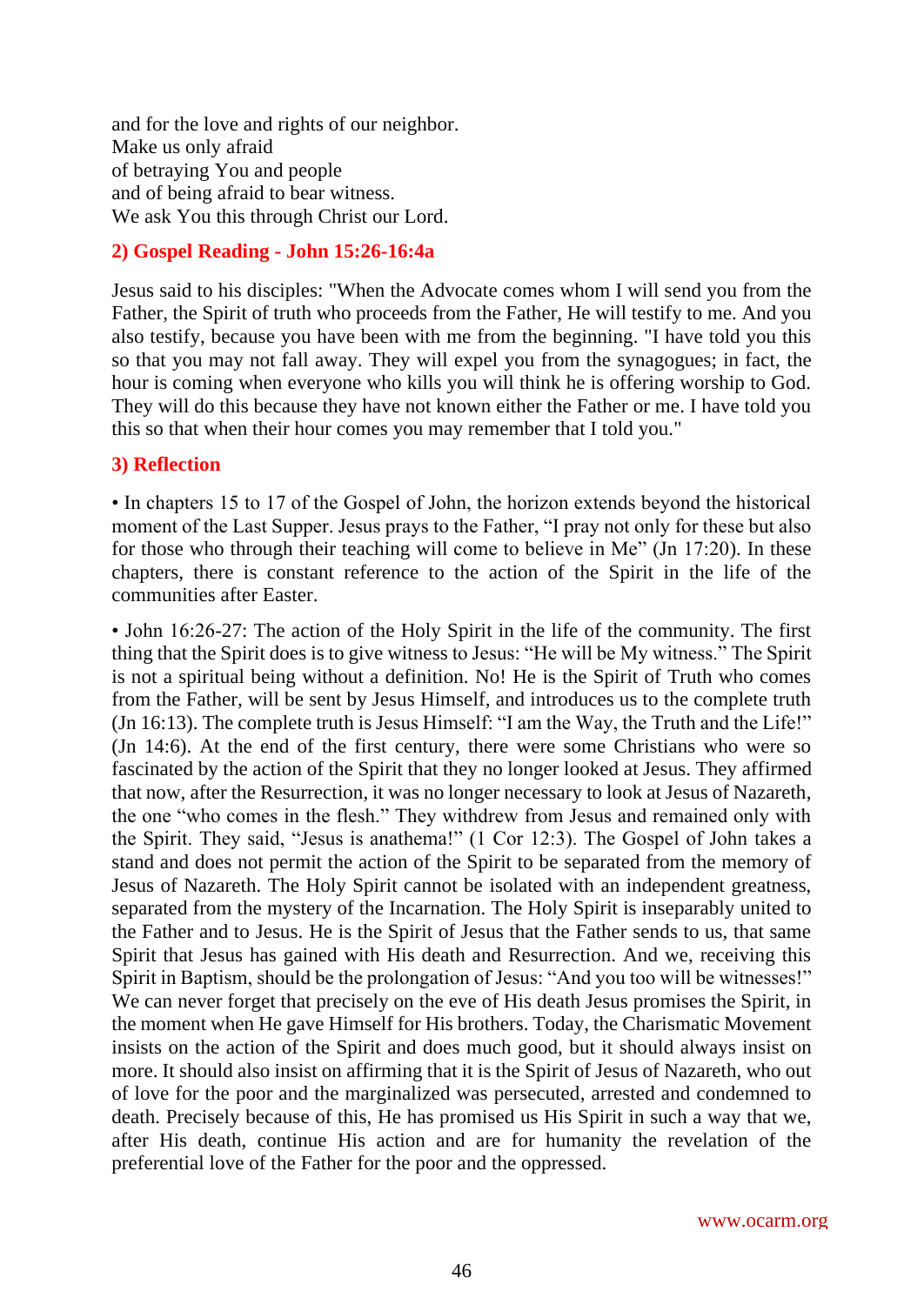and for the love and rights of our neighbor.
Make us only afraid
of betraying You and people
and of being afraid to bear witness.
We ask You this through Christ our Lord.

## 2) Gospel Reading - John 15:26-16:4a

Jesus said to his disciples: "When the Advocate comes whom I will send you from the Father, the Spirit of truth who proceeds from the Father, He will testify to me. And you also testify, because you have been with me from the beginning. "I have told you this so that you may not fall away. They will expel you from the synagogues; in fact, the hour is coming when everyone who kills you will think he is offering worship to God. They will do this because they have not known either the Father or me. I have told you this so that when their hour comes you may remember that I told you."

## 3) Reflection

• In chapters 15 to 17 of the Gospel of John, the horizon extends beyond the historical moment of the Last Supper. Jesus prays to the Father, "I pray not only for these but also for those who through their teaching will come to believe in Me" (Jn 17:20). In these chapters, there is constant reference to the action of the Spirit in the life of the communities after Easter.

• John 16:26-27: The action of the Holy Spirit in the life of the community. The first thing that the Spirit does is to give witness to Jesus: "He will be My witness." The Spirit is not a spiritual being without a definition. No! He is the Spirit of Truth who comes from the Father, will be sent by Jesus Himself, and introduces us to the complete truth (Jn 16:13). The complete truth is Jesus Himself: "I am the Way, the Truth and the Life!" (Jn 14:6). At the end of the first century, there were some Christians who were so fascinated by the action of the Spirit that they no longer looked at Jesus. They affirmed that now, after the Resurrection, it was no longer necessary to look at Jesus of Nazareth, the one "who comes in the flesh." They withdrew from Jesus and remained only with the Spirit. They said, "Jesus is anathema!" (1 Cor 12:3). The Gospel of John takes a stand and does not permit the action of the Spirit to be separated from the memory of Jesus of Nazareth. The Holy Spirit cannot be isolated with an independent greatness, separated from the mystery of the Incarnation. The Holy Spirit is inseparably united to the Father and to Jesus. He is the Spirit of Jesus that the Father sends to us, that same Spirit that Jesus has gained with His death and Resurrection. And we, receiving this Spirit in Baptism, should be the prolongation of Jesus: "And you too will be witnesses!" We can never forget that precisely on the eve of His death Jesus promises the Spirit, in the moment when He gave Himself for His brothers. Today, the Charismatic Movement insists on the action of the Spirit and does much good, but it should always insist on more. It should also insist on affirming that it is the Spirit of Jesus of Nazareth, who out of love for the poor and the marginalized was persecuted, arrested and condemned to death. Precisely because of this, He has promised us His Spirit in such a way that we, after His death, continue His action and are for humanity the revelation of the preferential love of the Father for the poor and the oppressed.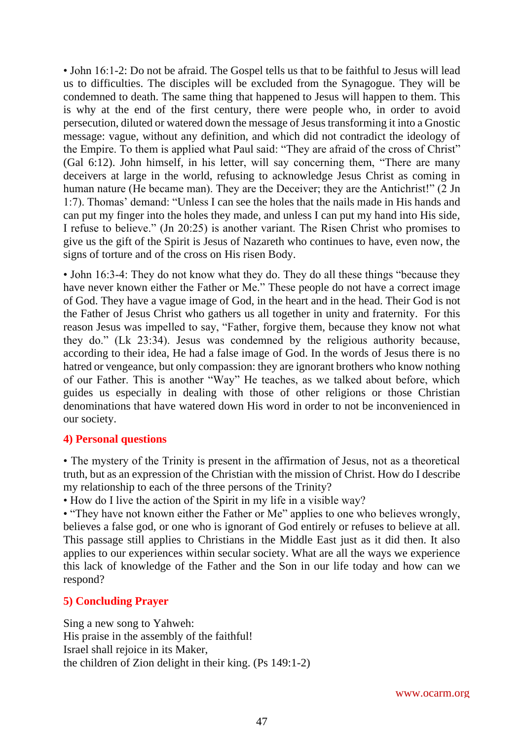• John 16:1-2: Do not be afraid. The Gospel tells us that to be faithful to Jesus will lead us to difficulties. The disciples will be excluded from the Synagogue. They will be condemned to death. The same thing that happened to Jesus will happen to them. This is why at the end of the first century, there were people who, in order to avoid persecution, diluted or watered down the message of Jesus transforming it into a Gnostic message: vague, without any definition, and which did not contradict the ideology of the Empire. To them is applied what Paul said: "They are afraid of the cross of Christ" (Gal 6:12). John himself, in his letter, will say concerning them, "There are many deceivers at large in the world, refusing to acknowledge Jesus Christ as coming in human nature (He became man). They are the Deceiver; they are the Antichrist!" (2 Jn 1:7). Thomas' demand: "Unless I can see the holes that the nails made in His hands and can put my finger into the holes they made, and unless I can put my hand into His side, I refuse to believe." (Jn 20:25) is another variant. The Risen Christ who promises to give us the gift of the Spirit is Jesus of Nazareth who continues to have, even now, the signs of torture and of the cross on His risen Body.

• John 16:3-4: They do not know what they do. They do all these things "because they have never known either the Father or Me." These people do not have a correct image of God. They have a vague image of God, in the heart and in the head. Their God is not the Father of Jesus Christ who gathers us all together in unity and fraternity. For this reason Jesus was impelled to say, "Father, forgive them, because they know not what they do." (Lk 23:34). Jesus was condemned by the religious authority because, according to their idea, He had a false image of God. In the words of Jesus there is no hatred or vengeance, but only compassion: they are ignorant brothers who know nothing of our Father. This is another "Way" He teaches, as we talked about before, which guides us especially in dealing with those of other religions or those Christian denominations that have watered down His word in order to not be inconvenienced in our society.

## 4) Personal questions

• The mystery of the Trinity is present in the affirmation of Jesus, not as a theoretical truth, but as an expression of the Christian with the mission of Christ. How do I describe my relationship to each of the three persons of the Trinity?
• How do I live the action of the Spirit in my life in a visible way?
• "They have not known either the Father or Me" applies to one who believes wrongly, believes a false god, or one who is ignorant of God entirely or refuses to believe at all. This passage still applies to Christians in the Middle East just as it did then. It also applies to our experiences within secular society. What are all the ways we experience this lack of knowledge of the Father and the Son in our life today and how can we respond?

## 5) Concluding Prayer

Sing a new song to Yahweh:
His praise in the assembly of the faithful!
Israel shall rejoice in its Maker,
the children of Zion delight in their king. (Ps 149:1-2)

www.ocarm.org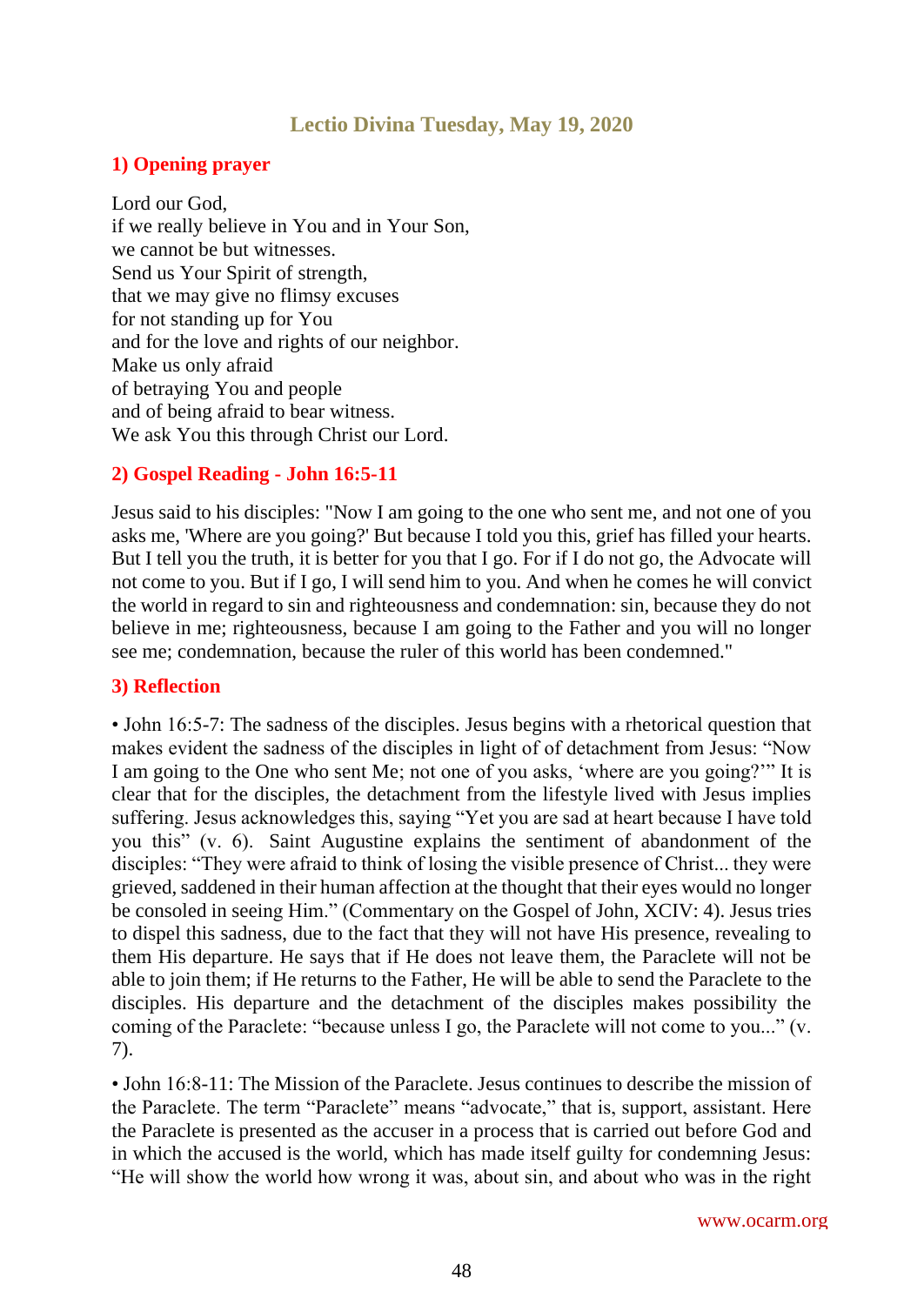## Lectio Divina Tuesday, May 19, 2020

### 1) Opening prayer

Lord our God,
if we really believe in You and in Your Son,
we cannot be but witnesses.
Send us Your Spirit of strength,
that we may give no flimsy excuses
for not standing up for You
and for the love and rights of our neighbor.
Make us only afraid
of betraying You and people
and of being afraid to bear witness.
We ask You this through Christ our Lord.

### 2) Gospel Reading - John 16:5-11

Jesus said to his disciples: "Now I am going to the one who sent me, and not one of you asks me, 'Where are you going?' But because I told you this, grief has filled your hearts. But I tell you the truth, it is better for you that I go. For if I do not go, the Advocate will not come to you. But if I go, I will send him to you. And when he comes he will convict the world in regard to sin and righteousness and condemnation: sin, because they do not believe in me; righteousness, because I am going to the Father and you will no longer see me; condemnation, because the ruler of this world has been condemned."

### 3) Reflection

• John 16:5-7: The sadness of the disciples. Jesus begins with a rhetorical question that makes evident the sadness of the disciples in light of of detachment from Jesus: "Now I am going to the One who sent Me; not one of you asks, 'where are you going?'" It is clear that for the disciples, the detachment from the lifestyle lived with Jesus implies suffering. Jesus acknowledges this, saying "Yet you are sad at heart because I have told you this" (v. 6). Saint Augustine explains the sentiment of abandonment of the disciples: "They were afraid to think of losing the visible presence of Christ... they were grieved, saddened in their human affection at the thought that their eyes would no longer be consoled in seeing Him." (Commentary on the Gospel of John, XCIV: 4). Jesus tries to dispel this sadness, due to the fact that they will not have His presence, revealing to them His departure. He says that if He does not leave them, the Paraclete will not be able to join them; if He returns to the Father, He will be able to send the Paraclete to the disciples. His departure and the detachment of the disciples makes possibility the coming of the Paraclete: "because unless I go, the Paraclete will not come to you..." (v. 7).

• John 16:8-11: The Mission of the Paraclete. Jesus continues to describe the mission of the Paraclete. The term "Paraclete" means "advocate," that is, support, assistant. Here the Paraclete is presented as the accuser in a process that is carried out before God and in which the accused is the world, which has made itself guilty for condemning Jesus: "He will show the world how wrong it was, about sin, and about who was in the right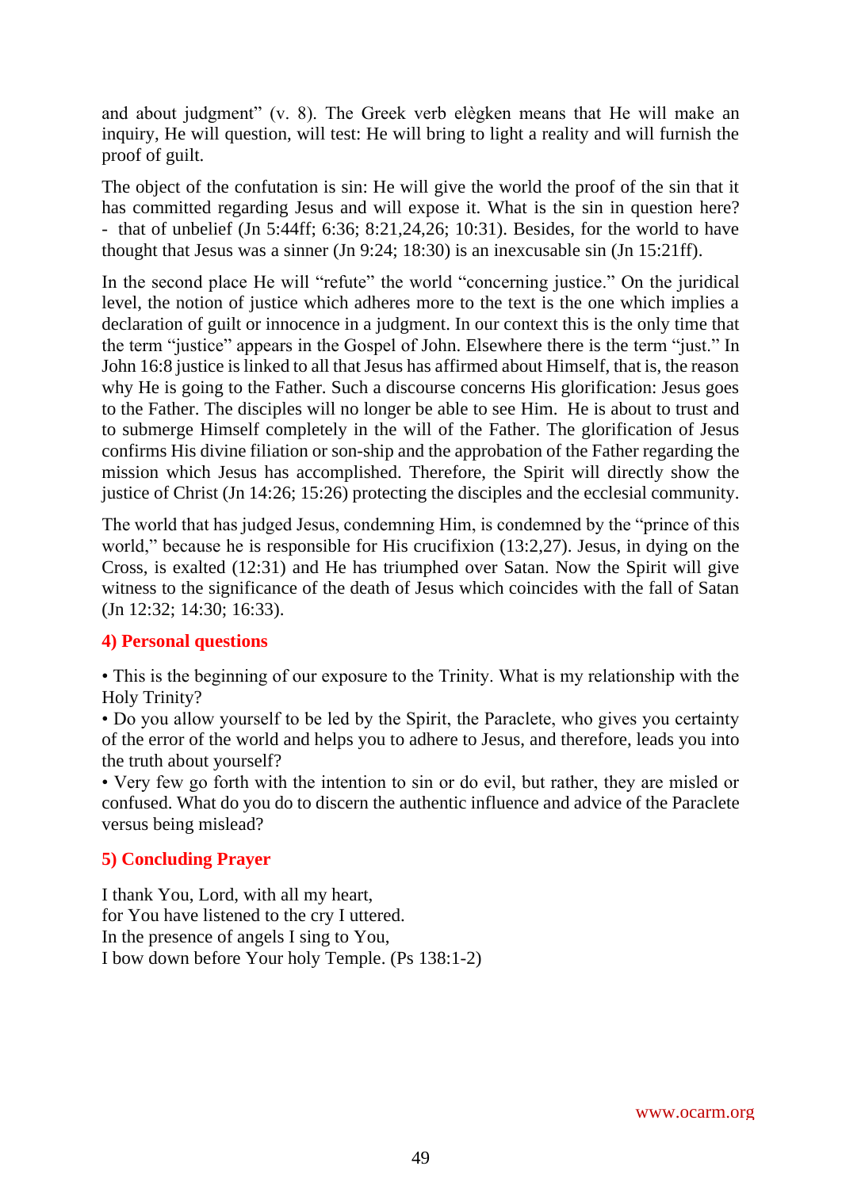and about judgment" (v. 8). The Greek verb elègken means that He will make an inquiry, He will question, will test: He will bring to light a reality and will furnish the proof of guilt.

The object of the confutation is sin: He will give the world the proof of the sin that it has committed regarding Jesus and will expose it. What is the sin in question here? - that of unbelief (Jn 5:44ff; 6:36; 8:21,24,26; 10:31). Besides, for the world to have thought that Jesus was a sinner (Jn 9:24; 18:30) is an inexcusable sin (Jn 15:21ff).

In the second place He will "refute" the world "concerning justice." On the juridical level, the notion of justice which adheres more to the text is the one which implies a declaration of guilt or innocence in a judgment. In our context this is the only time that the term "justice" appears in the Gospel of John. Elsewhere there is the term "just." In John 16:8 justice is linked to all that Jesus has affirmed about Himself, that is, the reason why He is going to the Father. Such a discourse concerns His glorification: Jesus goes to the Father. The disciples will no longer be able to see Him. He is about to trust and to submerge Himself completely in the will of the Father. The glorification of Jesus confirms His divine filiation or son-ship and the approbation of the Father regarding the mission which Jesus has accomplished. Therefore, the Spirit will directly show the justice of Christ (Jn 14:26; 15:26) protecting the disciples and the ecclesial community.

The world that has judged Jesus, condemning Him, is condemned by the "prince of this world," because he is responsible for His crucifixion (13:2,27). Jesus, in dying on the Cross, is exalted (12:31) and He has triumphed over Satan. Now the Spirit will give witness to the significance of the death of Jesus which coincides with the fall of Satan (Jn 12:32; 14:30; 16:33).

## 4) Personal questions

- This is the beginning of our exposure to the Trinity. What is my relationship with the Holy Trinity?
- Do you allow yourself to be led by the Spirit, the Paraclete, who gives you certainty of the error of the world and helps you to adhere to Jesus, and therefore, leads you into the truth about yourself?
- Very few go forth with the intention to sin or do evil, but rather, they are misled or confused. What do you do to discern the authentic influence and advice of the Paraclete versus being mislead?

## 5) Concluding Prayer

I thank You, Lord, with all my heart,
for You have listened to the cry I uttered.
In the presence of angels I sing to You,
I bow down before Your holy Temple. (Ps 138:1-2)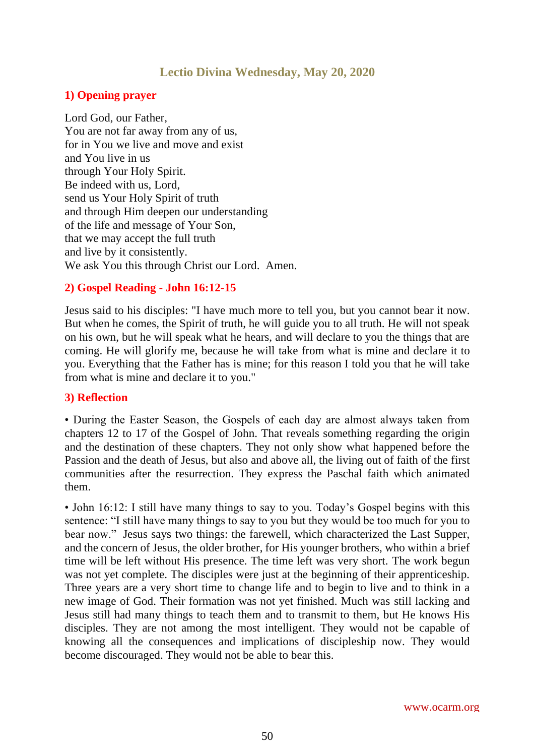# Lectio Divina Wednesday, May 20, 2020

## 1) Opening prayer

Lord God, our Father,
You are not far away from any of us,
for in You we live and move and exist
and You live in us
through Your Holy Spirit.
Be indeed with us, Lord,
send us Your Holy Spirit of truth
and through Him deepen our understanding
of the life and message of Your Son,
that we may accept the full truth
and live by it consistently.
We ask You this through Christ our Lord.  Amen.

## 2) Gospel Reading - John 16:12-15

Jesus said to his disciples: "I have much more to tell you, but you cannot bear it now. But when he comes, the Spirit of truth, he will guide you to all truth. He will not speak on his own, but he will speak what he hears, and will declare to you the things that are coming. He will glorify me, because he will take from what is mine and declare it to you. Everything that the Father has is mine; for this reason I told you that he will take from what is mine and declare it to you."

## 3) Reflection

• During the Easter Season, the Gospels of each day are almost always taken from chapters 12 to 17 of the Gospel of John. That reveals something regarding the origin and the destination of these chapters. They not only show what happened before the Passion and the death of Jesus, but also and above all, the living out of faith of the first communities after the resurrection. They express the Paschal faith which animated them.

• John 16:12: I still have many things to say to you. Today's Gospel begins with this sentence: "I still have many things to say to you but they would be too much for you to bear now."  Jesus says two things: the farewell, which characterized the Last Supper, and the concern of Jesus, the older brother, for His younger brothers, who within a brief time will be left without His presence. The time left was very short. The work begun was not yet complete. The disciples were just at the beginning of their apprenticeship. Three years are a very short time to change life and to begin to live and to think in a new image of God. Their formation was not yet finished. Much was still lacking and Jesus still had many things to teach them and to transmit to them, but He knows His disciples. They are not among the most intelligent. They would not be capable of knowing all the consequences and implications of discipleship now. They would become discouraged. They would not be able to bear this.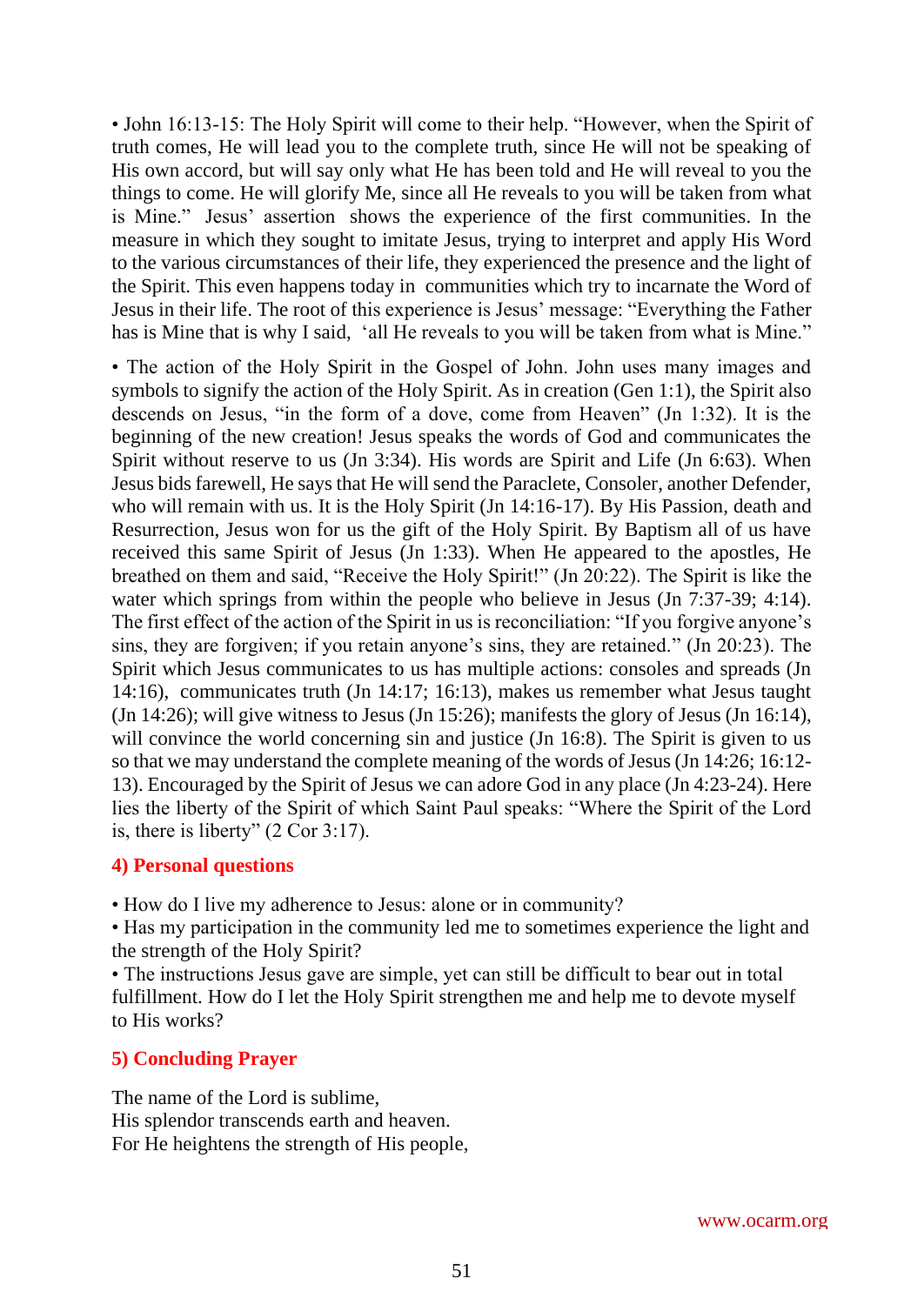• John 16:13-15: The Holy Spirit will come to their help. "However, when the Spirit of truth comes, He will lead you to the complete truth, since He will not be speaking of His own accord, but will say only what He has been told and He will reveal to you the things to come. He will glorify Me, since all He reveals to you will be taken from what is Mine." Jesus' assertion shows the experience of the first communities. In the measure in which they sought to imitate Jesus, trying to interpret and apply His Word to the various circumstances of their life, they experienced the presence and the light of the Spirit. This even happens today in communities which try to incarnate the Word of Jesus in their life. The root of this experience is Jesus' message: "Everything the Father has is Mine that is why I said, 'all He reveals to you will be taken from what is Mine."

• The action of the Holy Spirit in the Gospel of John. John uses many images and symbols to signify the action of the Holy Spirit. As in creation (Gen 1:1), the Spirit also descends on Jesus, "in the form of a dove, come from Heaven" (Jn 1:32). It is the beginning of the new creation! Jesus speaks the words of God and communicates the Spirit without reserve to us (Jn 3:34). His words are Spirit and Life (Jn 6:63). When Jesus bids farewell, He says that He will send the Paraclete, Consoler, another Defender, who will remain with us. It is the Holy Spirit (Jn 14:16-17). By His Passion, death and Resurrection, Jesus won for us the gift of the Holy Spirit. By Baptism all of us have received this same Spirit of Jesus (Jn 1:33). When He appeared to the apostles, He breathed on them and said, "Receive the Holy Spirit!" (Jn 20:22). The Spirit is like the water which springs from within the people who believe in Jesus (Jn 7:37-39; 4:14). The first effect of the action of the Spirit in us is reconciliation: "If you forgive anyone's sins, they are forgiven; if you retain anyone's sins, they are retained." (Jn 20:23). The Spirit which Jesus communicates to us has multiple actions: consoles and spreads (Jn 14:16), communicates truth (Jn 14:17; 16:13), makes us remember what Jesus taught (Jn 14:26); will give witness to Jesus (Jn 15:26); manifests the glory of Jesus (Jn 16:14), will convince the world concerning sin and justice (Jn 16:8). The Spirit is given to us so that we may understand the complete meaning of the words of Jesus (Jn 14:26; 16:12-13). Encouraged by the Spirit of Jesus we can adore God in any place (Jn 4:23-24). Here lies the liberty of the Spirit of which Saint Paul speaks: "Where the Spirit of the Lord is, there is liberty" (2 Cor 3:17).

### 4) Personal questions

• How do I live my adherence to Jesus: alone or in community?
• Has my participation in the community led me to sometimes experience the light and the strength of the Holy Spirit?
• The instructions Jesus gave are simple, yet can still be difficult to bear out in total fulfillment. How do I let the Holy Spirit strengthen me and help me to devote myself to His works?

### 5) Concluding Prayer

The name of the Lord is sublime,
His splendor transcends earth and heaven.
For He heightens the strength of His people,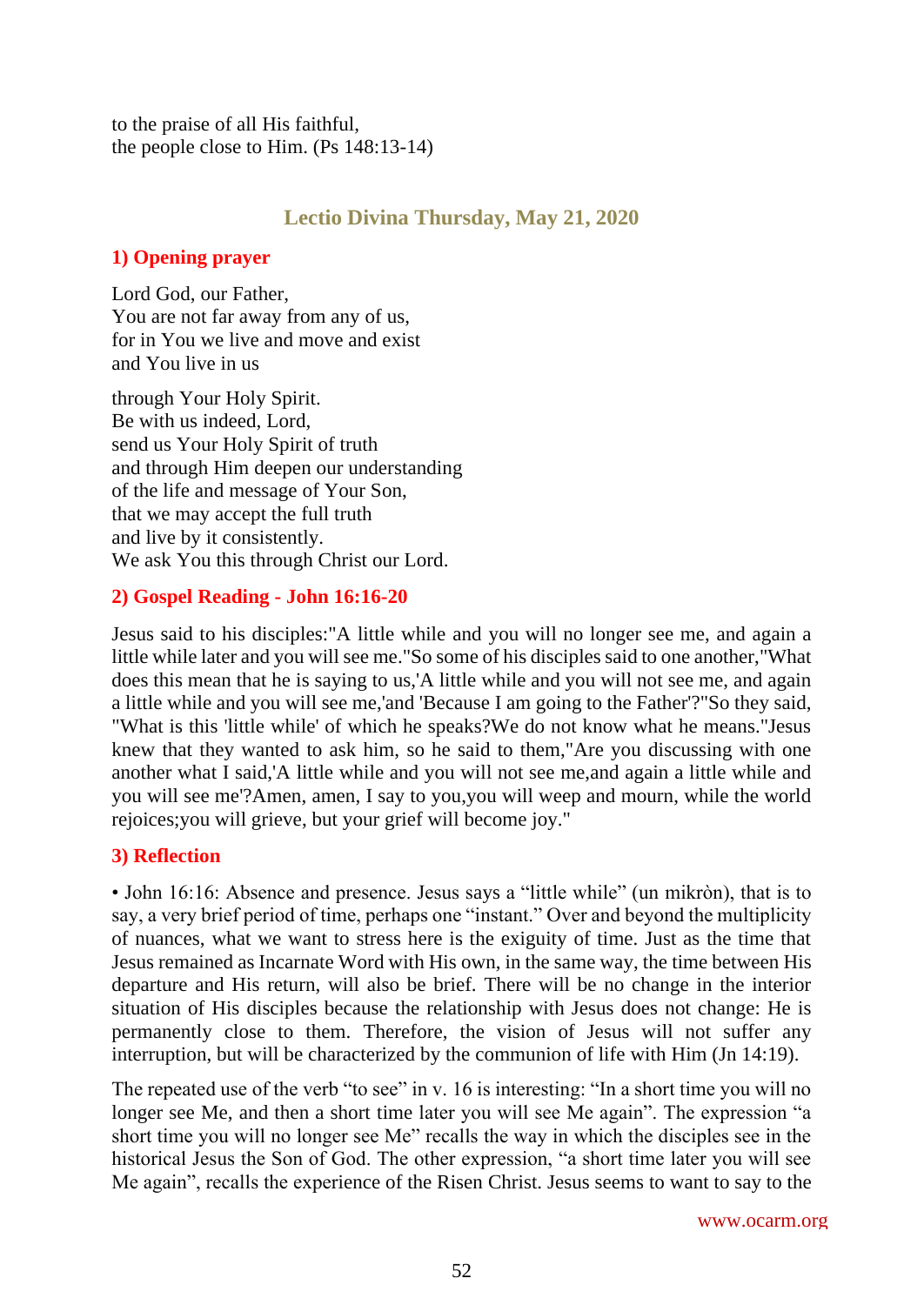to the praise of all His faithful,
the people close to Him. (Ps 148:13-14)

## Lectio Divina Thursday, May 21, 2020

### 1) Opening prayer

Lord God, our Father,
You are not far away from any of us,
for in You we live and move and exist
and You live in us

through Your Holy Spirit.
Be with us indeed, Lord,
send us Your Holy Spirit of truth
and through Him deepen our understanding
of the life and message of Your Son,
that we may accept the full truth
and live by it consistently.
We ask You this through Christ our Lord.

### 2) Gospel Reading - John 16:16-20

Jesus said to his disciples:"A little while and you will no longer see me, and again a little while later and you will see me."So some of his disciples said to one another,"What does this mean that he is saying to us,'A little while and you will not see me, and again a little while and you will see me,'and 'Because I am going to the Father'?"So they said, "What is this 'little while' of which he speaks?We do not know what he means."Jesus knew that they wanted to ask him, so he said to them,"Are you discussing with one another what I said,'A little while and you will not see me,and again a little while and you will see me'?Amen, amen, I say to you,you will weep and mourn, while the world rejoices;you will grieve, but your grief will become joy."

### 3) Reflection

• John 16:16: Absence and presence. Jesus says a "little while" (un mikròn), that is to say, a very brief period of time, perhaps one "instant." Over and beyond the multiplicity of nuances, what we want to stress here is the exiguity of time. Just as the time that Jesus remained as Incarnate Word with His own, in the same way, the time between His departure and His return, will also be brief. There will be no change in the interior situation of His disciples because the relationship with Jesus does not change: He is permanently close to them. Therefore, the vision of Jesus will not suffer any interruption, but will be characterized by the communion of life with Him (Jn 14:19).

The repeated use of the verb "to see" in v. 16 is interesting: "In a short time you will no longer see Me, and then a short time later you will see Me again". The expression "a short time you will no longer see Me" recalls the way in which the disciples see in the historical Jesus the Son of God. The other expression, "a short time later you will see Me again", recalls the experience of the Risen Christ. Jesus seems to want to say to the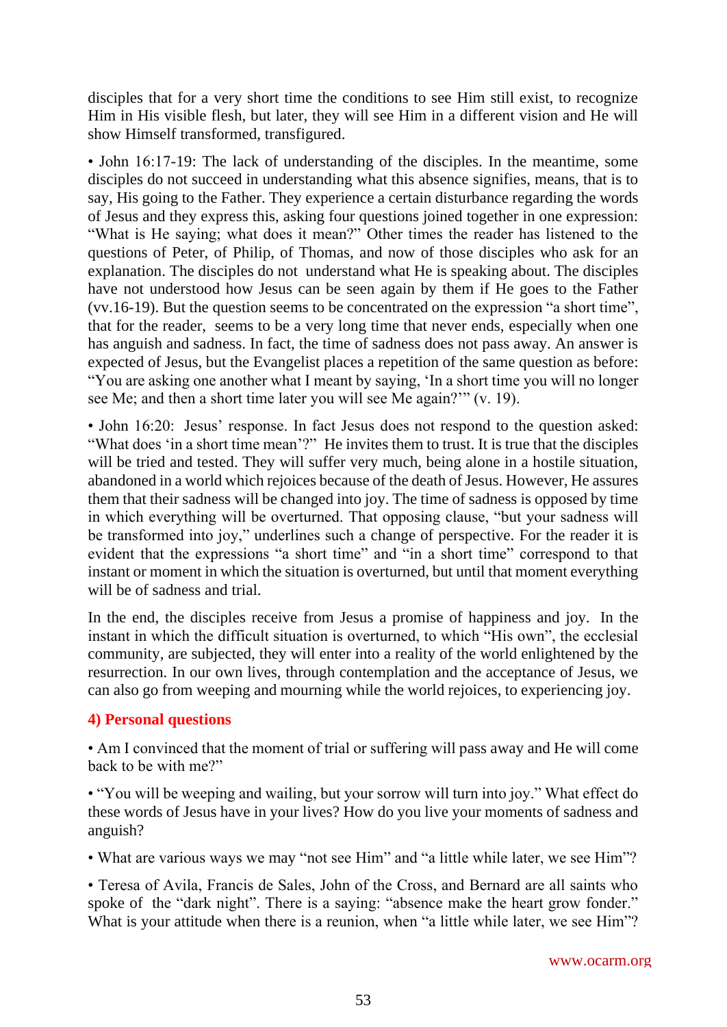disciples that for a very short time the conditions to see Him still exist, to recognize Him in His visible flesh, but later, they will see Him in a different vision and He will show Himself transformed, transfigured.

• John 16:17-19: The lack of understanding of the disciples. In the meantime, some disciples do not succeed in understanding what this absence signifies, means, that is to say, His going to the Father. They experience a certain disturbance regarding the words of Jesus and they express this, asking four questions joined together in one expression: "What is He saying; what does it mean?" Other times the reader has listened to the questions of Peter, of Philip, of Thomas, and now of those disciples who ask for an explanation. The disciples do not understand what He is speaking about. The disciples have not understood how Jesus can be seen again by them if He goes to the Father (vv.16-19). But the question seems to be concentrated on the expression "a short time", that for the reader, seems to be a very long time that never ends, especially when one has anguish and sadness. In fact, the time of sadness does not pass away. An answer is expected of Jesus, but the Evangelist places a repetition of the same question as before: "You are asking one another what I meant by saying, 'In a short time you will no longer see Me; and then a short time later you will see Me again?'" (v. 19).

• John 16:20: Jesus' response. In fact Jesus does not respond to the question asked: "What does 'in a short time mean'?" He invites them to trust. It is true that the disciples will be tried and tested. They will suffer very much, being alone in a hostile situation, abandoned in a world which rejoices because of the death of Jesus. However, He assures them that their sadness will be changed into joy. The time of sadness is opposed by time in which everything will be overturned. That opposing clause, "but your sadness will be transformed into joy," underlines such a change of perspective. For the reader it is evident that the expressions "a short time" and "in a short time" correspond to that instant or moment in which the situation is overturned, but until that moment everything will be of sadness and trial.

In the end, the disciples receive from Jesus a promise of happiness and joy. In the instant in which the difficult situation is overturned, to which "His own", the ecclesial community, are subjected, they will enter into a reality of the world enlightened by the resurrection. In our own lives, through contemplation and the acceptance of Jesus, we can also go from weeping and mourning while the world rejoices, to experiencing joy.

## 4) Personal questions

• Am I convinced that the moment of trial or suffering will pass away and He will come back to be with me?"

• "You will be weeping and wailing, but your sorrow will turn into joy." What effect do these words of Jesus have in your lives? How do you live your moments of sadness and anguish?

• What are various ways we may "not see Him" and "a little while later, we see Him"?

• Teresa of Avila, Francis de Sales, John of the Cross, and Bernard are all saints who spoke of the "dark night". There is a saying: "absence make the heart grow fonder." What is your attitude when there is a reunion, when "a little while later, we see Him"?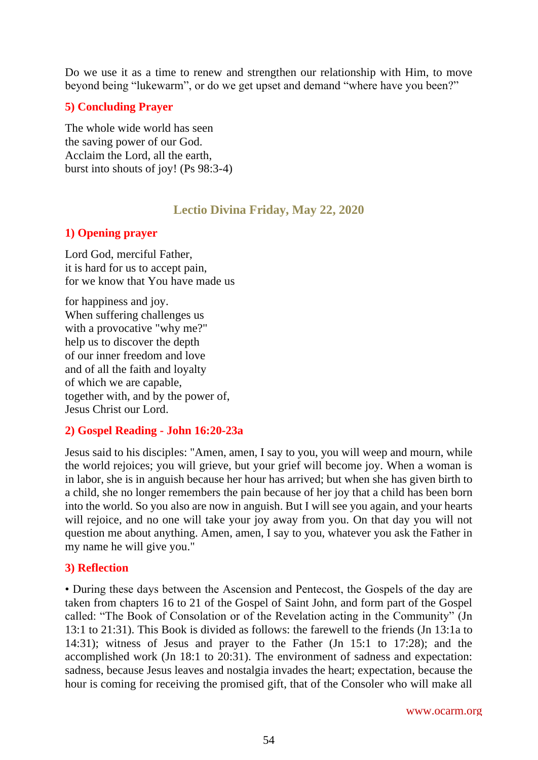Do we use it as a time to renew and strengthen our relationship with Him, to move beyond being "lukewarm", or do we get upset and demand "where have you been?"

### 5) Concluding Prayer

The whole wide world has seen
the saving power of our God.
Acclaim the Lord, all the earth,
burst into shouts of joy! (Ps 98:3-4)

## Lectio Divina Friday, May 22, 2020

### 1) Opening prayer

Lord God, merciful Father,
it is hard for us to accept pain,
for we know that You have made us
for happiness and joy.
When suffering challenges us
with a provocative "why me?"
help us to discover the depth
of our inner freedom and love
and of all the faith and loyalty
of which we are capable,
together with, and by the power of,
Jesus Christ our Lord.

### 2) Gospel Reading - John 16:20-23a

Jesus said to his disciples: "Amen, amen, I say to you, you will weep and mourn, while the world rejoices; you will grieve, but your grief will become joy. When a woman is in labor, she is in anguish because her hour has arrived; but when she has given birth to a child, she no longer remembers the pain because of her joy that a child has been born into the world. So you also are now in anguish. But I will see you again, and your hearts will rejoice, and no one will take your joy away from you. On that day you will not question me about anything. Amen, amen, I say to you, whatever you ask the Father in my name he will give you."

### 3) Reflection

• During these days between the Ascension and Pentecost, the Gospels of the day are taken from chapters 16 to 21 of the Gospel of Saint John, and form part of the Gospel called: "The Book of Consolation or of the Revelation acting in the Community" (Jn 13:1 to 21:31). This Book is divided as follows: the farewell to the friends (Jn 13:1a to 14:31); witness of Jesus and prayer to the Father (Jn 15:1 to 17:28); and the accomplished work (Jn 18:1 to 20:31). The environment of sadness and expectation: sadness, because Jesus leaves and nostalgia invades the heart; expectation, because the hour is coming for receiving the promised gift, that of the Consoler who will make all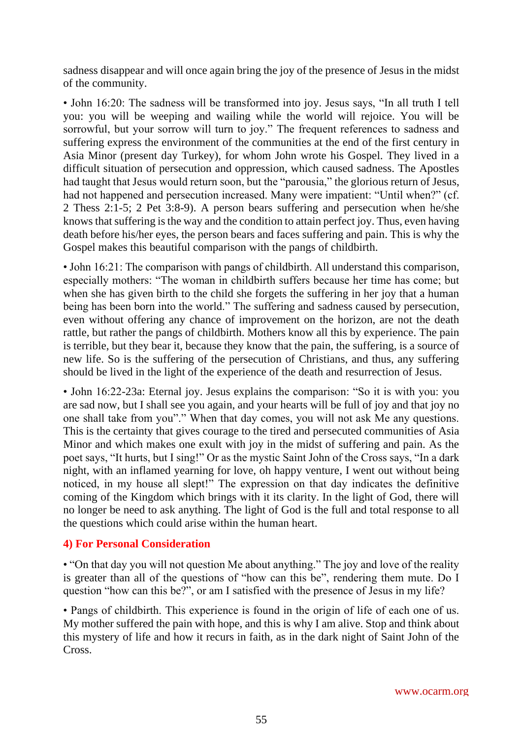sadness disappear and will once again bring the joy of the presence of Jesus in the midst of the community.

• John 16:20: The sadness will be transformed into joy. Jesus says, "In all truth I tell you: you will be weeping and wailing while the world will rejoice. You will be sorrowful, but your sorrow will turn to joy." The frequent references to sadness and suffering express the environment of the communities at the end of the first century in Asia Minor (present day Turkey), for whom John wrote his Gospel. They lived in a difficult situation of persecution and oppression, which caused sadness. The Apostles had taught that Jesus would return soon, but the "parousia," the glorious return of Jesus, had not happened and persecution increased. Many were impatient: "Until when?" (cf. 2 Thess 2:1-5; 2 Pet 3:8-9). A person bears suffering and persecution when he/she knows that suffering is the way and the condition to attain perfect joy. Thus, even having death before his/her eyes, the person bears and faces suffering and pain. This is why the Gospel makes this beautiful comparison with the pangs of childbirth.

• John 16:21: The comparison with pangs of childbirth. All understand this comparison, especially mothers: "The woman in childbirth suffers because her time has come; but when she has given birth to the child she forgets the suffering in her joy that a human being has been born into the world." The suffering and sadness caused by persecution, even without offering any chance of improvement on the horizon, are not the death rattle, but rather the pangs of childbirth. Mothers know all this by experience. The pain is terrible, but they bear it, because they know that the pain, the suffering, is a source of new life. So is the suffering of the persecution of Christians, and thus, any suffering should be lived in the light of the experience of the death and resurrection of Jesus.

• John 16:22-23a: Eternal joy. Jesus explains the comparison: "So it is with you: you are sad now, but I shall see you again, and your hearts will be full of joy and that joy no one shall take from you"." When that day comes, you will not ask Me any questions. This is the certainty that gives courage to the tired and persecuted communities of Asia Minor and which makes one exult with joy in the midst of suffering and pain. As the poet says, "It hurts, but I sing!" Or as the mystic Saint John of the Cross says, "In a dark night, with an inflamed yearning for love, oh happy venture, I went out without being noticed, in my house all slept!" The expression on that day indicates the definitive coming of the Kingdom which brings with it its clarity. In the light of God, there will no longer be need to ask anything. The light of God is the full and total response to all the questions which could arise within the human heart.

## 4) For Personal Consideration

• "On that day you will not question Me about anything." The joy and love of the reality is greater than all of the questions of "how can this be", rendering them mute. Do I question "how can this be?", or am I satisfied with the presence of Jesus in my life?

• Pangs of childbirth. This experience is found in the origin of life of each one of us. My mother suffered the pain with hope, and this is why I am alive. Stop and think about this mystery of life and how it recurs in faith, as in the dark night of Saint John of the Cross.

www.ocarm.org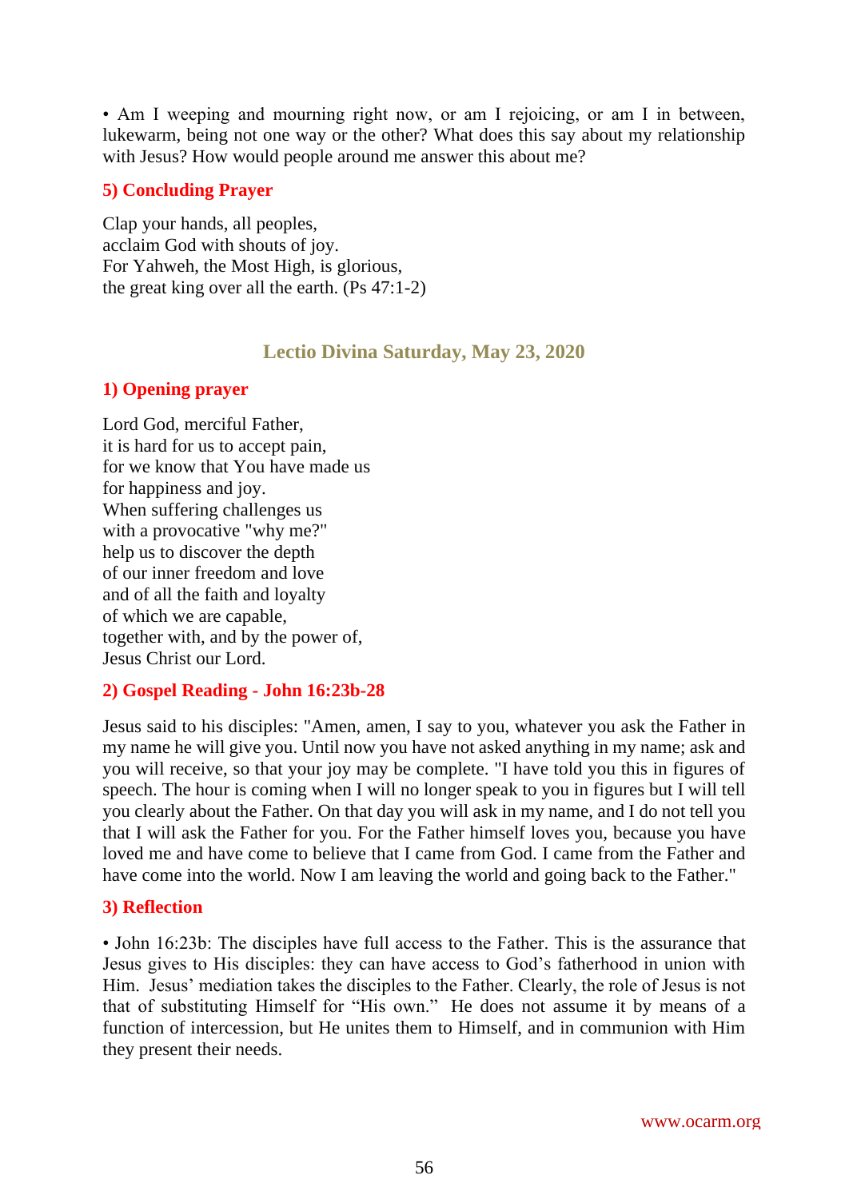• Am I weeping and mourning right now, or am I rejoicing, or am I in between, lukewarm, being not one way or the other? What does this say about my relationship with Jesus? How would people around me answer this about me?

### 5) Concluding Prayer

Clap your hands, all peoples,
acclaim God with shouts of joy.
For Yahweh, the Most High, is glorious,
the great king over all the earth. (Ps 47:1-2)

## Lectio Divina Saturday, May 23, 2020

### 1) Opening prayer

Lord God, merciful Father,
it is hard for us to accept pain,
for we know that You have made us
for happiness and joy.
When suffering challenges us
with a provocative "why me?"
help us to discover the depth
of our inner freedom and love
and of all the faith and loyalty
of which we are capable,
together with, and by the power of,
Jesus Christ our Lord.

### 2) Gospel Reading - John 16:23b-28

Jesus said to his disciples: "Amen, amen, I say to you, whatever you ask the Father in my name he will give you. Until now you have not asked anything in my name; ask and you will receive, so that your joy may be complete. "I have told you this in figures of speech. The hour is coming when I will no longer speak to you in figures but I will tell you clearly about the Father. On that day you will ask in my name, and I do not tell you that I will ask the Father for you. For the Father himself loves you, because you have loved me and have come to believe that I came from God. I came from the Father and have come into the world. Now I am leaving the world and going back to the Father."

### 3) Reflection

• John 16:23b: The disciples have full access to the Father. This is the assurance that Jesus gives to His disciples: they can have access to God's fatherhood in union with Him. Jesus' mediation takes the disciples to the Father. Clearly, the role of Jesus is not that of substituting Himself for "His own." He does not assume it by means of a function of intercession, but He unites them to Himself, and in communion with Him they present their needs.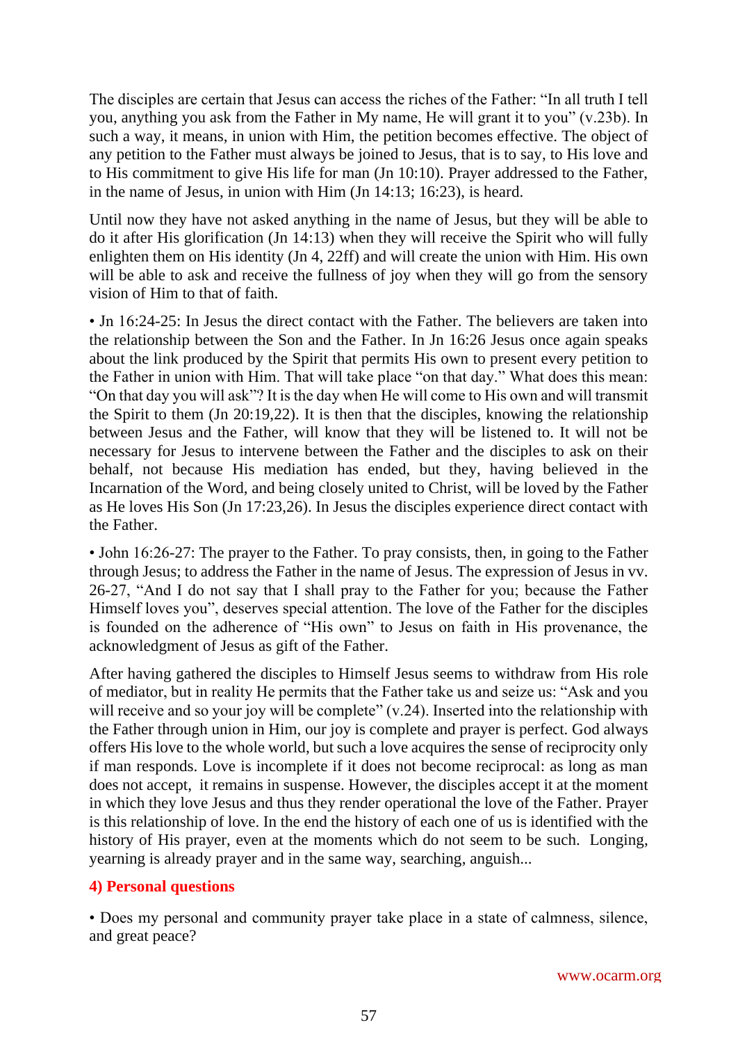The disciples are certain that Jesus can access the riches of the Father: "In all truth I tell you, anything you ask from the Father in My name, He will grant it to you" (v.23b). In such a way, it means, in union with Him, the petition becomes effective. The object of any petition to the Father must always be joined to Jesus, that is to say, to His love and to His commitment to give His life for man (Jn 10:10). Prayer addressed to the Father, in the name of Jesus, in union with Him (Jn 14:13; 16:23), is heard.

Until now they have not asked anything in the name of Jesus, but they will be able to do it after His glorification (Jn 14:13) when they will receive the Spirit who will fully enlighten them on His identity (Jn 4, 22ff) and will create the union with Him. His own will be able to ask and receive the fullness of joy when they will go from the sensory vision of Him to that of faith.

• Jn 16:24-25: In Jesus the direct contact with the Father. The believers are taken into the relationship between the Son and the Father. In Jn 16:26 Jesus once again speaks about the link produced by the Spirit that permits His own to present every petition to the Father in union with Him. That will take place "on that day." What does this mean: "On that day you will ask"? It is the day when He will come to His own and will transmit the Spirit to them (Jn 20:19,22). It is then that the disciples, knowing the relationship between Jesus and the Father, will know that they will be listened to. It will not be necessary for Jesus to intervene between the Father and the disciples to ask on their behalf, not because His mediation has ended, but they, having believed in the Incarnation of the Word, and being closely united to Christ, will be loved by the Father as He loves His Son (Jn 17:23,26). In Jesus the disciples experience direct contact with the Father.

• John 16:26-27: The prayer to the Father. To pray consists, then, in going to the Father through Jesus; to address the Father in the name of Jesus. The expression of Jesus in vv. 26-27, "And I do not say that I shall pray to the Father for you; because the Father Himself loves you", deserves special attention. The love of the Father for the disciples is founded on the adherence of "His own" to Jesus on faith in His provenance, the acknowledgment of Jesus as gift of the Father.

After having gathered the disciples to Himself Jesus seems to withdraw from His role of mediator, but in reality He permits that the Father take us and seize us: "Ask and you will receive and so your joy will be complete" (v.24). Inserted into the relationship with the Father through union in Him, our joy is complete and prayer is perfect. God always offers His love to the whole world, but such a love acquires the sense of reciprocity only if man responds. Love is incomplete if it does not become reciprocal: as long as man does not accept, it remains in suspense. However, the disciples accept it at the moment in which they love Jesus and thus they render operational the love of the Father. Prayer is this relationship of love. In the end the history of each one of us is identified with the history of His prayer, even at the moments which do not seem to be such. Longing, yearning is already prayer and in the same way, searching, anguish...

## 4) Personal questions

• Does my personal and community prayer take place in a state of calmness, silence, and great peace?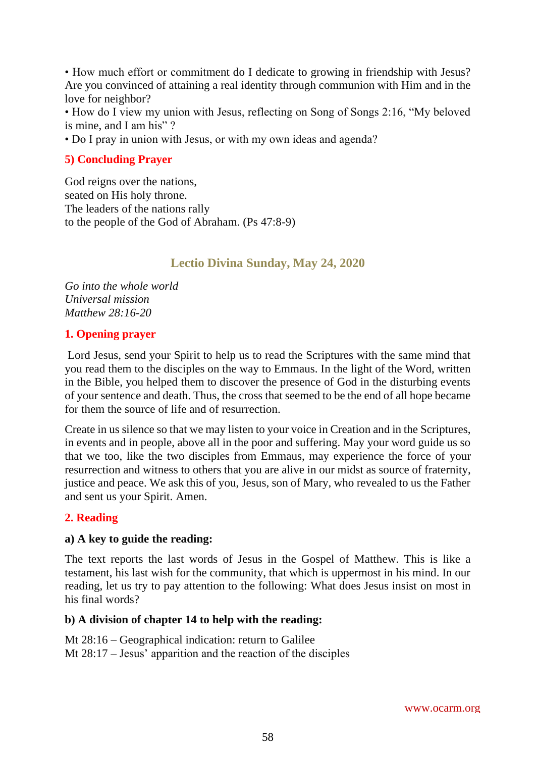• How much effort or commitment do I dedicate to growing in friendship with Jesus? Are you convinced of attaining a real identity through communion with Him and in the love for neighbor?
• How do I view my union with Jesus, reflecting on Song of Songs 2:16, "My beloved is mine, and I am his" ?
• Do I pray in union with Jesus, or with my own ideas and agenda?

### 5) Concluding Prayer

God reigns over the nations,
seated on His holy throne.
The leaders of the nations rally
to the people of the God of Abraham. (Ps 47:8-9)

## Lectio Divina Sunday, May 24, 2020

*Go into the whole world*
*Universal mission*
*Matthew 28:16-20*

### 1. Opening prayer

Lord Jesus, send your Spirit to help us to read the Scriptures with the same mind that you read them to the disciples on the way to Emmaus. In the light of the Word, written in the Bible, you helped them to discover the presence of God in the disturbing events of your sentence and death. Thus, the cross that seemed to be the end of all hope became for them the source of life and of resurrection.

Create in us silence so that we may listen to your voice in Creation and in the Scriptures, in events and in people, above all in the poor and suffering. May your word guide us so that we too, like the two disciples from Emmaus, may experience the force of your resurrection and witness to others that you are alive in our midst as source of fraternity, justice and peace. We ask this of you, Jesus, son of Mary, who revealed to us the Father and sent us your Spirit. Amen.

### 2. Reading

#### a) A key to guide the reading:

The text reports the last words of Jesus in the Gospel of Matthew. This is like a testament, his last wish for the community, that which is uppermost in his mind. In our reading, let us try to pay attention to the following: What does Jesus insist on most in his final words?

#### b) A division of chapter 14 to help with the reading:

Mt 28:16 – Geographical indication: return to Galilee
Mt 28:17 – Jesus' apparition and the reaction of the disciples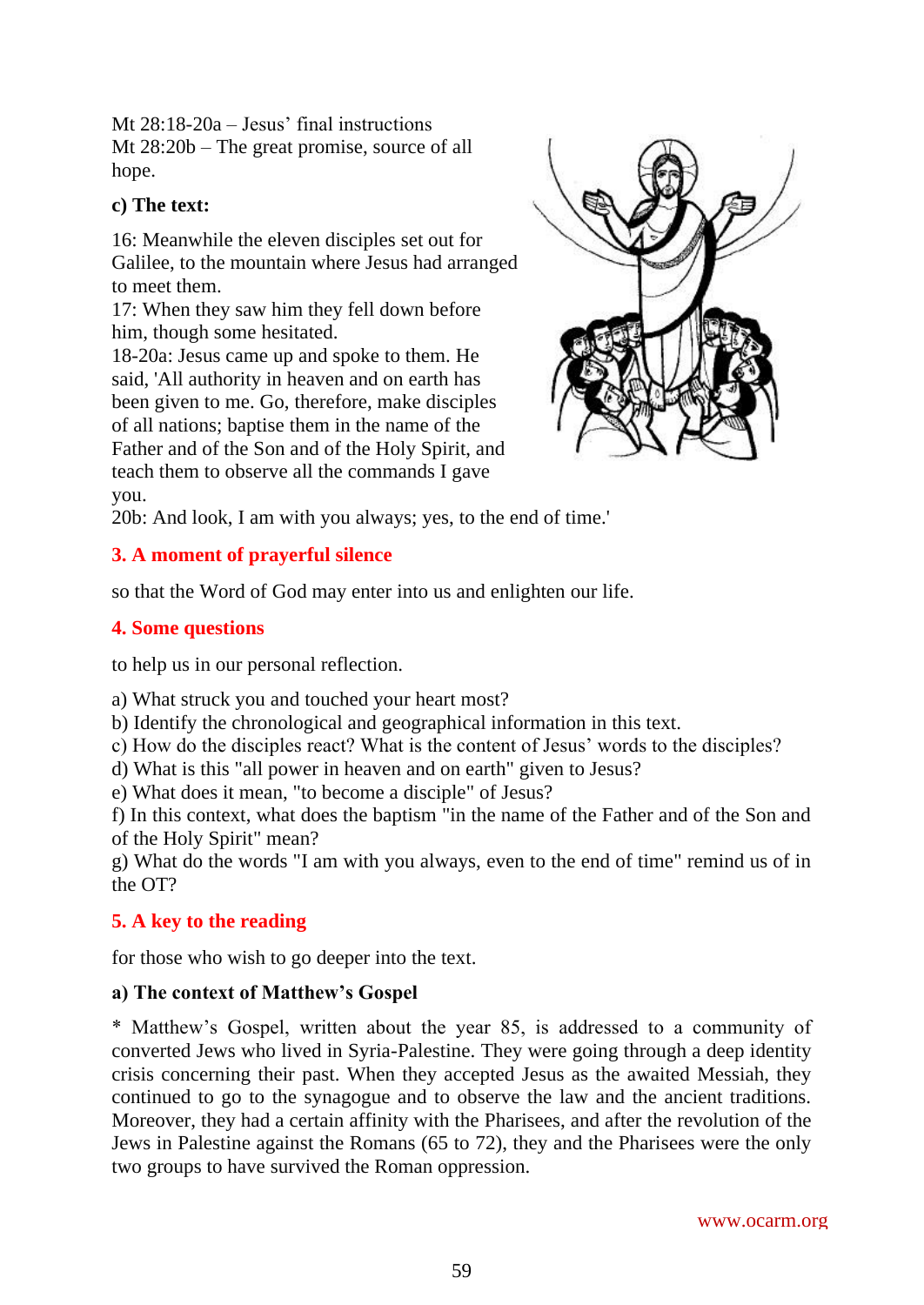Mt 28:18-20a – Jesus' final instructions
Mt 28:20b – The great promise, source of all hope.

**c) The text:**

16: Meanwhile the eleven disciples set out for Galilee, to the mountain where Jesus had arranged to meet them.
17: When they saw him they fell down before him, though some hesitated.
18-20a: Jesus came up and spoke to them. He said, 'All authority in heaven and on earth has been given to me. Go, therefore, make disciples of all nations; baptise them in the name of the Father and of the Son and of the Holy Spirit, and teach them to observe all the commands I gave you.
20b: And look, I am with you always; yes, to the end of time.'

## 3. A moment of prayerful silence

so that the Word of God may enter into us and enlighten our life.

## 4. Some questions

to help us in our personal reflection.

a) What struck you and touched your heart most?
b) Identify the chronological and geographical information in this text.
c) How do the disciples react? What is the content of Jesus' words to the disciples?
d) What is this "all power in heaven and on earth" given to Jesus?
e) What does it mean, "to become a disciple" of Jesus?
f) In this context, what does the baptism "in the name of the Father and of the Son and of the Holy Spirit" mean?
g) What do the words "I am with you always, even to the end of time" remind us of in the OT?

## 5. A key to the reading

for those who wish to go deeper into the text.

**a) The context of Matthew's Gospel**

* Matthew's Gospel, written about the year 85, is addressed to a community of converted Jews who lived in Syria-Palestine. They were going through a deep identity crisis concerning their past. When they accepted Jesus as the awaited Messiah, they continued to go to the synagogue and to observe the law and the ancient traditions. Moreover, they had a certain affinity with the Pharisees, and after the revolution of the Jews in Palestine against the Romans (65 to 72), they and the Pharisees were the only two groups to have survived the Roman oppression.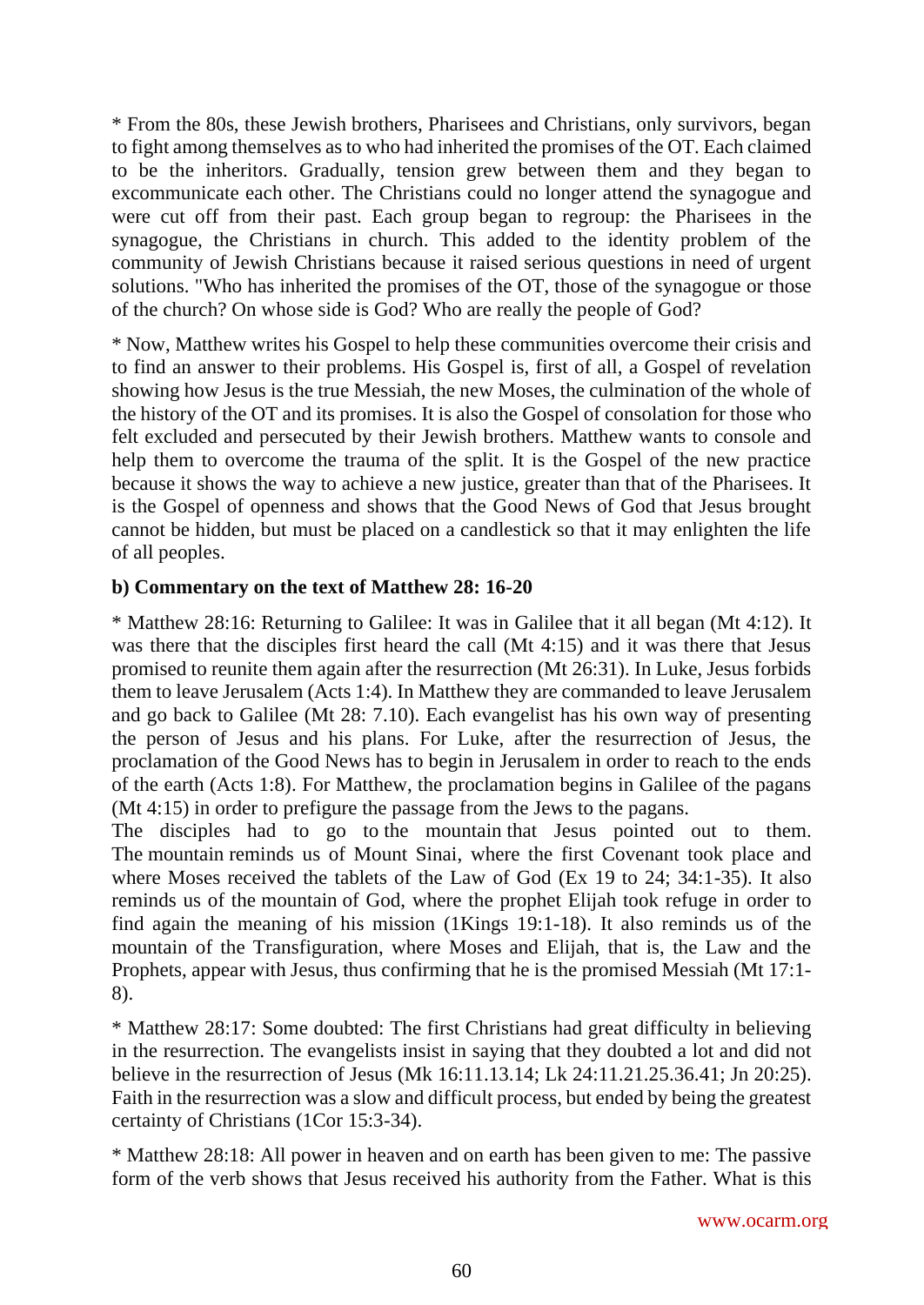* From the 80s, these Jewish brothers, Pharisees and Christians, only survivors, began to fight among themselves as to who had inherited the promises of the OT. Each claimed to be the inheritors. Gradually, tension grew between them and they began to excommunicate each other. The Christians could no longer attend the synagogue and were cut off from their past. Each group began to regroup: the Pharisees in the synagogue, the Christians in church. This added to the identity problem of the community of Jewish Christians because it raised serious questions in need of urgent solutions. "Who has inherited the promises of the OT, those of the synagogue or those of the church? On whose side is God? Who are really the people of God?

* Now, Matthew writes his Gospel to help these communities overcome their crisis and to find an answer to their problems. His Gospel is, first of all, a Gospel of revelation showing how Jesus is the true Messiah, the new Moses, the culmination of the whole of the history of the OT and its promises. It is also the Gospel of consolation for those who felt excluded and persecuted by their Jewish brothers. Matthew wants to console and help them to overcome the trauma of the split. It is the Gospel of the new practice because it shows the way to achieve a new justice, greater than that of the Pharisees. It is the Gospel of openness and shows that the Good News of God that Jesus brought cannot be hidden, but must be placed on a candlestick so that it may enlighten the life of all peoples.

**b) Commentary on the text of Matthew 28: 16-20**

* Matthew 28:16: Returning to Galilee: It was in Galilee that it all began (Mt 4:12). It was there that the disciples first heard the call (Mt 4:15) and it was there that Jesus promised to reunite them again after the resurrection (Mt 26:31). In Luke, Jesus forbids them to leave Jerusalem (Acts 1:4). In Matthew they are commanded to leave Jerusalem and go back to Galilee (Mt 28: 7.10). Each evangelist has his own way of presenting the person of Jesus and his plans. For Luke, after the resurrection of Jesus, the proclamation of the Good News has to begin in Jerusalem in order to reach to the ends of the earth (Acts 1:8). For Matthew, the proclamation begins in Galilee of the pagans (Mt 4:15) in order to prefigure the passage from the Jews to the pagans.
The disciples had to go to the mountain that Jesus pointed out to them. The mountain reminds us of Mount Sinai, where the first Covenant took place and where Moses received the tablets of the Law of God (Ex 19 to 24; 34:1-35). It also reminds us of the mountain of God, where the prophet Elijah took refuge in order to find again the meaning of his mission (1Kings 19:1-18). It also reminds us of the mountain of the Transfiguration, where Moses and Elijah, that is, the Law and the Prophets, appear with Jesus, thus confirming that he is the promised Messiah (Mt 17:1-8).

* Matthew 28:17: Some doubted: The first Christians had great difficulty in believing in the resurrection. The evangelists insist in saying that they doubted a lot and did not believe in the resurrection of Jesus (Mk 16:11.13.14; Lk 24:11.21.25.36.41; Jn 20:25). Faith in the resurrection was a slow and difficult process, but ended by being the greatest certainty of Christians (1Cor 15:3-34).

* Matthew 28:18: All power in heaven and on earth has been given to me: The passive form of the verb shows that Jesus received his authority from the Father. What is this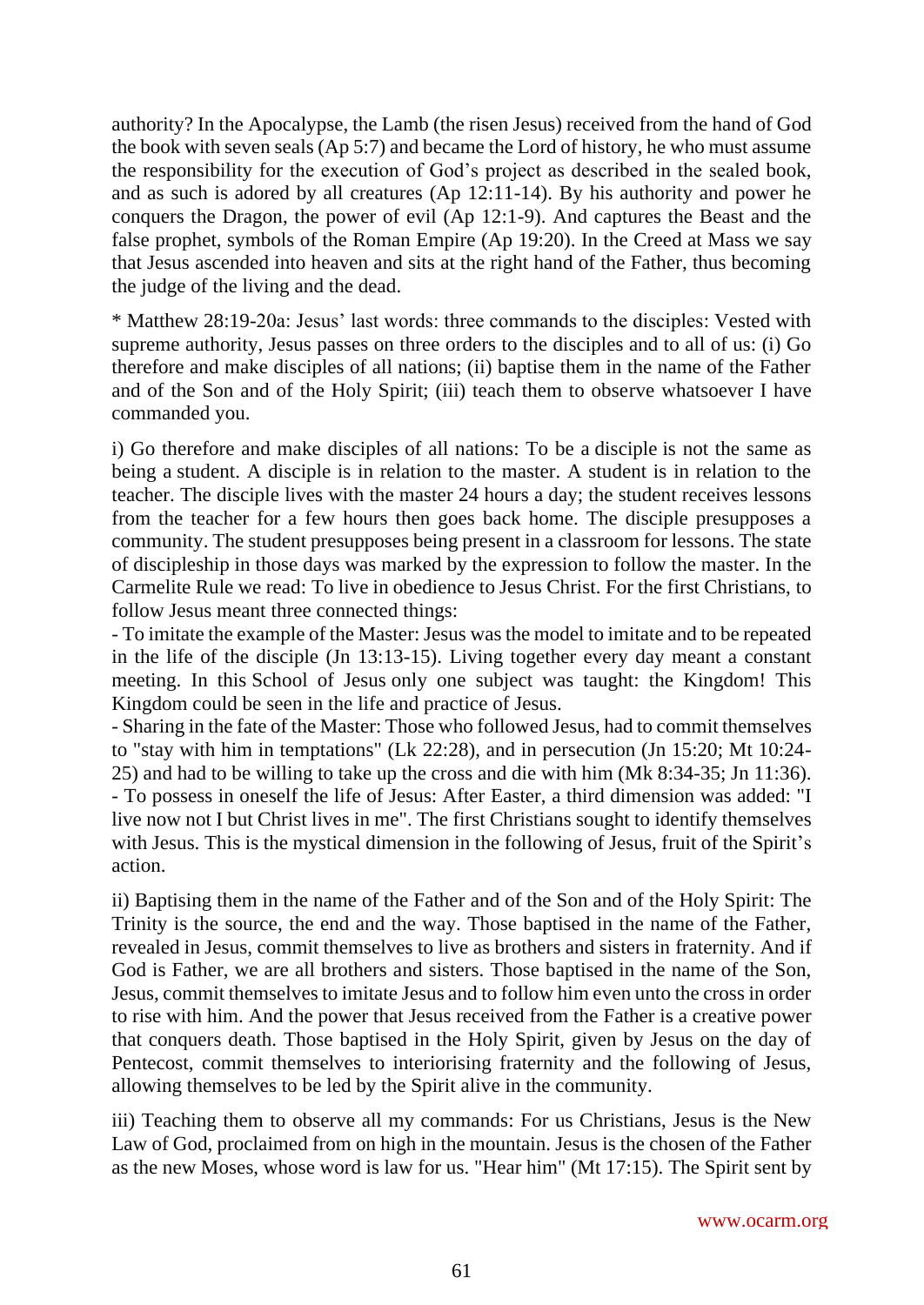authority? In the Apocalypse, the Lamb (the risen Jesus) received from the hand of God the book with seven seals (Ap 5:7) and became the Lord of history, he who must assume the responsibility for the execution of God's project as described in the sealed book, and as such is adored by all creatures (Ap 12:11-14). By his authority and power he conquers the Dragon, the power of evil (Ap 12:1-9). And captures the Beast and the false prophet, symbols of the Roman Empire (Ap 19:20). In the Creed at Mass we say that Jesus ascended into heaven and sits at the right hand of the Father, thus becoming the judge of the living and the dead.

* Matthew 28:19-20a: Jesus' last words: three commands to the disciples: Vested with supreme authority, Jesus passes on three orders to the disciples and to all of us: (i) Go therefore and make disciples of all nations; (ii) baptise them in the name of the Father and of the Son and of the Holy Spirit; (iii) teach them to observe whatsoever I have commanded you.

i) Go therefore and make disciples of all nations: To be a disciple is not the same as being a student. A disciple is in relation to the master. A student is in relation to the teacher. The disciple lives with the master 24 hours a day; the student receives lessons from the teacher for a few hours then goes back home. The disciple presupposes a community. The student presupposes being present in a classroom for lessons. The state of discipleship in those days was marked by the expression to follow the master. In the Carmelite Rule we read: To live in obedience to Jesus Christ. For the first Christians, to follow Jesus meant three connected things:
- To imitate the example of the Master: Jesus was the model to imitate and to be repeated in the life of the disciple (Jn 13:13-15). Living together every day meant a constant meeting. In this School of Jesus only one subject was taught: the Kingdom! This Kingdom could be seen in the life and practice of Jesus.
- Sharing in the fate of the Master: Those who followed Jesus, had to commit themselves to "stay with him in temptations" (Lk 22:28), and in persecution (Jn 15:20; Mt 10:24-25) and had to be willing to take up the cross and die with him (Mk 8:34-35; Jn 11:36).
- To possess in oneself the life of Jesus: After Easter, a third dimension was added: "I live now not I but Christ lives in me". The first Christians sought to identify themselves with Jesus. This is the mystical dimension in the following of Jesus, fruit of the Spirit's action.

ii) Baptising them in the name of the Father and of the Son and of the Holy Spirit: The Trinity is the source, the end and the way. Those baptised in the name of the Father, revealed in Jesus, commit themselves to live as brothers and sisters in fraternity. And if God is Father, we are all brothers and sisters. Those baptised in the name of the Son, Jesus, commit themselves to imitate Jesus and to follow him even unto the cross in order to rise with him. And the power that Jesus received from the Father is a creative power that conquers death. Those baptised in the Holy Spirit, given by Jesus on the day of Pentecost, commit themselves to interiorising fraternity and the following of Jesus, allowing themselves to be led by the Spirit alive in the community.

iii) Teaching them to observe all my commands: For us Christians, Jesus is the New Law of God, proclaimed from on high in the mountain. Jesus is the chosen of the Father as the new Moses, whose word is law for us. "Hear him" (Mt 17:15). The Spirit sent by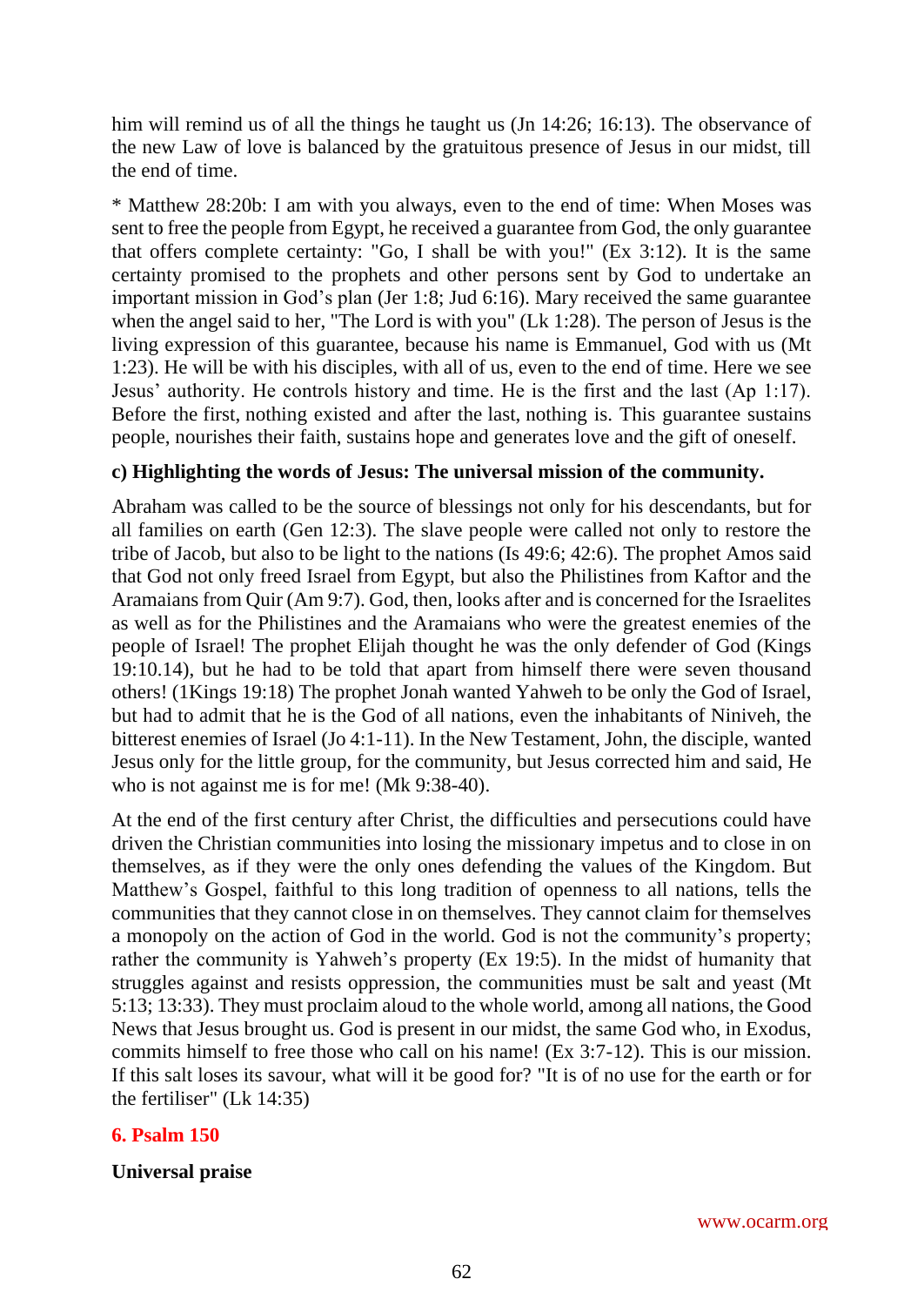him will remind us of all the things he taught us (Jn 14:26; 16:13). The observance of the new Law of love is balanced by the gratuitous presence of Jesus in our midst, till the end of time.

* Matthew 28:20b: I am with you always, even to the end of time: When Moses was sent to free the people from Egypt, he received a guarantee from God, the only guarantee that offers complete certainty: "Go, I shall be with you!" (Ex 3:12). It is the same certainty promised to the prophets and other persons sent by God to undertake an important mission in God's plan (Jer 1:8; Jud 6:16). Mary received the same guarantee when the angel said to her, "The Lord is with you" (Lk 1:28). The person of Jesus is the living expression of this guarantee, because his name is Emmanuel, God with us (Mt 1:23). He will be with his disciples, with all of us, even to the end of time. Here we see Jesus' authority. He controls history and time. He is the first and the last (Ap 1:17). Before the first, nothing existed and after the last, nothing is. This guarantee sustains people, nourishes their faith, sustains hope and generates love and the gift of oneself.

**c) Highlighting the words of Jesus: The universal mission of the community.**

Abraham was called to be the source of blessings not only for his descendants, but for all families on earth (Gen 12:3). The slave people were called not only to restore the tribe of Jacob, but also to be light to the nations (Is 49:6; 42:6). The prophet Amos said that God not only freed Israel from Egypt, but also the Philistines from Kaftor and the Aramaians from Quir (Am 9:7). God, then, looks after and is concerned for the Israelites as well as for the Philistines and the Aramaians who were the greatest enemies of the people of Israel! The prophet Elijah thought he was the only defender of God (Kings 19:10.14), but he had to be told that apart from himself there were seven thousand others! (1Kings 19:18) The prophet Jonah wanted Yahweh to be only the God of Israel, but had to admit that he is the God of all nations, even the inhabitants of Niniveh, the bitterest enemies of Israel (Jo 4:1-11). In the New Testament, John, the disciple, wanted Jesus only for the little group, for the community, but Jesus corrected him and said, He who is not against me is for me! (Mk 9:38-40).

At the end of the first century after Christ, the difficulties and persecutions could have driven the Christian communities into losing the missionary impetus and to close in on themselves, as if they were the only ones defending the values of the Kingdom. But Matthew's Gospel, faithful to this long tradition of openness to all nations, tells the communities that they cannot close in on themselves. They cannot claim for themselves a monopoly on the action of God in the world. God is not the community's property; rather the community is Yahweh's property (Ex 19:5). In the midst of humanity that struggles against and resists oppression, the communities must be salt and yeast (Mt 5:13; 13:33). They must proclaim aloud to the whole world, among all nations, the Good News that Jesus brought us. God is present in our midst, the same God who, in Exodus, commits himself to free those who call on his name! (Ex 3:7-12). This is our mission. If this salt loses its savour, what will it be good for? "It is of no use for the earth or for the fertiliser" (Lk 14:35)

## 6. Psalm 150

**Universal praise**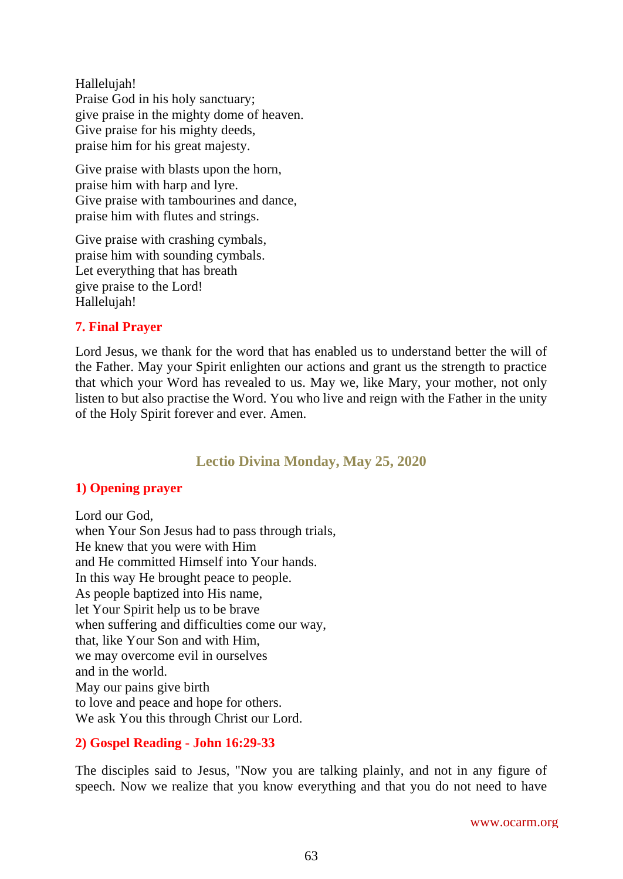Hallelujah!
Praise God in his holy sanctuary;
give praise in the mighty dome of heaven.
Give praise for his mighty deeds,
praise him for his great majesty.

Give praise with blasts upon the horn,
praise him with harp and lyre.
Give praise with tambourines and dance,
praise him with flutes and strings.

Give praise with crashing cymbals,
praise him with sounding cymbals.
Let everything that has breath
give praise to the Lord!
Hallelujah!

### 7. Final Prayer

Lord Jesus, we thank for the word that has enabled us to understand better the will of the Father. May your Spirit enlighten our actions and grant us the strength to practice that which your Word has revealed to us. May we, like Mary, your mother, not only listen to but also practise the Word. You who live and reign with the Father in the unity of the Holy Spirit forever and ever. Amen.

## Lectio Divina Monday, May 25, 2020

### 1) Opening prayer

Lord our God,
when Your Son Jesus had to pass through trials,
He knew that you were with Him
and He committed Himself into Your hands.
In this way He brought peace to people.
As people baptized into His name,
let Your Spirit help us to be brave
when suffering and difficulties come our way,
that, like Your Son and with Him,
we may overcome evil in ourselves
and in the world.
May our pains give birth
to love and peace and hope for others.
We ask You this through Christ our Lord.

### 2) Gospel Reading - John 16:29-33

The disciples said to Jesus, "Now you are talking plainly, and not in any figure of speech. Now we realize that you know everything and that you do not need to have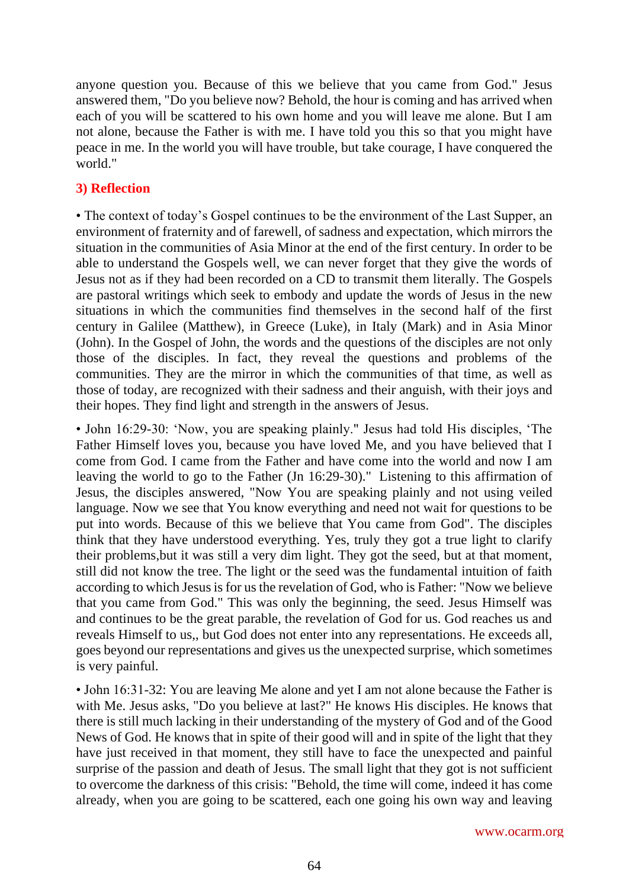anyone question you. Because of this we believe that you came from God." Jesus answered them, "Do you believe now? Behold, the hour is coming and has arrived when each of you will be scattered to his own home and you will leave me alone. But I am not alone, because the Father is with me. I have told you this so that you might have peace in me. In the world you will have trouble, but take courage, I have conquered the world."

### 3) Reflection

• The context of today's Gospel continues to be the environment of the Last Supper, an environment of fraternity and of farewell, of sadness and expectation, which mirrors the situation in the communities of Asia Minor at the end of the first century. In order to be able to understand the Gospels well, we can never forget that they give the words of Jesus not as if they had been recorded on a CD to transmit them literally. The Gospels are pastoral writings which seek to embody and update the words of Jesus in the new situations in which the communities find themselves in the second half of the first century in Galilee (Matthew), in Greece (Luke), in Italy (Mark) and in Asia Minor (John). In the Gospel of John, the words and the questions of the disciples are not only those of the disciples. In fact, they reveal the questions and problems of the communities. They are the mirror in which the communities of that time, as well as those of today, are recognized with their sadness and their anguish, with their joys and their hopes. They find light and strength in the answers of Jesus.

• John 16:29-30: 'Now, you are speaking plainly." Jesus had told His disciples, 'The Father Himself loves you, because you have loved Me, and you have believed that I come from God. I came from the Father and have come into the world and now I am leaving the world to go to the Father (Jn 16:29-30)." Listening to this affirmation of Jesus, the disciples answered, "Now You are speaking plainly and not using veiled language. Now we see that You know everything and need not wait for questions to be put into words. Because of this we believe that You came from God". The disciples think that they have understood everything. Yes, truly they got a true light to clarify their problems,but it was still a very dim light. They got the seed, but at that moment, still did not know the tree. The light or the seed was the fundamental intuition of faith according to which Jesus is for us the revelation of God, who is Father: "Now we believe that you came from God." This was only the beginning, the seed. Jesus Himself was and continues to be the great parable, the revelation of God for us. God reaches us and reveals Himself to us,, but God does not enter into any representations. He exceeds all, goes beyond our representations and gives us the unexpected surprise, which sometimes is very painful.

• John 16:31-32: You are leaving Me alone and yet I am not alone because the Father is with Me. Jesus asks, "Do you believe at last?" He knows His disciples. He knows that there is still much lacking in their understanding of the mystery of God and of the Good News of God. He knows that in spite of their good will and in spite of the light that they have just received in that moment, they still have to face the unexpected and painful surprise of the passion and death of Jesus. The small light that they got is not sufficient to overcome the darkness of this crisis: "Behold, the time will come, indeed it has come already, when you are going to be scattered, each one going his own way and leaving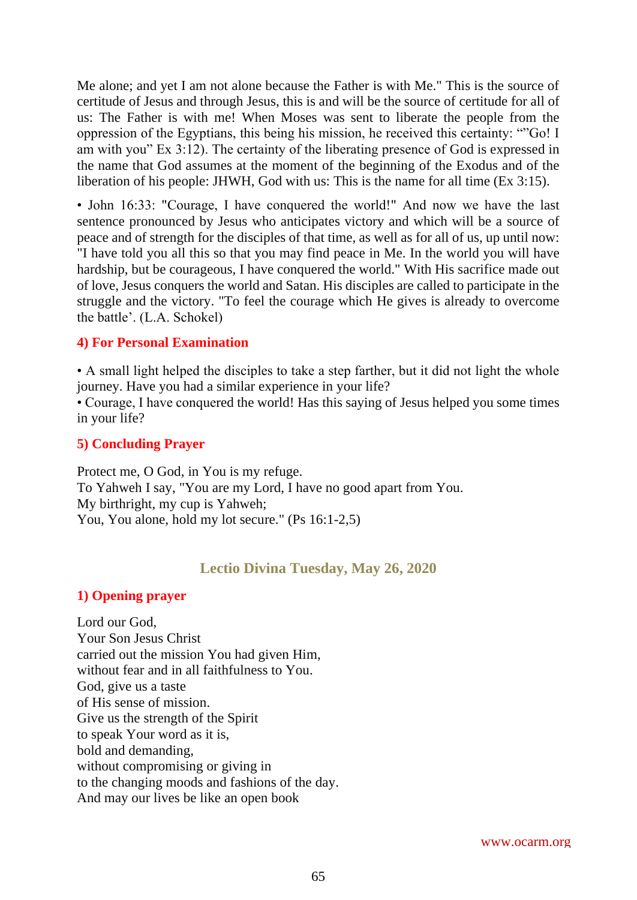Me alone; and yet I am not alone because the Father is with Me." This is the source of certitude of Jesus and through Jesus, this is and will be the source of certitude for all of us: The Father is with me! When Moses was sent to liberate the people from the oppression of the Egyptians, this being his mission, he received this certainty: ""Go! I am with you" Ex 3:12). The certainty of the liberating presence of God is expressed in the name that God assumes at the moment of the beginning of the Exodus and of the liberation of his people: JHWH, God with us: This is the name for all time (Ex 3:15).

• John 16:33: "Courage, I have conquered the world!" And now we have the last sentence pronounced by Jesus who anticipates victory and which will be a source of peace and of strength for the disciples of that time, as well as for all of us, up until now: "I have told you all this so that you may find peace in Me. In the world you will have hardship, but be courageous, I have conquered the world." With His sacrifice made out of love, Jesus conquers the world and Satan. His disciples are called to participate in the struggle and the victory. "To feel the courage which He gives is already to overcome the battle'. (L.A. Schokel)

### 4) For Personal Examination

• A small light helped the disciples to take a step farther, but it did not light the whole journey. Have you had a similar experience in your life?
• Courage, I have conquered the world! Has this saying of Jesus helped you some times in your life?

### 5) Concluding Prayer

Protect me, O God, in You is my refuge.
To Yahweh I say, "You are my Lord, I have no good apart from You.
My birthright, my cup is Yahweh;
You, You alone, hold my lot secure." (Ps 16:1-2,5)

## Lectio Divina Tuesday, May 26, 2020

### 1) Opening prayer

Lord our God,
Your Son Jesus Christ
carried out the mission You had given Him,
without fear and in all faithfulness to You.
God, give us a taste
of His sense of mission.
Give us the strength of the Spirit
to speak Your word as it is,
bold and demanding,
without compromising or giving in
to the changing moods and fashions of the day.
And may our lives be like an open book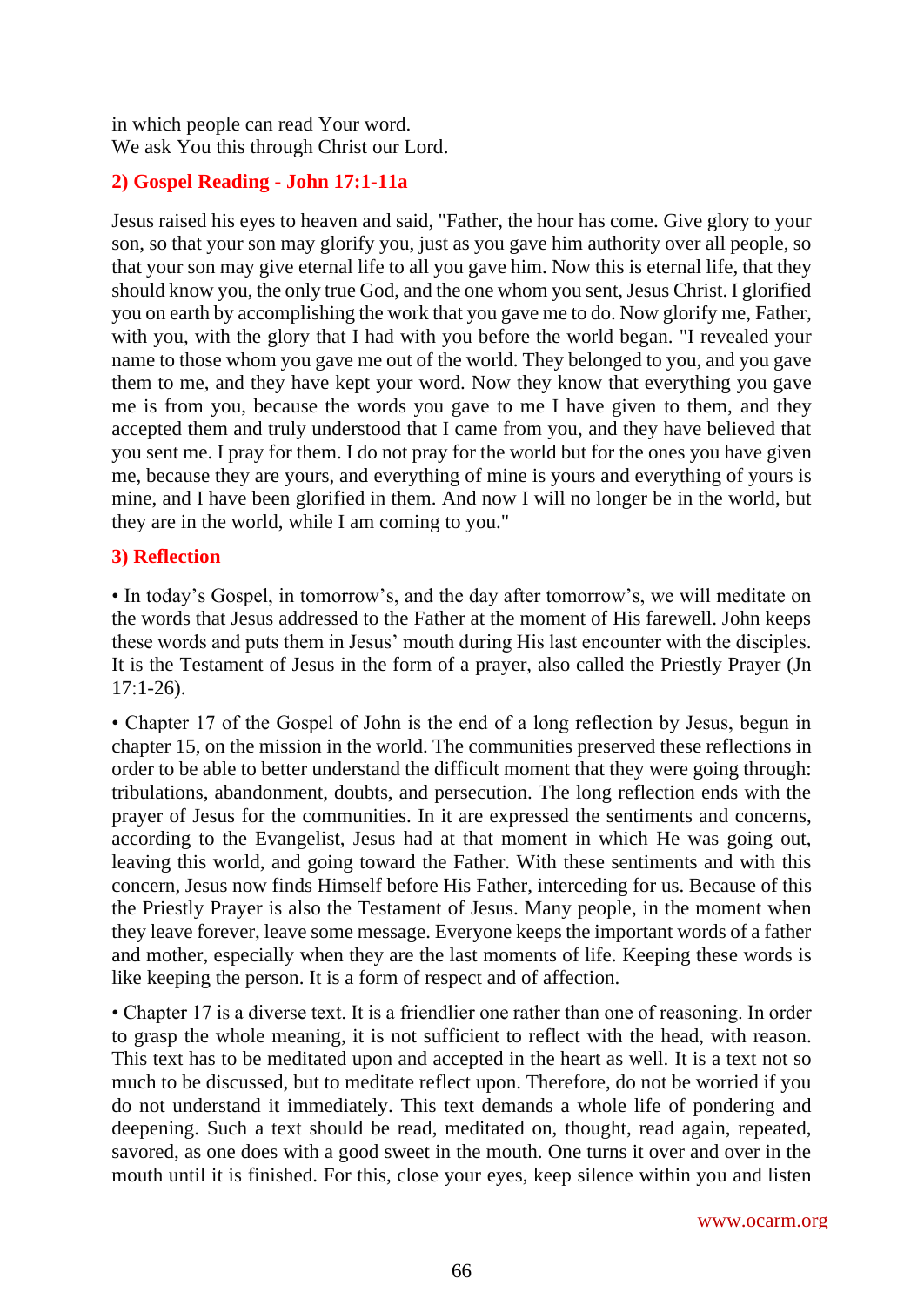in which people can read Your word.
We ask You this through Christ our Lord.

## 2) Gospel Reading - John 17:1-11a

Jesus raised his eyes to heaven and said, "Father, the hour has come. Give glory to your son, so that your son may glorify you, just as you gave him authority over all people, so that your son may give eternal life to all you gave him. Now this is eternal life, that they should know you, the only true God, and the one whom you sent, Jesus Christ. I glorified you on earth by accomplishing the work that you gave me to do. Now glorify me, Father, with you, with the glory that I had with you before the world began. "I revealed your name to those whom you gave me out of the world. They belonged to you, and you gave them to me, and they have kept your word. Now they know that everything you gave me is from you, because the words you gave to me I have given to them, and they accepted them and truly understood that I came from you, and they have believed that you sent me. I pray for them. I do not pray for the world but for the ones you have given me, because they are yours, and everything of mine is yours and everything of yours is mine, and I have been glorified in them. And now I will no longer be in the world, but they are in the world, while I am coming to you."

## 3) Reflection

• In today's Gospel, in tomorrow's, and the day after tomorrow's, we will meditate on the words that Jesus addressed to the Father at the moment of His farewell. John keeps these words and puts them in Jesus' mouth during His last encounter with the disciples. It is the Testament of Jesus in the form of a prayer, also called the Priestly Prayer (Jn 17:1-26).

• Chapter 17 of the Gospel of John is the end of a long reflection by Jesus, begun in chapter 15, on the mission in the world. The communities preserved these reflections in order to be able to better understand the difficult moment that they were going through: tribulations, abandonment, doubts, and persecution. The long reflection ends with the prayer of Jesus for the communities. In it are expressed the sentiments and concerns, according to the Evangelist, Jesus had at that moment in which He was going out, leaving this world, and going toward the Father. With these sentiments and with this concern, Jesus now finds Himself before His Father, interceding for us. Because of this the Priestly Prayer is also the Testament of Jesus. Many people, in the moment when they leave forever, leave some message. Everyone keeps the important words of a father and mother, especially when they are the last moments of life. Keeping these words is like keeping the person. It is a form of respect and of affection.

• Chapter 17 is a diverse text. It is a friendlier one rather than one of reasoning. In order to grasp the whole meaning, it is not sufficient to reflect with the head, with reason. This text has to be meditated upon and accepted in the heart as well. It is a text not so much to be discussed, but to meditate reflect upon. Therefore, do not be worried if you do not understand it immediately. This text demands a whole life of pondering and deepening. Such a text should be read, meditated on, thought, read again, repeated, savored, as one does with a good sweet in the mouth. One turns it over and over in the mouth until it is finished. For this, close your eyes, keep silence within you and listen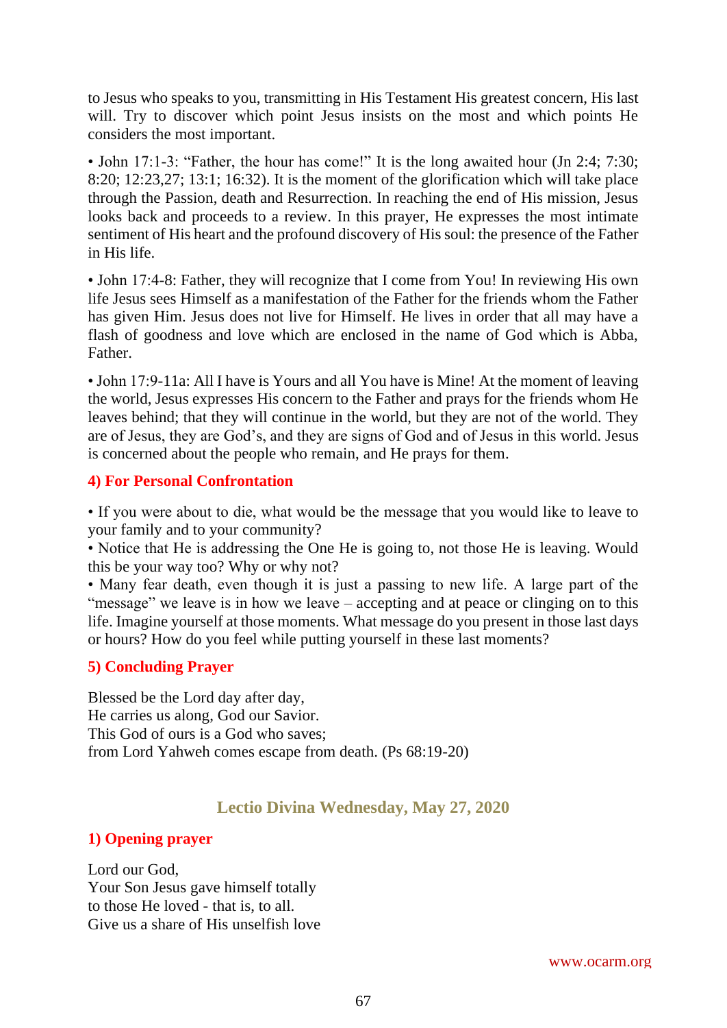to Jesus who speaks to you, transmitting in His Testament His greatest concern, His last will. Try to discover which point Jesus insists on the most and which points He considers the most important.

• John 17:1-3: "Father, the hour has come!" It is the long awaited hour (Jn 2:4; 7:30; 8:20; 12:23,27; 13:1; 16:32). It is the moment of the glorification which will take place through the Passion, death and Resurrection. In reaching the end of His mission, Jesus looks back and proceeds to a review. In this prayer, He expresses the most intimate sentiment of His heart and the profound discovery of His soul: the presence of the Father in His life.

• John 17:4-8: Father, they will recognize that I come from You! In reviewing His own life Jesus sees Himself as a manifestation of the Father for the friends whom the Father has given Him. Jesus does not live for Himself. He lives in order that all may have a flash of goodness and love which are enclosed in the name of God which is Abba, Father.

• John 17:9-11a: All I have is Yours and all You have is Mine! At the moment of leaving the world, Jesus expresses His concern to the Father and prays for the friends whom He leaves behind; that they will continue in the world, but they are not of the world. They are of Jesus, they are God's, and they are signs of God and of Jesus in this world. Jesus is concerned about the people who remain, and He prays for them.

### 4) For Personal Confrontation

• If you were about to die, what would be the message that you would like to leave to your family and to your community?
• Notice that He is addressing the One He is going to, not those He is leaving. Would this be your way too? Why or why not?
• Many fear death, even though it is just a passing to new life. A large part of the "message" we leave is in how we leave – accepting and at peace or clinging on to this life. Imagine yourself at those moments. What message do you present in those last days or hours? How do you feel while putting yourself in these last moments?

### 5) Concluding Prayer

Blessed be the Lord day after day,
He carries us along, God our Savior.
This God of ours is a God who saves;
from Lord Yahweh comes escape from death. (Ps 68:19-20)

## Lectio Divina Wednesday, May 27, 2020

### 1) Opening prayer

Lord our God,
Your Son Jesus gave himself totally
to those He loved - that is, to all.
Give us a share of His unselfish love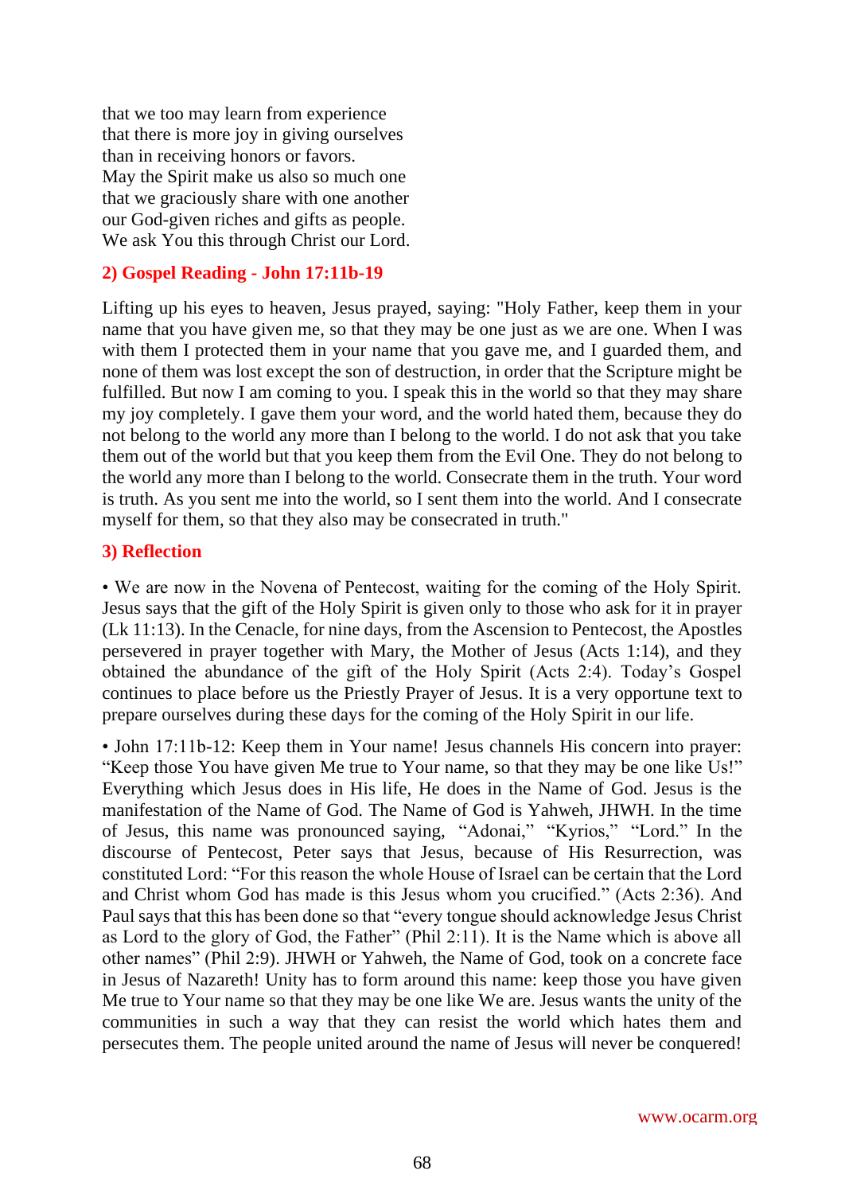that we too may learn from experience
that there is more joy in giving ourselves
than in receiving honors or favors.
May the Spirit make us also so much one
that we graciously share with one another
our God-given riches and gifts as people.
We ask You this through Christ our Lord.

## 2) Gospel Reading - John 17:11b-19

Lifting up his eyes to heaven, Jesus prayed, saying: "Holy Father, keep them in your name that you have given me, so that they may be one just as we are one. When I was with them I protected them in your name that you gave me, and I guarded them, and none of them was lost except the son of destruction, in order that the Scripture might be fulfilled. But now I am coming to you. I speak this in the world so that they may share my joy completely. I gave them your word, and the world hated them, because they do not belong to the world any more than I belong to the world. I do not ask that you take them out of the world but that you keep them from the Evil One. They do not belong to the world any more than I belong to the world. Consecrate them in the truth. Your word is truth. As you sent me into the world, so I sent them into the world. And I consecrate myself for them, so that they also may be consecrated in truth."

## 3) Reflection

• We are now in the Novena of Pentecost, waiting for the coming of the Holy Spirit. Jesus says that the gift of the Holy Spirit is given only to those who ask for it in prayer (Lk 11:13). In the Cenacle, for nine days, from the Ascension to Pentecost, the Apostles persevered in prayer together with Mary, the Mother of Jesus (Acts 1:14), and they obtained the abundance of the gift of the Holy Spirit (Acts 2:4). Today's Gospel continues to place before us the Priestly Prayer of Jesus. It is a very opportune text to prepare ourselves during these days for the coming of the Holy Spirit in our life.

• John 17:11b-12: Keep them in Your name! Jesus channels His concern into prayer: "Keep those You have given Me true to Your name, so that they may be one like Us!" Everything which Jesus does in His life, He does in the Name of God. Jesus is the manifestation of the Name of God. The Name of God is Yahweh, JHWH. In the time of Jesus, this name was pronounced saying, "Adonai," "Kyrios," "Lord." In the discourse of Pentecost, Peter says that Jesus, because of His Resurrection, was constituted Lord: "For this reason the whole House of Israel can be certain that the Lord and Christ whom God has made is this Jesus whom you crucified." (Acts 2:36). And Paul says that this has been done so that "every tongue should acknowledge Jesus Christ as Lord to the glory of God, the Father" (Phil 2:11). It is the Name which is above all other names" (Phil 2:9). JHWH or Yahweh, the Name of God, took on a concrete face in Jesus of Nazareth! Unity has to form around this name: keep those you have given Me true to Your name so that they may be one like We are. Jesus wants the unity of the communities in such a way that they can resist the world which hates them and persecutes them. The people united around the name of Jesus will never be conquered!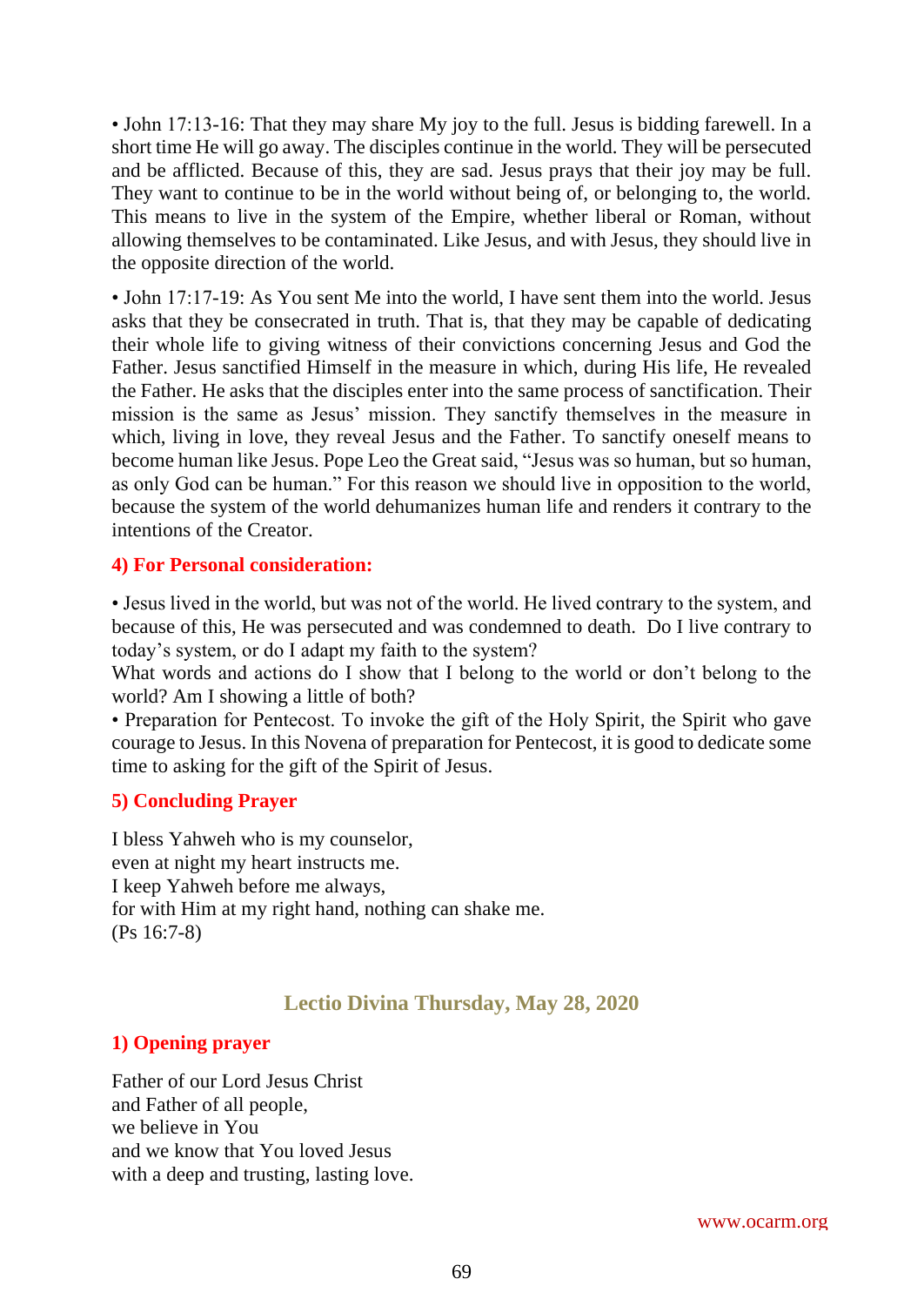• John 17:13-16: That they may share My joy to the full. Jesus is bidding farewell. In a short time He will go away. The disciples continue in the world. They will be persecuted and be afflicted. Because of this, they are sad. Jesus prays that their joy may be full. They want to continue to be in the world without being of, or belonging to, the world. This means to live in the system of the Empire, whether liberal or Roman, without allowing themselves to be contaminated. Like Jesus, and with Jesus, they should live in the opposite direction of the world.

• John 17:17-19: As You sent Me into the world, I have sent them into the world. Jesus asks that they be consecrated in truth. That is, that they may be capable of dedicating their whole life to giving witness of their convictions concerning Jesus and God the Father. Jesus sanctified Himself in the measure in which, during His life, He revealed the Father. He asks that the disciples enter into the same process of sanctification. Their mission is the same as Jesus' mission. They sanctify themselves in the measure in which, living in love, they reveal Jesus and the Father. To sanctify oneself means to become human like Jesus. Pope Leo the Great said, "Jesus was so human, but so human, as only God can be human." For this reason we should live in opposition to the world, because the system of the world dehumanizes human life and renders it contrary to the intentions of the Creator.

### 4) For Personal consideration:

• Jesus lived in the world, but was not of the world. He lived contrary to the system, and because of this, He was persecuted and was condemned to death. Do I live contrary to today's system, or do I adapt my faith to the system?
What words and actions do I show that I belong to the world or don't belong to the world? Am I showing a little of both?
• Preparation for Pentecost. To invoke the gift of the Holy Spirit, the Spirit who gave courage to Jesus. In this Novena of preparation for Pentecost, it is good to dedicate some time to asking for the gift of the Spirit of Jesus.

### 5) Concluding Prayer

I bless Yahweh who is my counselor,
even at night my heart instructs me.
I keep Yahweh before me always,
for with Him at my right hand, nothing can shake me.
(Ps 16:7-8)

## Lectio Divina Thursday, May 28, 2020

### 1) Opening prayer

Father of our Lord Jesus Christ
and Father of all people,
we believe in You
and we know that You loved Jesus
with a deep and trusting, lasting love.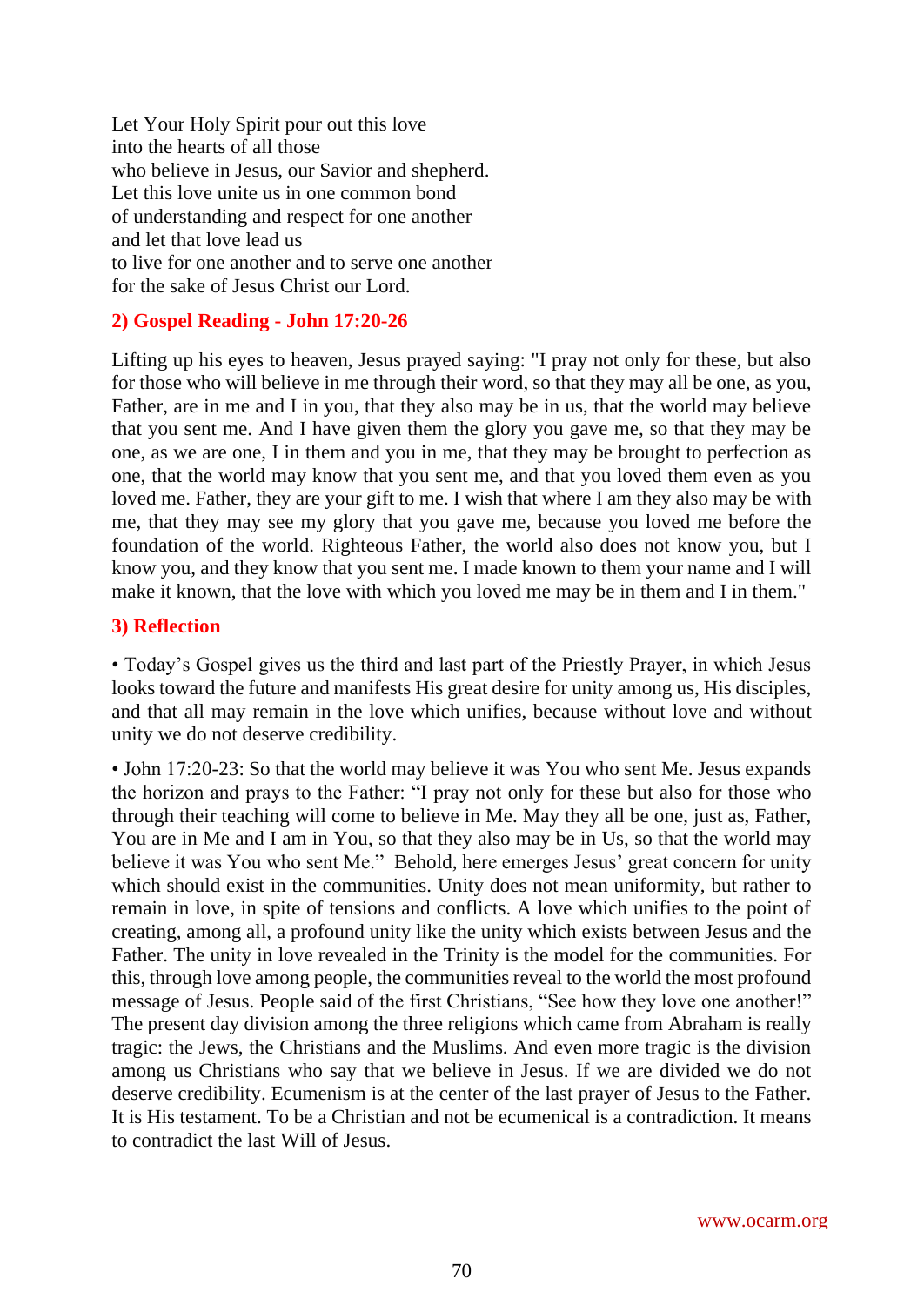Let Your Holy Spirit pour out this love
into the hearts of all those
who believe in Jesus, our Savior and shepherd.
Let this love unite us in one common bond
of understanding and respect for one another
and let that love lead us
to live for one another and to serve one another
for the sake of Jesus Christ our Lord.

## 2) Gospel Reading - John 17:20-26

Lifting up his eyes to heaven, Jesus prayed saying: "I pray not only for these, but also for those who will believe in me through their word, so that they may all be one, as you, Father, are in me and I in you, that they also may be in us, that the world may believe that you sent me. And I have given them the glory you gave me, so that they may be one, as we are one, I in them and you in me, that they may be brought to perfection as one, that the world may know that you sent me, and that you loved them even as you loved me. Father, they are your gift to me. I wish that where I am they also may be with me, that they may see my glory that you gave me, because you loved me before the foundation of the world. Righteous Father, the world also does not know you, but I know you, and they know that you sent me. I made known to them your name and I will make it known, that the love with which you loved me may be in them and I in them."

## 3) Reflection

• Today's Gospel gives us the third and last part of the Priestly Prayer, in which Jesus looks toward the future and manifests His great desire for unity among us, His disciples, and that all may remain in the love which unifies, because without love and without unity we do not deserve credibility.

• John 17:20-23: So that the world may believe it was You who sent Me. Jesus expands the horizon and prays to the Father: "I pray not only for these but also for those who through their teaching will come to believe in Me. May they all be one, just as, Father, You are in Me and I am in You, so that they also may be in Us, so that the world may believe it was You who sent Me." Behold, here emerges Jesus' great concern for unity which should exist in the communities. Unity does not mean uniformity, but rather to remain in love, in spite of tensions and conflicts. A love which unifies to the point of creating, among all, a profound unity like the unity which exists between Jesus and the Father. The unity in love revealed in the Trinity is the model for the communities. For this, through love among people, the communities reveal to the world the most profound message of Jesus. People said of the first Christians, "See how they love one another!" The present day division among the three religions which came from Abraham is really tragic: the Jews, the Christians and the Muslims. And even more tragic is the division among us Christians who say that we believe in Jesus. If we are divided we do not deserve credibility. Ecumenism is at the center of the last prayer of Jesus to the Father. It is His testament. To be a Christian and not be ecumenical is a contradiction. It means to contradict the last Will of Jesus.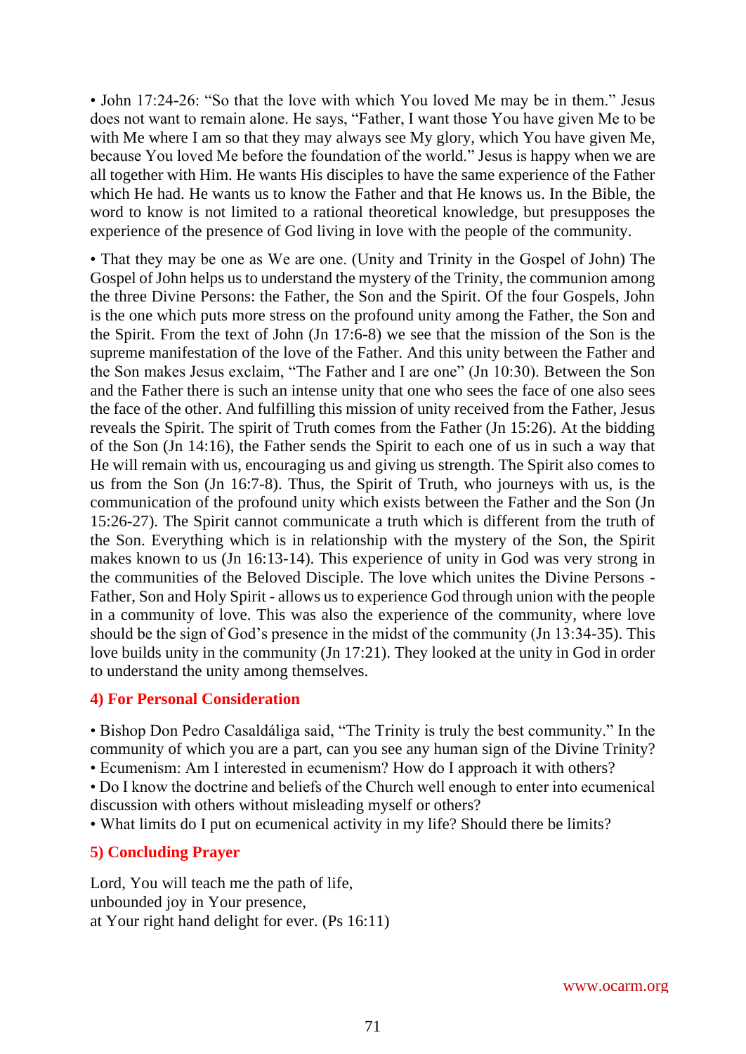• John 17:24-26: "So that the love with which You loved Me may be in them." Jesus does not want to remain alone. He says, "Father, I want those You have given Me to be with Me where I am so that they may always see My glory, which You have given Me, because You loved Me before the foundation of the world." Jesus is happy when we are all together with Him. He wants His disciples to have the same experience of the Father which He had. He wants us to know the Father and that He knows us. In the Bible, the word to know is not limited to a rational theoretical knowledge, but presupposes the experience of the presence of God living in love with the people of the community.

• That they may be one as We are one. (Unity and Trinity in the Gospel of John) The Gospel of John helps us to understand the mystery of the Trinity, the communion among the three Divine Persons: the Father, the Son and the Spirit. Of the four Gospels, John is the one which puts more stress on the profound unity among the Father, the Son and the Spirit. From the text of John (Jn 17:6-8) we see that the mission of the Son is the supreme manifestation of the love of the Father. And this unity between the Father and the Son makes Jesus exclaim, "The Father and I are one" (Jn 10:30). Between the Son and the Father there is such an intense unity that one who sees the face of one also sees the face of the other. And fulfilling this mission of unity received from the Father, Jesus reveals the Spirit. The spirit of Truth comes from the Father (Jn 15:26). At the bidding of the Son (Jn 14:16), the Father sends the Spirit to each one of us in such a way that He will remain with us, encouraging us and giving us strength. The Spirit also comes to us from the Son (Jn 16:7-8). Thus, the Spirit of Truth, who journeys with us, is the communication of the profound unity which exists between the Father and the Son (Jn 15:26-27). The Spirit cannot communicate a truth which is different from the truth of the Son. Everything which is in relationship with the mystery of the Son, the Spirit makes known to us (Jn 16:13-14). This experience of unity in God was very strong in the communities of the Beloved Disciple. The love which unites the Divine Persons - Father, Son and Holy Spirit - allows us to experience God through union with the people in a community of love. This was also the experience of the community, where love should be the sign of God's presence in the midst of the community (Jn 13:34-35). This love builds unity in the community (Jn 17:21). They looked at the unity in God in order to understand the unity among themselves.

### 4) For Personal Consideration

• Bishop Don Pedro Casaldáliga said, "The Trinity is truly the best community." In the community of which you are a part, can you see any human sign of the Divine Trinity?
• Ecumenism: Am I interested in ecumenism? How do I approach it with others?
• Do I know the doctrine and beliefs of the Church well enough to enter into ecumenical discussion with others without misleading myself or others?
• What limits do I put on ecumenical activity in my life? Should there be limits?

### 5) Concluding Prayer

Lord, You will teach me the path of life,
unbounded joy in Your presence,
at Your right hand delight for ever. (Ps 16:11)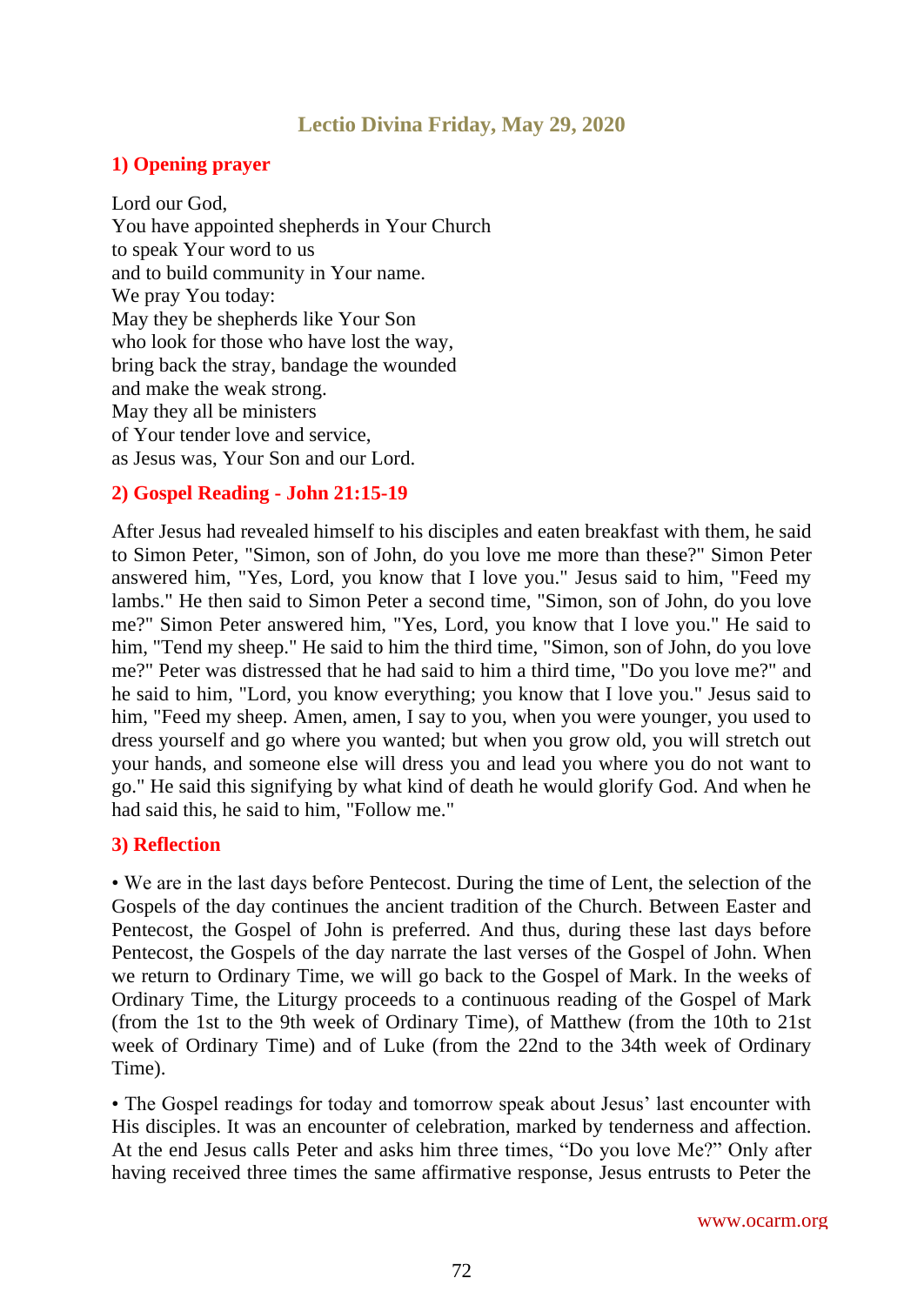## Lectio Divina Friday, May 29, 2020

### 1) Opening prayer

Lord our God,
You have appointed shepherds in Your Church
to speak Your word to us
and to build community in Your name.
We pray You today:
May they be shepherds like Your Son
who look for those who have lost the way,
bring back the stray, bandage the wounded
and make the weak strong.
May they all be ministers
of Your tender love and service,
as Jesus was, Your Son and our Lord.

### 2) Gospel Reading - John 21:15-19

After Jesus had revealed himself to his disciples and eaten breakfast with them, he said to Simon Peter, "Simon, son of John, do you love me more than these?" Simon Peter answered him, "Yes, Lord, you know that I love you." Jesus said to him, "Feed my lambs." He then said to Simon Peter a second time, "Simon, son of John, do you love me?" Simon Peter answered him, "Yes, Lord, you know that I love you." He said to him, "Tend my sheep." He said to him the third time, "Simon, son of John, do you love me?" Peter was distressed that he had said to him a third time, "Do you love me?" and he said to him, "Lord, you know everything; you know that I love you." Jesus said to him, "Feed my sheep. Amen, amen, I say to you, when you were younger, you used to dress yourself and go where you wanted; but when you grow old, you will stretch out your hands, and someone else will dress you and lead you where you do not want to go." He said this signifying by what kind of death he would glorify God. And when he had said this, he said to him, "Follow me."

### 3) Reflection

• We are in the last days before Pentecost. During the time of Lent, the selection of the Gospels of the day continues the ancient tradition of the Church. Between Easter and Pentecost, the Gospel of John is preferred. And thus, during these last days before Pentecost, the Gospels of the day narrate the last verses of the Gospel of John. When we return to Ordinary Time, we will go back to the Gospel of Mark. In the weeks of Ordinary Time, the Liturgy proceeds to a continuous reading of the Gospel of Mark (from the 1st to the 9th week of Ordinary Time), of Matthew (from the 10th to 21st week of Ordinary Time) and of Luke (from the 22nd to the 34th week of Ordinary Time).

• The Gospel readings for today and tomorrow speak about Jesus' last encounter with His disciples. It was an encounter of celebration, marked by tenderness and affection. At the end Jesus calls Peter and asks him three times, "Do you love Me?" Only after having received three times the same affirmative response, Jesus entrusts to Peter the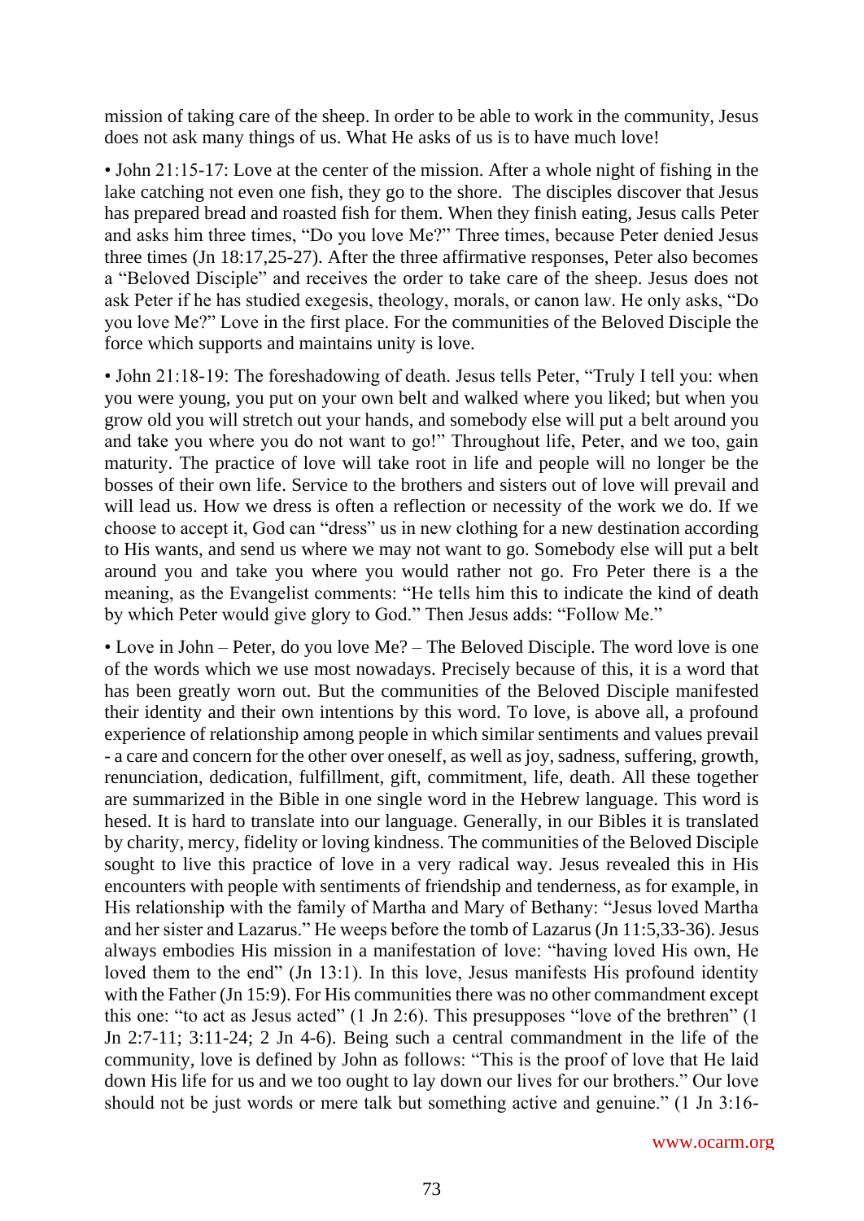mission of taking care of the sheep. In order to be able to work in the community, Jesus does not ask many things of us. What He asks of us is to have much love!

• John 21:15-17: Love at the center of the mission. After a whole night of fishing in the lake catching not even one fish, they go to the shore. The disciples discover that Jesus has prepared bread and roasted fish for them. When they finish eating, Jesus calls Peter and asks him three times, "Do you love Me?" Three times, because Peter denied Jesus three times (Jn 18:17,25-27). After the three affirmative responses, Peter also becomes a "Beloved Disciple" and receives the order to take care of the sheep. Jesus does not ask Peter if he has studied exegesis, theology, morals, or canon law. He only asks, "Do you love Me?" Love in the first place. For the communities of the Beloved Disciple the force which supports and maintains unity is love.

• John 21:18-19: The foreshadowing of death. Jesus tells Peter, "Truly I tell you: when you were young, you put on your own belt and walked where you liked; but when you grow old you will stretch out your hands, and somebody else will put a belt around you and take you where you do not want to go!" Throughout life, Peter, and we too, gain maturity. The practice of love will take root in life and people will no longer be the bosses of their own life. Service to the brothers and sisters out of love will prevail and will lead us. How we dress is often a reflection or necessity of the work we do. If we choose to accept it, God can "dress" us in new clothing for a new destination according to His wants, and send us where we may not want to go. Somebody else will put a belt around you and take you where you would rather not go. Fro Peter there is a the meaning, as the Evangelist comments: "He tells him this to indicate the kind of death by which Peter would give glory to God." Then Jesus adds: "Follow Me."

• Love in John – Peter, do you love Me? – The Beloved Disciple. The word love is one of the words which we use most nowadays. Precisely because of this, it is a word that has been greatly worn out. But the communities of the Beloved Disciple manifested their identity and their own intentions by this word. To love, is above all, a profound experience of relationship among people in which similar sentiments and values prevail - a care and concern for the other over oneself, as well as joy, sadness, suffering, growth, renunciation, dedication, fulfillment, gift, commitment, life, death. All these together are summarized in the Bible in one single word in the Hebrew language. This word is hesed. It is hard to translate into our language. Generally, in our Bibles it is translated by charity, mercy, fidelity or loving kindness. The communities of the Beloved Disciple sought to live this practice of love in a very radical way. Jesus revealed this in His encounters with people with sentiments of friendship and tenderness, as for example, in His relationship with the family of Martha and Mary of Bethany: "Jesus loved Martha and her sister and Lazarus." He weeps before the tomb of Lazarus (Jn 11:5,33-36). Jesus always embodies His mission in a manifestation of love: "having loved His own, He loved them to the end" (Jn 13:1). In this love, Jesus manifests His profound identity with the Father (Jn 15:9). For His communities there was no other commandment except this one: "to act as Jesus acted" (1 Jn 2:6). This presupposes "love of the brethren" (1 Jn 2:7-11; 3:11-24; 2 Jn 4-6). Being such a central commandment in the life of the community, love is defined by John as follows: "This is the proof of love that He laid down His life for us and we too ought to lay down our lives for our brothers." Our love should not be just words or mere talk but something active and genuine." (1 Jn 3:16-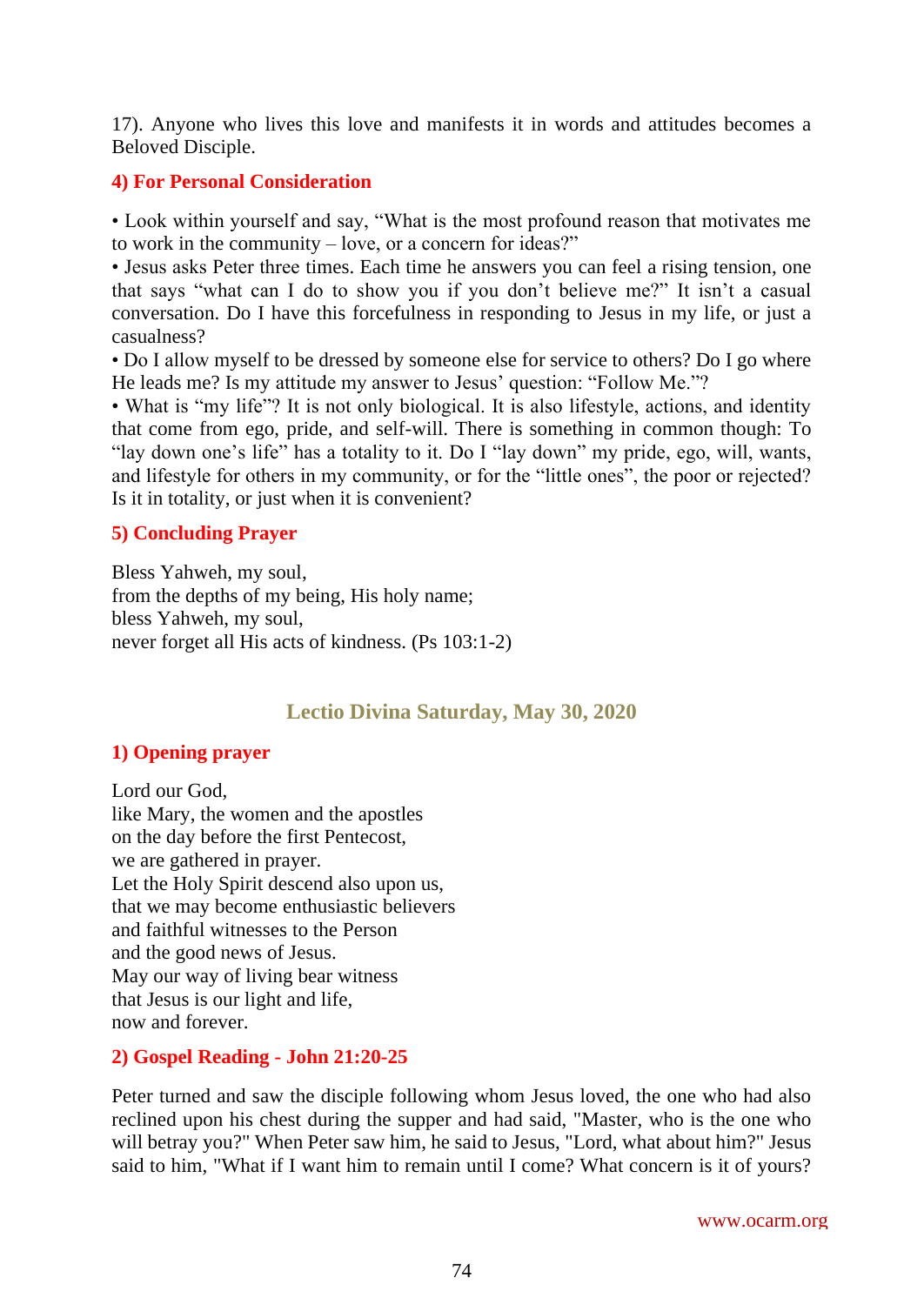17). Anyone who lives this love and manifests it in words and attitudes becomes a Beloved Disciple.

### 4) For Personal Consideration

• Look within yourself and say, “What is the most profound reason that motivates me to work in the community – love, or a concern for ideas?”
• Jesus asks Peter three times. Each time he answers you can feel a rising tension, one that says “what can I do to show you if you don’t believe me?” It isn’t a casual conversation. Do I have this forcefulness in responding to Jesus in my life, or just a casualness?
• Do I allow myself to be dressed by someone else for service to others? Do I go where He leads me? Is my attitude my answer to Jesus’ question: “Follow Me.”?
• What is “my life”? It is not only biological. It is also lifestyle, actions, and identity that come from ego, pride, and self-will. There is something in common though: To “lay down one’s life” has a totality to it. Do I “lay down” my pride, ego, will, wants, and lifestyle for others in my community, or for the “little ones”, the poor or rejected? Is it in totality, or just when it is convenient?

### 5) Concluding Prayer

Bless Yahweh, my soul,
from the depths of my being, His holy name;
bless Yahweh, my soul,
never forget all His acts of kindness. (Ps 103:1-2)

## Lectio Divina Saturday, May 30, 2020

### 1) Opening prayer

Lord our God,
like Mary, the women and the apostles
on the day before the first Pentecost,
we are gathered in prayer.
Let the Holy Spirit descend also upon us,
that we may become enthusiastic believers
and faithful witnesses to the Person
and the good news of Jesus.
May our way of living bear witness
that Jesus is our light and life,
now and forever.

### 2) Gospel Reading - John 21:20-25

Peter turned and saw the disciple following whom Jesus loved, the one who had also reclined upon his chest during the supper and had said, "Master, who is the one who will betray you?" When Peter saw him, he said to Jesus, "Lord, what about him?" Jesus said to him, "What if I want him to remain until I come? What concern is it of yours?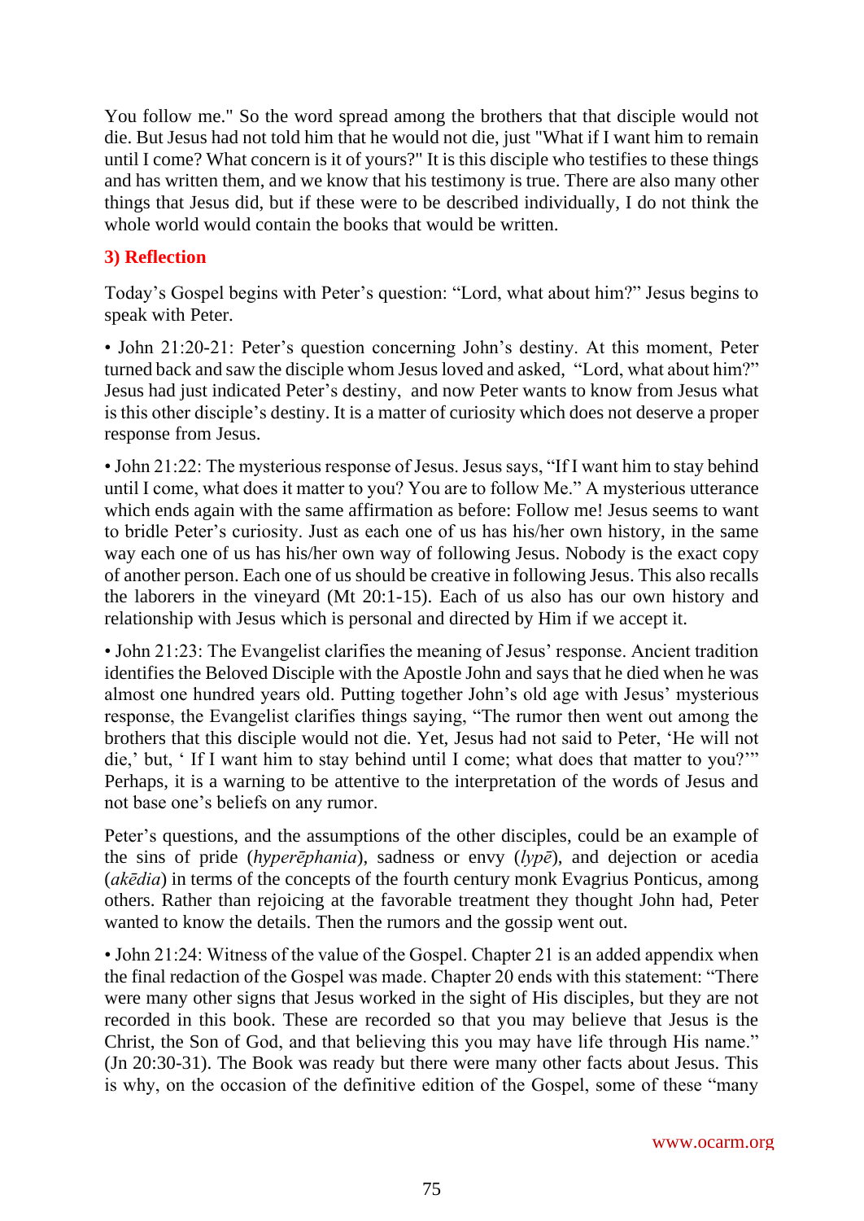You follow me." So the word spread among the brothers that that disciple would not die. But Jesus had not told him that he would not die, just "What if I want him to remain until I come? What concern is it of yours?" It is this disciple who testifies to these things and has written them, and we know that his testimony is true. There are also many other things that Jesus did, but if these were to be described individually, I do not think the whole world would contain the books that would be written.

### 3) Reflection

Today's Gospel begins with Peter's question: "Lord, what about him?" Jesus begins to speak with Peter.

• John 21:20-21: Peter's question concerning John's destiny. At this moment, Peter turned back and saw the disciple whom Jesus loved and asked, "Lord, what about him?" Jesus had just indicated Peter's destiny, and now Peter wants to know from Jesus what is this other disciple's destiny. It is a matter of curiosity which does not deserve a proper response from Jesus.

• John 21:22: The mysterious response of Jesus. Jesus says, "If I want him to stay behind until I come, what does it matter to you? You are to follow Me." A mysterious utterance which ends again with the same affirmation as before: Follow me! Jesus seems to want to bridle Peter's curiosity. Just as each one of us has his/her own history, in the same way each one of us has his/her own way of following Jesus. Nobody is the exact copy of another person. Each one of us should be creative in following Jesus. This also recalls the laborers in the vineyard (Mt 20:1-15). Each of us also has our own history and relationship with Jesus which is personal and directed by Him if we accept it.

• John 21:23: The Evangelist clarifies the meaning of Jesus' response. Ancient tradition identifies the Beloved Disciple with the Apostle John and says that he died when he was almost one hundred years old. Putting together John's old age with Jesus' mysterious response, the Evangelist clarifies things saying, "The rumor then went out among the brothers that this disciple would not die. Yet, Jesus had not said to Peter, 'He will not die,' but, ' If I want him to stay behind until I come; what does that matter to you?'" Perhaps, it is a warning to be attentive to the interpretation of the words of Jesus and not base one's beliefs on any rumor.

Peter's questions, and the assumptions of the other disciples, could be an example of the sins of pride (*hyperēphania*), sadness or envy (*lypē*), and dejection or acedia (*akēdia*) in terms of the concepts of the fourth century monk Evagrius Ponticus, among others. Rather than rejoicing at the favorable treatment they thought John had, Peter wanted to know the details. Then the rumors and the gossip went out.

• John 21:24: Witness of the value of the Gospel. Chapter 21 is an added appendix when the final redaction of the Gospel was made. Chapter 20 ends with this statement: "There were many other signs that Jesus worked in the sight of His disciples, but they are not recorded in this book. These are recorded so that you may believe that Jesus is the Christ, the Son of God, and that believing this you may have life through His name." (Jn 20:30-31). The Book was ready but there were many other facts about Jesus. This is why, on the occasion of the definitive edition of the Gospel, some of these "many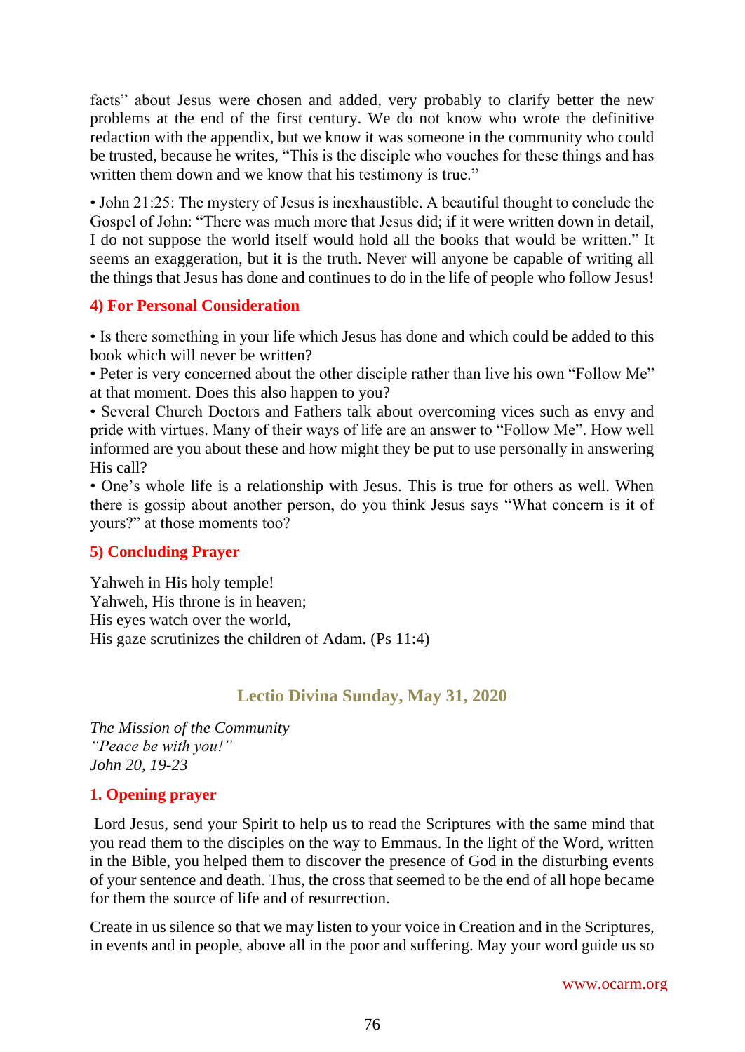facts" about Jesus were chosen and added, very probably to clarify better the new problems at the end of the first century. We do not know who wrote the definitive redaction with the appendix, but we know it was someone in the community who could be trusted, because he writes, "This is the disciple who vouches for these things and has written them down and we know that his testimony is true."

• John 21:25: The mystery of Jesus is inexhaustible. A beautiful thought to conclude the Gospel of John: "There was much more that Jesus did; if it were written down in detail, I do not suppose the world itself would hold all the books that would be written." It seems an exaggeration, but it is the truth. Never will anyone be capable of writing all the things that Jesus has done and continues to do in the life of people who follow Jesus!

### 4) For Personal Consideration

• Is there something in your life which Jesus has done and which could be added to this book which will never be written?
• Peter is very concerned about the other disciple rather than live his own "Follow Me" at that moment. Does this also happen to you?
• Several Church Doctors and Fathers talk about overcoming vices such as envy and pride with virtues. Many of their ways of life are an answer to "Follow Me". How well informed are you about these and how might they be put to use personally in answering His call?
• One's whole life is a relationship with Jesus. This is true for others as well. When there is gossip about another person, do you think Jesus says "What concern is it of yours?" at those moments too?

### 5) Concluding Prayer

Yahweh in His holy temple!
Yahweh, His throne is in heaven;
His eyes watch over the world,
His gaze scrutinizes the children of Adam. (Ps 11:4)

## Lectio Divina Sunday, May 31, 2020

*The Mission of the Community*
*"Peace be with you!"*
*John 20, 19-23*

### 1. Opening prayer

Lord Jesus, send your Spirit to help us to read the Scriptures with the same mind that you read them to the disciples on the way to Emmaus. In the light of the Word, written in the Bible, you helped them to discover the presence of God in the disturbing events of your sentence and death. Thus, the cross that seemed to be the end of all hope became for them the source of life and of resurrection.

Create in us silence so that we may listen to your voice in Creation and in the Scriptures, in events and in people, above all in the poor and suffering. May your word guide us so

www.ocarm.org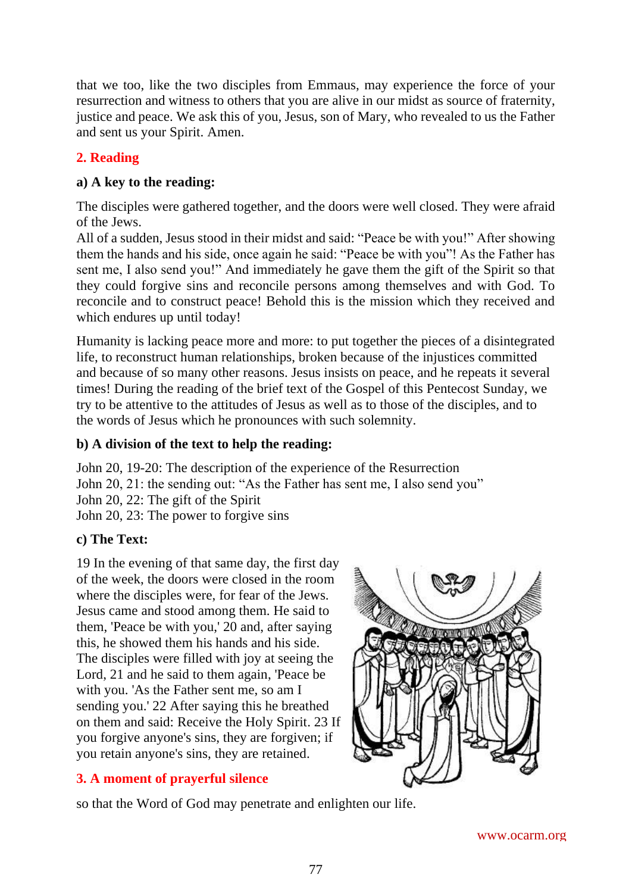that we too, like the two disciples from Emmaus, may experience the force of your resurrection and witness to others that you are alive in our midst as source of fraternity, justice and peace. We ask this of you, Jesus, son of Mary, who revealed to us the Father and sent us your Spirit. Amen.

## 2. Reading

### a) A key to the reading:

The disciples were gathered together, and the doors were well closed. They were afraid of the Jews.
All of a sudden, Jesus stood in their midst and said: "Peace be with you!" After showing them the hands and his side, once again he said: "Peace be with you"! As the Father has sent me, I also send you!" And immediately he gave them the gift of the Spirit so that they could forgive sins and reconcile persons among themselves and with God. To reconcile and to construct peace! Behold this is the mission which they received and which endures up until today!

Humanity is lacking peace more and more: to put together the pieces of a disintegrated life, to reconstruct human relationships, broken because of the injustices committed and because of so many other reasons. Jesus insists on peace, and he repeats it several times! During the reading of the brief text of the Gospel of this Pentecost Sunday, we try to be attentive to the attitudes of Jesus as well as to those of the disciples, and to the words of Jesus which he pronounces with such solemnity.

### b) A division of the text to help the reading:

John 20, 19-20: The description of the experience of the Resurrection
John 20, 21: the sending out: "As the Father has sent me, I also send you"
John 20, 22: The gift of the Spirit
John 20, 23: The power to forgive sins

### c) The Text:

19 In the evening of that same day, the first day of the week, the doors were closed in the room where the disciples were, for fear of the Jews. Jesus came and stood among them. He said to them, 'Peace be with you,' 20 and, after saying this, he showed them his hands and his side. The disciples were filled with joy at seeing the Lord, 21 and he said to them again, 'Peace be with you. 'As the Father sent me, so am I sending you.' 22 After saying this he breathed on them and said: Receive the Holy Spirit. 23 If you forgive anyone's sins, they are forgiven; if you retain anyone's sins, they are retained.

## 3. A moment of prayerful silence

so that the Word of God may penetrate and enlighten our life.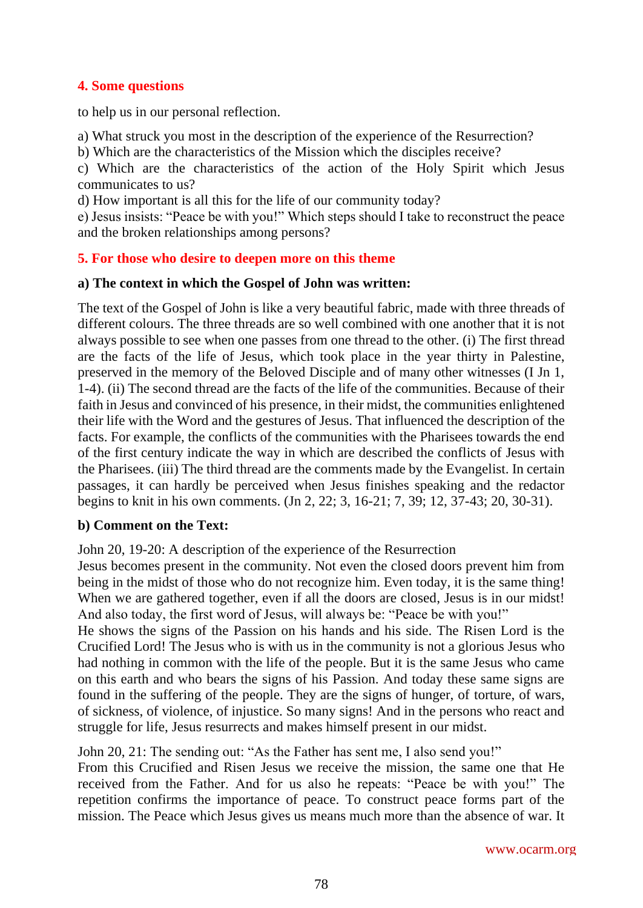## 4. Some questions

to help us in our personal reflection.

a) What struck you most in the description of the experience of the Resurrection?
b) Which are the characteristics of the Mission which the disciples receive?
c) Which are the characteristics of the action of the Holy Spirit which Jesus communicates to us?
d) How important is all this for the life of our community today?
e) Jesus insists: "Peace be with you!" Which steps should I take to reconstruct the peace and the broken relationships among persons?

## 5. For those who desire to deepen more on this theme

### a) The context in which the Gospel of John was written:

The text of the Gospel of John is like a very beautiful fabric, made with three threads of different colours. The three threads are so well combined with one another that it is not always possible to see when one passes from one thread to the other. (i) The first thread are the facts of the life of Jesus, which took place in the year thirty in Palestine, preserved in the memory of the Beloved Disciple and of many other witnesses (I Jn 1, 1-4). (ii) The second thread are the facts of the life of the communities. Because of their faith in Jesus and convinced of his presence, in their midst, the communities enlightened their life with the Word and the gestures of Jesus. That influenced the description of the facts. For example, the conflicts of the communities with the Pharisees towards the end of the first century indicate the way in which are described the conflicts of Jesus with the Pharisees. (iii) The third thread are the comments made by the Evangelist. In certain passages, it can hardly be perceived when Jesus finishes speaking and the redactor begins to knit in his own comments. (Jn 2, 22; 3, 16-21; 7, 39; 12, 37-43; 20, 30-31).

### b) Comment on the Text:

John 20, 19-20: A description of the experience of the Resurrection
Jesus becomes present in the community. Not even the closed doors prevent him from being in the midst of those who do not recognize him. Even today, it is the same thing! When we are gathered together, even if all the doors are closed, Jesus is in our midst! And also today, the first word of Jesus, will always be: "Peace be with you!"
He shows the signs of the Passion on his hands and his side. The Risen Lord is the Crucified Lord! The Jesus who is with us in the community is not a glorious Jesus who had nothing in common with the life of the people. But it is the same Jesus who came on this earth and who bears the signs of his Passion. And today these same signs are found in the suffering of the people. They are the signs of hunger, of torture, of wars, of sickness, of violence, of injustice. So many signs! And in the persons who react and struggle for life, Jesus resurrects and makes himself present in our midst.

John 20, 21: The sending out: "As the Father has sent me, I also send you!"
From this Crucified and Risen Jesus we receive the mission, the same one that He received from the Father. And for us also he repeats: "Peace be with you!" The repetition confirms the importance of peace. To construct peace forms part of the mission. The Peace which Jesus gives us means much more than the absence of war. It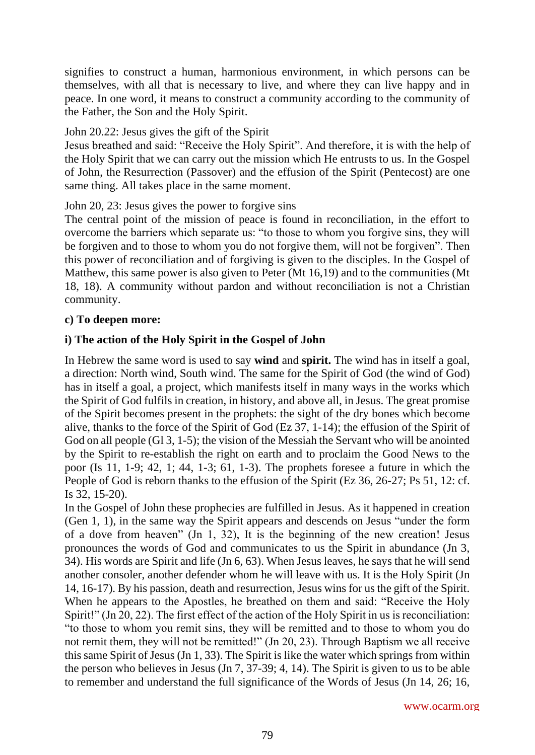signifies to construct a human, harmonious environment, in which persons can be themselves, with all that is necessary to live, and where they can live happy and in peace. In one word, it means to construct a community according to the community of the Father, the Son and the Holy Spirit.

John 20.22: Jesus gives the gift of the Spirit
Jesus breathed and said: "Receive the Holy Spirit". And therefore, it is with the help of the Holy Spirit that we can carry out the mission which He entrusts to us. In the Gospel of John, the Resurrection (Passover) and the effusion of the Spirit (Pentecost) are one same thing. All takes place in the same moment.

John 20, 23: Jesus gives the power to forgive sins
The central point of the mission of peace is found in reconciliation, in the effort to overcome the barriers which separate us: "to those to whom you forgive sins, they will be forgiven and to those to whom you do not forgive them, will not be forgiven". Then this power of reconciliation and of forgiving is given to the disciples. In the Gospel of Matthew, this same power is also given to Peter (Mt 16,19) and to the communities (Mt 18, 18). A community without pardon and without reconciliation is not a Christian community.

**c) To deepen more:**

**i) The action of the Holy Spirit in the Gospel of John**

In Hebrew the same word is used to say **wind** and **spirit.** The wind has in itself a goal, a direction: North wind, South wind. The same for the Spirit of God (the wind of God) has in itself a goal, a project, which manifests itself in many ways in the works which the Spirit of God fulfils in creation, in history, and above all, in Jesus. The great promise of the Spirit becomes present in the prophets: the sight of the dry bones which become alive, thanks to the force of the Spirit of God (Ez 37, 1-14); the effusion of the Spirit of God on all people (Gl 3, 1-5); the vision of the Messiah the Servant who will be anointed by the Spirit to re-establish the right on earth and to proclaim the Good News to the poor (Is 11, 1-9; 42, 1; 44, 1-3; 61, 1-3). The prophets foresee a future in which the People of God is reborn thanks to the effusion of the Spirit (Ez 36, 26-27; Ps 51, 12: cf. Is 32, 15-20).
In the Gospel of John these prophecies are fulfilled in Jesus. As it happened in creation (Gen 1, 1), in the same way the Spirit appears and descends on Jesus "under the form of a dove from heaven" (Jn 1, 32), It is the beginning of the new creation! Jesus pronounces the words of God and communicates to us the Spirit in abundance (Jn 3, 34). His words are Spirit and life (Jn 6, 63). When Jesus leaves, he says that he will send another consoler, another defender whom he will leave with us. It is the Holy Spirit (Jn 14, 16-17). By his passion, death and resurrection, Jesus wins for us the gift of the Spirit. When he appears to the Apostles, he breathed on them and said: "Receive the Holy Spirit!" (Jn 20, 22). The first effect of the action of the Holy Spirit in us is reconciliation: "to those to whom you remit sins, they will be remitted and to those to whom you do not remit them, they will not be remitted!" (Jn 20, 23). Through Baptism we all receive this same Spirit of Jesus (Jn 1, 33). The Spirit is like the water which springs from within the person who believes in Jesus (Jn 7, 37-39; 4, 14). The Spirit is given to us to be able to remember and understand the full significance of the Words of Jesus (Jn 14, 26; 16,

www.ocarm.org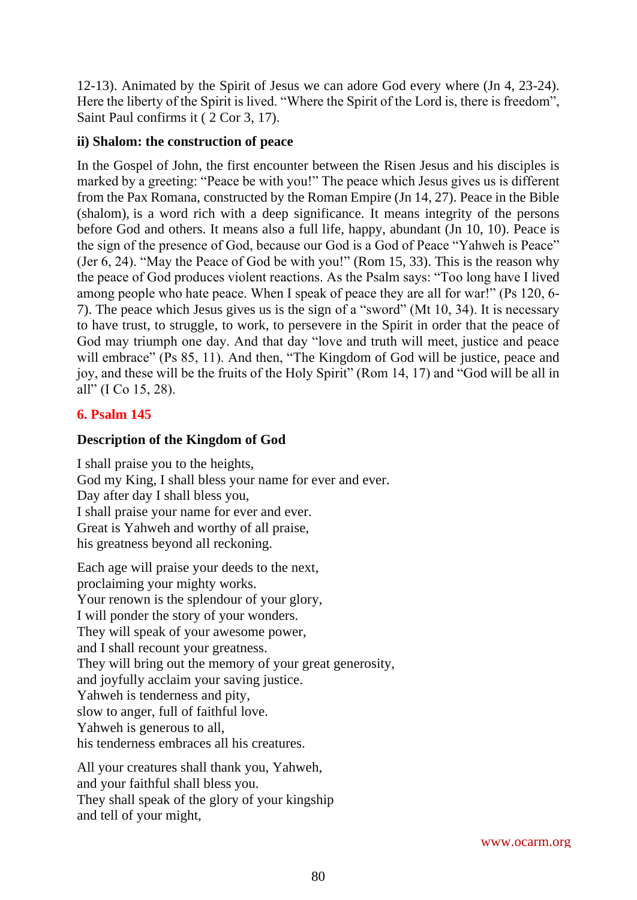12-13). Animated by the Spirit of Jesus we can adore God every where (Jn 4, 23-24). Here the liberty of the Spirit is lived. "Where the Spirit of the Lord is, there is freedom", Saint Paul confirms it ( 2 Cor 3, 17).

#### ii) Shalom: the construction of peace

In the Gospel of John, the first encounter between the Risen Jesus and his disciples is marked by a greeting: "Peace be with you!" The peace which Jesus gives us is different from the Pax Romana, constructed by the Roman Empire (Jn 14, 27). Peace in the Bible (shalom), is a word rich with a deep significance. It means integrity of the persons before God and others. It means also a full life, happy, abundant (Jn 10, 10). Peace is the sign of the presence of God, because our God is a God of Peace "Yahweh is Peace" (Jer 6, 24). "May the Peace of God be with you!" (Rom 15, 33). This is the reason why the peace of God produces violent reactions. As the Psalm says: "Too long have I lived among people who hate peace. When I speak of peace they are all for war!" (Ps 120, 6-7). The peace which Jesus gives us is the sign of a "sword" (Mt 10, 34). It is necessary to have trust, to struggle, to work, to persevere in the Spirit in order that the peace of God may triumph one day. And that day "love and truth will meet, justice and peace will embrace" (Ps 85, 11). And then, "The Kingdom of God will be justice, peace and joy, and these will be the fruits of the Holy Spirit" (Rom 14, 17) and "God will be all in all" (I Co 15, 28).

## 6. Psalm 145

#### Description of the Kingdom of God

I shall praise you to the heights,  
God my King, I shall bless your name for ever and ever.  
Day after day I shall bless you,  
I shall praise your name for ever and ever.  
Great is Yahweh and worthy of all praise,  
his greatness beyond all reckoning.

Each age will praise your deeds to the next,  
proclaiming your mighty works.  
Your renown is the splendour of your glory,  
I will ponder the story of your wonders.  
They will speak of your awesome power,  
and I shall recount your greatness.  
They will bring out the memory of your great generosity,  
and joyfully acclaim your saving justice.  
Yahweh is tenderness and pity,  
slow to anger, full of faithful love.  
Yahweh is generous to all,  
his tenderness embraces all his creatures.

All your creatures shall thank you, Yahweh,  
and your faithful shall bless you.  
They shall speak of the glory of your kingship  
and tell of your might,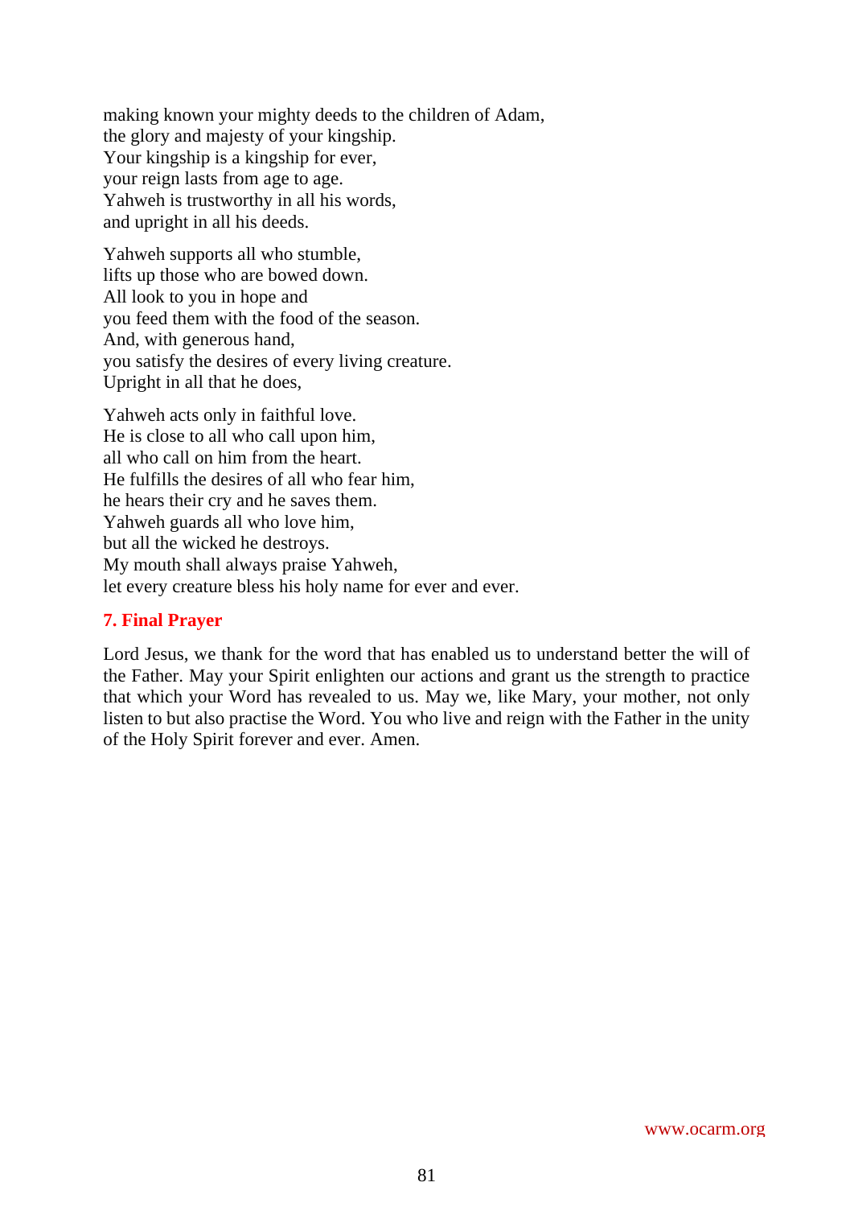making known your mighty deeds to the children of Adam,
the glory and majesty of your kingship.
Your kingship is a kingship for ever,
your reign lasts from age to age.
Yahweh is trustworthy in all his words,
and upright in all his deeds.

Yahweh supports all who stumble,
lifts up those who are bowed down.
All look to you in hope and
you feed them with the food of the season.
And, with generous hand,
you satisfy the desires of every living creature.
Upright in all that he does,

Yahweh acts only in faithful love.
He is close to all who call upon him,
all who call on him from the heart.
He fulfills the desires of all who fear him,
he hears their cry and he saves them.
Yahweh guards all who love him,
but all the wicked he destroys.
My mouth shall always praise Yahweh,
let every creature bless his holy name for ever and ever.

### 7. Final Prayer

Lord Jesus, we thank for the word that has enabled us to understand better the will of the Father. May your Spirit enlighten our actions and grant us the strength to practice that which your Word has revealed to us. May we, like Mary, your mother, not only listen to but also practise the Word. You who live and reign with the Father in the unity of the Holy Spirit forever and ever. Amen.